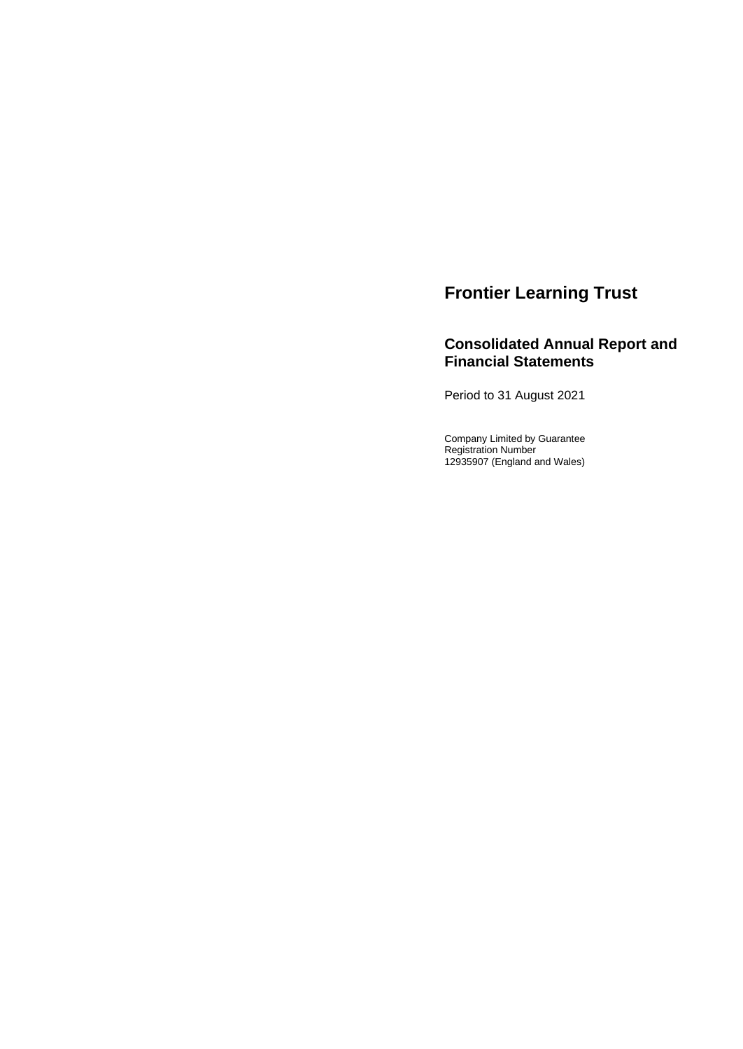# Frontier Learning Trust

## Consolidated Annual Report and Financial Statements

Period to 31 August 2021

Company Limited by Guarantee
Registration Number
12935907 (England and Wales)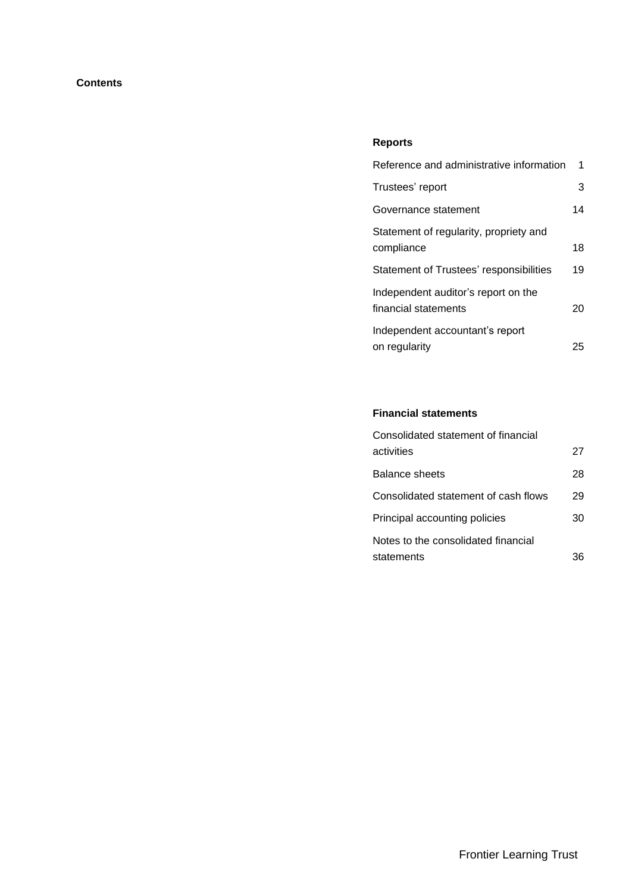# Contents

## Reports

| | |
|---|---|
| Reference and administrative information | 1 |
| Trustees' report | 3 |
| Governance statement | 14 |
| Statement of regularity, propriety and compliance | 18 |
| Statement of Trustees' responsibilities | 19 |
| Independent auditor's report on the financial statements | 20 |
| Independent accountant's report on regularity | 25 |

## Financial statements

| | |
|---|---|
| Consolidated statement of financial activities | 27 |
| Balance sheets | 28 |
| Consolidated statement of cash flows | 29 |
| Principal accounting policies | 30 |
| Notes to the consolidated financial statements | 36 |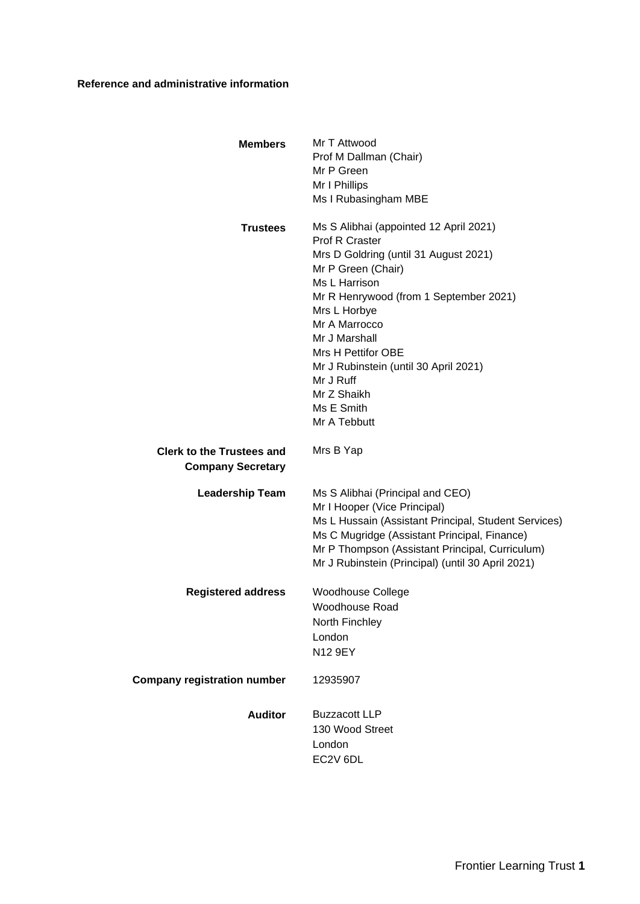## Reference and administrative information

| | |
|---|---|
| **Members** | Mr T Attwood<br>Prof M Dallman (Chair)<br>Mr P Green<br>Mr I Phillips<br>Ms I Rubasingham MBE |
| **Trustees** | Ms S Alibhai (appointed 12 April 2021)<br>Prof R Craster<br>Mrs D Goldring (until 31 August 2021)<br>Mr P Green (Chair)<br>Ms L Harrison<br>Mr R Henrywood (from 1 September 2021)<br>Mrs L Horbye<br>Mr A Marrocco<br>Mr J Marshall<br>Mrs H Pettifor OBE<br>Mr J Rubinstein (until 30 April 2021)<br>Mr J Ruff<br>Mr Z Shaikh<br>Ms E Smith<br>Mr A Tebbutt |
| **Clerk to the Trustees and Company Secretary** | Mrs B Yap |
| **Leadership Team** | Ms S Alibhai (Principal and CEO)<br>Mr I Hooper (Vice Principal)<br>Ms L Hussain (Assistant Principal, Student Services)<br>Ms C Mugridge (Assistant Principal, Finance)<br>Mr P Thompson (Assistant Principal, Curriculum)<br>Mr J Rubinstein (Principal) (until 30 April 2021) |
| **Registered address** | Woodhouse College<br>Woodhouse Road<br>North Finchley<br>London<br>N12 9EY |
| **Company registration number** | 12935907 |
| **Auditor** | Buzzacott LLP<br>130 Wood Street<br>London<br>EC2V 6DL |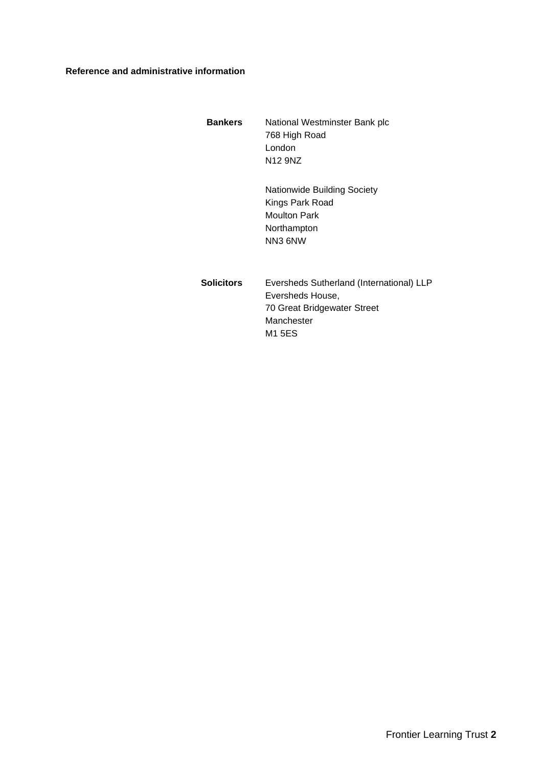**Reference and administrative information**

**Bankers**

National Westminster Bank plc
768 High Road
London
N12 9NZ

Nationwide Building Society
Kings Park Road
Moulton Park
Northampton
NN3 6NW

**Solicitors**

Eversheds Sutherland (International) LLP
Eversheds House,
70 Great Bridgewater Street
Manchester
M1 5ES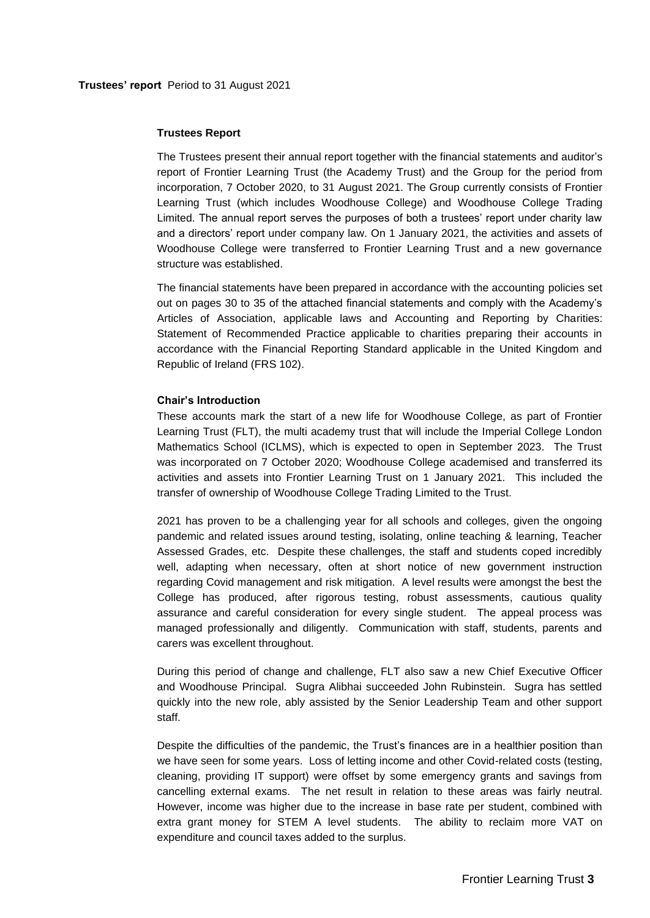## Trustees Report

The Trustees present their annual report together with the financial statements and auditor's report of Frontier Learning Trust (the Academy Trust) and the Group for the period from incorporation, 7 October 2020, to 31 August 2021. The Group currently consists of Frontier Learning Trust (which includes Woodhouse College) and Woodhouse College Trading Limited. The annual report serves the purposes of both a trustees' report under charity law and a directors' report under company law. On 1 January 2021, the activities and assets of Woodhouse College were transferred to Frontier Learning Trust and a new governance structure was established.

The financial statements have been prepared in accordance with the accounting policies set out on pages 30 to 35 of the attached financial statements and comply with the Academy's Articles of Association, applicable laws and Accounting and Reporting by Charities: Statement of Recommended Practice applicable to charities preparing their accounts in accordance with the Financial Reporting Standard applicable in the United Kingdom and Republic of Ireland (FRS 102).

### Chair's Introduction

These accounts mark the start of a new life for Woodhouse College, as part of Frontier Learning Trust (FLT), the multi academy trust that will include the Imperial College London Mathematics School (ICLMS), which is expected to open in September 2023. The Trust was incorporated on 7 October 2020; Woodhouse College academised and transferred its activities and assets into Frontier Learning Trust on 1 January 2021. This included the transfer of ownership of Woodhouse College Trading Limited to the Trust.

2021 has proven to be a challenging year for all schools and colleges, given the ongoing pandemic and related issues around testing, isolating, online teaching & learning, Teacher Assessed Grades, etc. Despite these challenges, the staff and students coped incredibly well, adapting when necessary, often at short notice of new government instruction regarding Covid management and risk mitigation. A level results were amongst the best the College has produced, after rigorous testing, robust assessments, cautious quality assurance and careful consideration for every single student. The appeal process was managed professionally and diligently. Communication with staff, students, parents and carers was excellent throughout.

During this period of change and challenge, FLT also saw a new Chief Executive Officer and Woodhouse Principal. Sugra Alibhai succeeded John Rubinstein. Sugra has settled quickly into the new role, ably assisted by the Senior Leadership Team and other support staff.

Despite the difficulties of the pandemic, the Trust's finances are in a healthier position than we have seen for some years. Loss of letting income and other Covid-related costs (testing, cleaning, providing IT support) were offset by some emergency grants and savings from cancelling external exams. The net result in relation to these areas was fairly neutral. However, income was higher due to the increase in base rate per student, combined with extra grant money for STEM A level students. The ability to reclaim more VAT on expenditure and council taxes added to the surplus.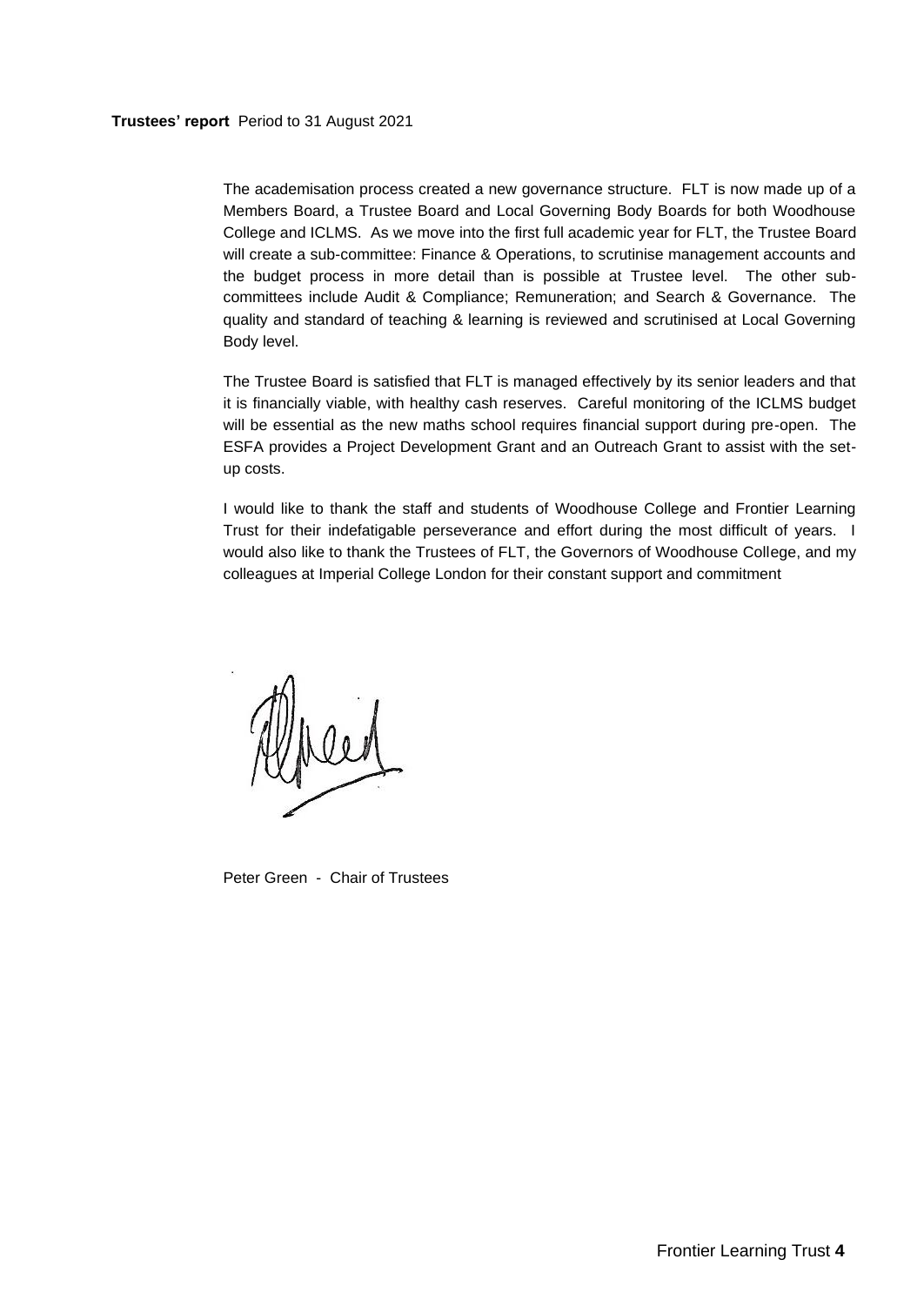**Trustees' report** Period to 31 August 2021

The academisation process created a new governance structure. FLT is now made up of a Members Board, a Trustee Board and Local Governing Body Boards for both Woodhouse College and ICLMS. As we move into the first full academic year for FLT, the Trustee Board will create a sub-committee: Finance & Operations, to scrutinise management accounts and the budget process in more detail than is possible at Trustee level. The other sub-committees include Audit & Compliance; Remuneration; and Search & Governance. The quality and standard of teaching & learning is reviewed and scrutinised at Local Governing Body level.

The Trustee Board is satisfied that FLT is managed effectively by its senior leaders and that it is financially viable, with healthy cash reserves. Careful monitoring of the ICLMS budget will be essential as the new maths school requires financial support during pre-open. The ESFA provides a Project Development Grant and an Outreach Grant to assist with the set-up costs.

I would like to thank the staff and students of Woodhouse College and Frontier Learning Trust for their indefatigable perseverance and effort during the most difficult of years. I would also like to thank the Trustees of FLT, the Governors of Woodhouse College, and my colleagues at Imperial College London for their constant support and commitment

Peter Green - Chair of Trustees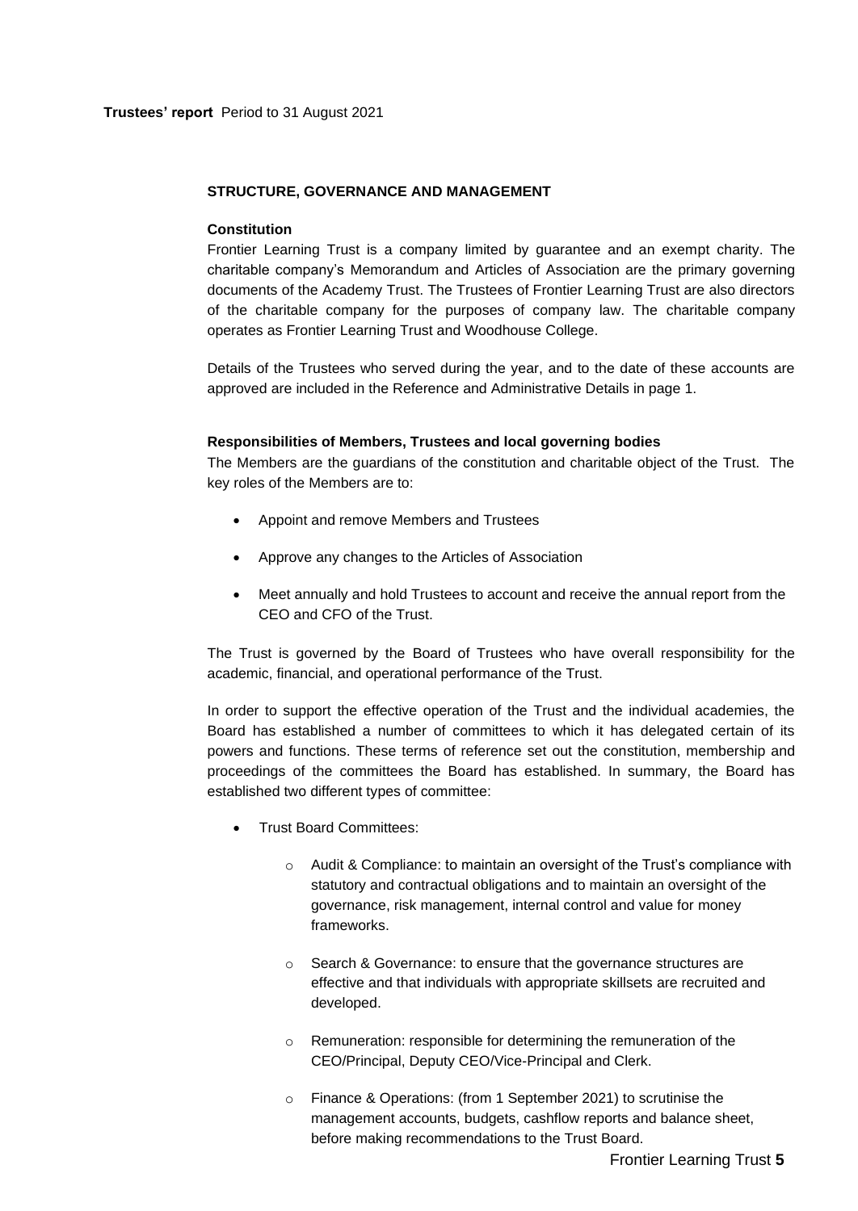**Trustees' report** Period to 31 August 2021

## STRUCTURE, GOVERNANCE AND MANAGEMENT

### Constitution

Frontier Learning Trust is a company limited by guarantee and an exempt charity. The charitable company's Memorandum and Articles of Association are the primary governing documents of the Academy Trust. The Trustees of Frontier Learning Trust are also directors of the charitable company for the purposes of company law. The charitable company operates as Frontier Learning Trust and Woodhouse College.

Details of the Trustees who served during the year, and to the date of these accounts are approved are included in the Reference and Administrative Details in page 1.

### Responsibilities of Members, Trustees and local governing bodies

The Members are the guardians of the constitution and charitable object of the Trust. The key roles of the Members are to:

- Appoint and remove Members and Trustees
- Approve any changes to the Articles of Association
- Meet annually and hold Trustees to account and receive the annual report from the CEO and CFO of the Trust.

The Trust is governed by the Board of Trustees who have overall responsibility for the academic, financial, and operational performance of the Trust.

In order to support the effective operation of the Trust and the individual academies, the Board has established a number of committees to which it has delegated certain of its powers and functions. These terms of reference set out the constitution, membership and proceedings of the committees the Board has established. In summary, the Board has established two different types of committee:

- Trust Board Committees:
  - Audit & Compliance: to maintain an oversight of the Trust's compliance with statutory and contractual obligations and to maintain an oversight of the governance, risk management, internal control and value for money frameworks.
  - Search & Governance: to ensure that the governance structures are effective and that individuals with appropriate skillsets are recruited and developed.
  - Remuneration: responsible for determining the remuneration of the CEO/Principal, Deputy CEO/Vice-Principal and Clerk.
  - Finance & Operations: (from 1 September 2021) to scrutinise the management accounts, budgets, cashflow reports and balance sheet, before making recommendations to the Trust Board.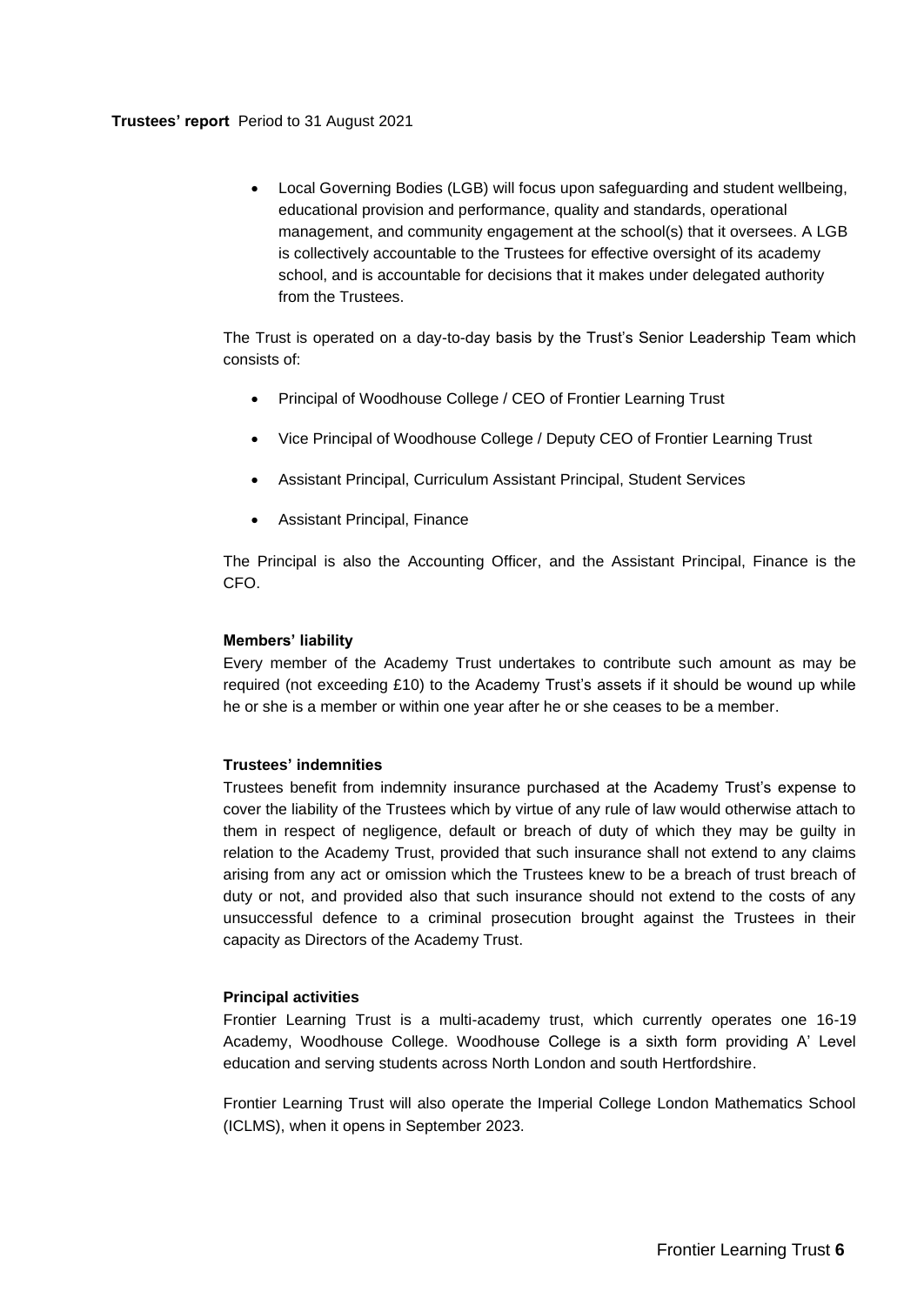- Local Governing Bodies (LGB) will focus upon safeguarding and student wellbeing, educational provision and performance, quality and standards, operational management, and community engagement at the school(s) that it oversees. A LGB is collectively accountable to the Trustees for effective oversight of its academy school, and is accountable for decisions that it makes under delegated authority from the Trustees.

The Trust is operated on a day-to-day basis by the Trust's Senior Leadership Team which consists of:

- Principal of Woodhouse College / CEO of Frontier Learning Trust
- Vice Principal of Woodhouse College / Deputy CEO of Frontier Learning Trust
- Assistant Principal, Curriculum Assistant Principal, Student Services
- Assistant Principal, Finance

The Principal is also the Accounting Officer, and the Assistant Principal, Finance is the CFO.

**Members' liability**

Every member of the Academy Trust undertakes to contribute such amount as may be required (not exceeding £10) to the Academy Trust's assets if it should be wound up while he or she is a member or within one year after he or she ceases to be a member.

**Trustees' indemnities**

Trustees benefit from indemnity insurance purchased at the Academy Trust's expense to cover the liability of the Trustees which by virtue of any rule of law would otherwise attach to them in respect of negligence, default or breach of duty of which they may be guilty in relation to the Academy Trust, provided that such insurance shall not extend to any claims arising from any act or omission which the Trustees knew to be a breach of trust breach of duty or not, and provided also that such insurance should not extend to the costs of any unsuccessful defence to a criminal prosecution brought against the Trustees in their capacity as Directors of the Academy Trust.

**Principal activities**

Frontier Learning Trust is a multi-academy trust, which currently operates one 16-19 Academy, Woodhouse College. Woodhouse College is a sixth form providing A' Level education and serving students across North London and south Hertfordshire.

Frontier Learning Trust will also operate the Imperial College London Mathematics School (ICLMS), when it opens in September 2023.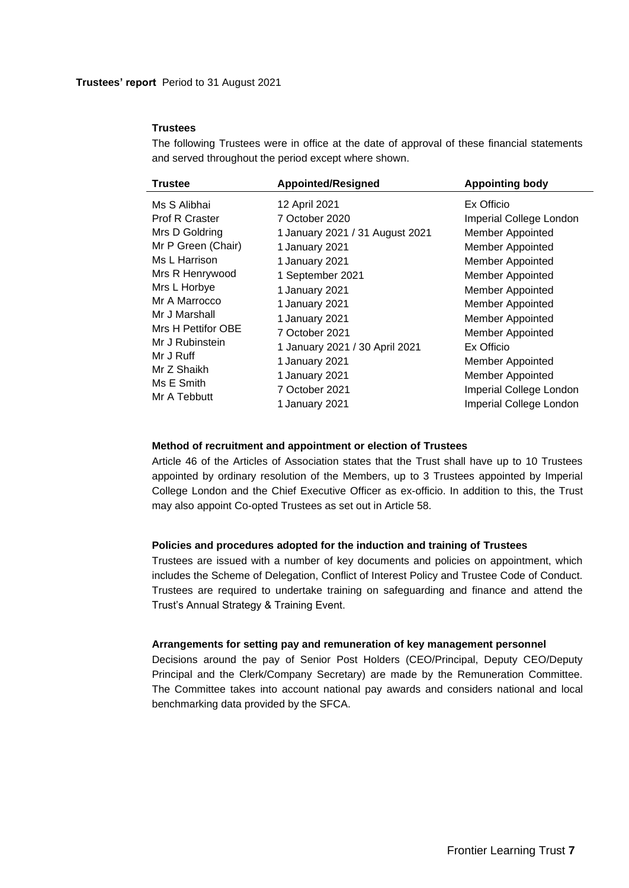**Trustees' report** Period to 31 August 2021

### Trustees

The following Trustees were in office at the date of approval of these financial statements and served throughout the period except where shown.

| Trustee | Appointed/Resigned | Appointing body |
|---|---|---|
| Ms S Alibhai | 12 April 2021 | Ex Officio |
| Prof R Craster | 7 October 2020 | Imperial College London |
| Mrs D Goldring | 1 January 2021 / 31 August 2021 | Member Appointed |
| Mr P Green (Chair) | 1 January 2021 | Member Appointed |
| Ms L Harrison | 1 January 2021 | Member Appointed |
| Mrs R Henrywood | 1 September 2021 | Member Appointed |
| Mrs L Horbye | 1 January 2021 | Member Appointed |
| Mr A Marrocco | 1 January 2021 | Member Appointed |
| Mr J Marshall | 1 January 2021 | Member Appointed |
| Mrs H Pettifor OBE | 7 October 2021 | Member Appointed |
| Mr J Rubinstein | 1 January 2021 / 30 April 2021 | Ex Officio |
| Mr J Ruff | 1 January 2021 | Member Appointed |
| Mr Z Shaikh | 1 January 2021 | Member Appointed |
| Ms E Smith | 7 October 2021 | Imperial College London |
| Mr A Tebbutt | 1 January 2021 | Imperial College London |

### Method of recruitment and appointment or election of Trustees

Article 46 of the Articles of Association states that the Trust shall have up to 10 Trustees appointed by ordinary resolution of the Members, up to 3 Trustees appointed by Imperial College London and the Chief Executive Officer as ex-officio. In addition to this, the Trust may also appoint Co-opted Trustees as set out in Article 58.

### Policies and procedures adopted for the induction and training of Trustees

Trustees are issued with a number of key documents and policies on appointment, which includes the Scheme of Delegation, Conflict of Interest Policy and Trustee Code of Conduct. Trustees are required to undertake training on safeguarding and finance and attend the Trust's Annual Strategy & Training Event.

### Arrangements for setting pay and remuneration of key management personnel

Decisions around the pay of Senior Post Holders (CEO/Principal, Deputy CEO/Deputy Principal and the Clerk/Company Secretary) are made by the Remuneration Committee. The Committee takes into account national pay awards and considers national and local benchmarking data provided by the SFCA.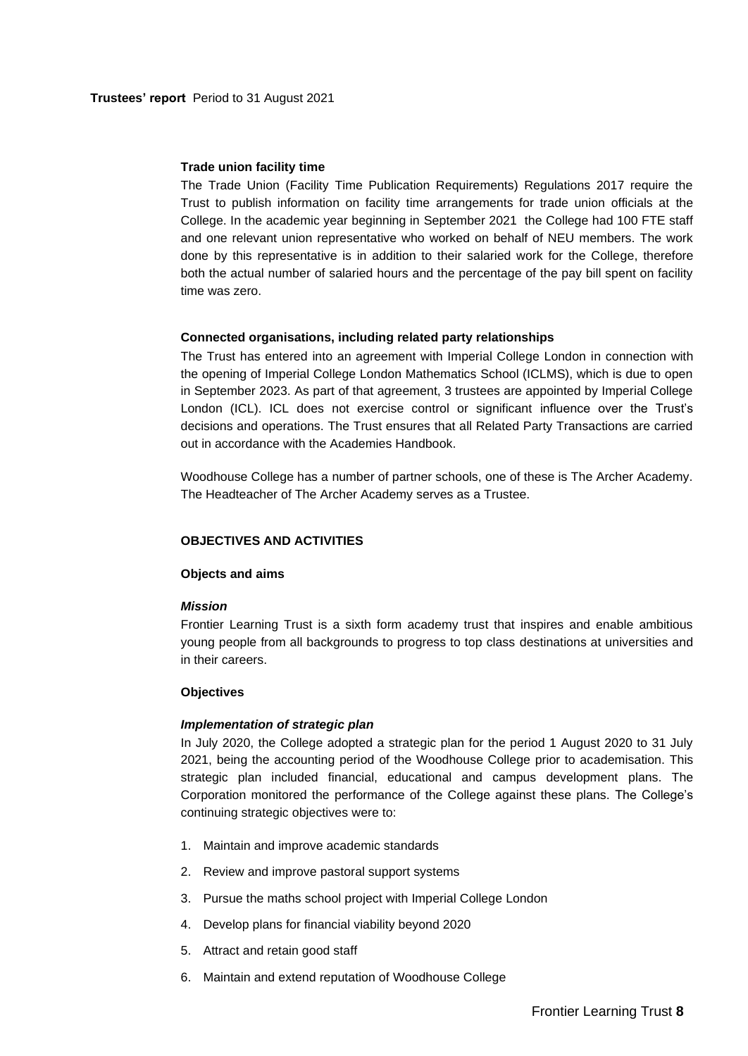**Trade union facility time**

The Trade Union (Facility Time Publication Requirements) Regulations 2017 require the Trust to publish information on facility time arrangements for trade union officials at the College. In the academic year beginning in September 2021 the College had 100 FTE staff and one relevant union representative who worked on behalf of NEU members. The work done by this representative is in addition to their salaried work for the College, therefore both the actual number of salaried hours and the percentage of the pay bill spent on facility time was zero.

**Connected organisations, including related party relationships**

The Trust has entered into an agreement with Imperial College London in connection with the opening of Imperial College London Mathematics School (ICLMS), which is due to open in September 2023. As part of that agreement, 3 trustees are appointed by Imperial College London (ICL). ICL does not exercise control or significant influence over the Trust's decisions and operations. The Trust ensures that all Related Party Transactions are carried out in accordance with the Academies Handbook.

Woodhouse College has a number of partner schools, one of these is The Archer Academy. The Headteacher of The Archer Academy serves as a Trustee.

## OBJECTIVES AND ACTIVITIES

### Objects and aims

***Mission***

Frontier Learning Trust is a sixth form academy trust that inspires and enable ambitious young people from all backgrounds to progress to top class destinations at universities and in their careers.

### Objectives

***Implementation of strategic plan***

In July 2020, the College adopted a strategic plan for the period 1 August 2020 to 31 July 2021, being the accounting period of the Woodhouse College prior to academisation. This strategic plan included financial, educational and campus development plans. The Corporation monitored the performance of the College against these plans. The College's continuing strategic objectives were to:

1. Maintain and improve academic standards
2. Review and improve pastoral support systems
3. Pursue the maths school project with Imperial College London
4. Develop plans for financial viability beyond 2020
5. Attract and retain good staff
6. Maintain and extend reputation of Woodhouse College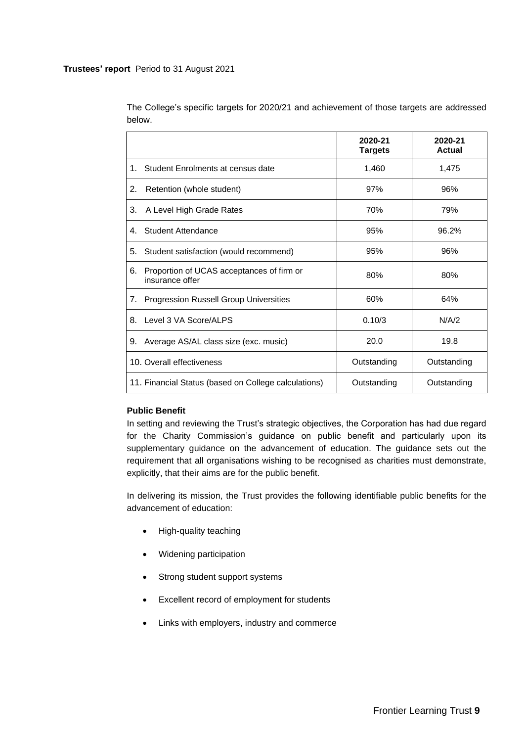The College's specific targets for 2020/21 and achievement of those targets are addressed below.

| | 2020-21 Targets | 2020-21 Actual |
|---|---|---|
| 1. Student Enrolments at census date | 1,460 | 1,475 |
| 2. Retention (whole student) | 97% | 96% |
| 3. A Level High Grade Rates | 70% | 79% |
| 4. Student Attendance | 95% | 96.2% |
| 5. Student satisfaction (would recommend) | 95% | 96% |
| 6. Proportion of UCAS acceptances of firm or insurance offer | 80% | 80% |
| 7. Progression Russell Group Universities | 60% | 64% |
| 8. Level 3 VA Score/ALPS | 0.10/3 | N/A/2 |
| 9. Average AS/AL class size (exc. music) | 20.0 | 19.8 |
| 10. Overall effectiveness | Outstanding | Outstanding |
| 11. Financial Status (based on College calculations) | Outstanding | Outstanding |

**Public Benefit**

In setting and reviewing the Trust's strategic objectives, the Corporation has had due regard for the Charity Commission's guidance on public benefit and particularly upon its supplementary guidance on the advancement of education. The guidance sets out the requirement that all organisations wishing to be recognised as charities must demonstrate, explicitly, that their aims are for the public benefit.

In delivering its mission, the Trust provides the following identifiable public benefits for the advancement of education:

- High-quality teaching
- Widening participation
- Strong student support systems
- Excellent record of employment for students
- Links with employers, industry and commerce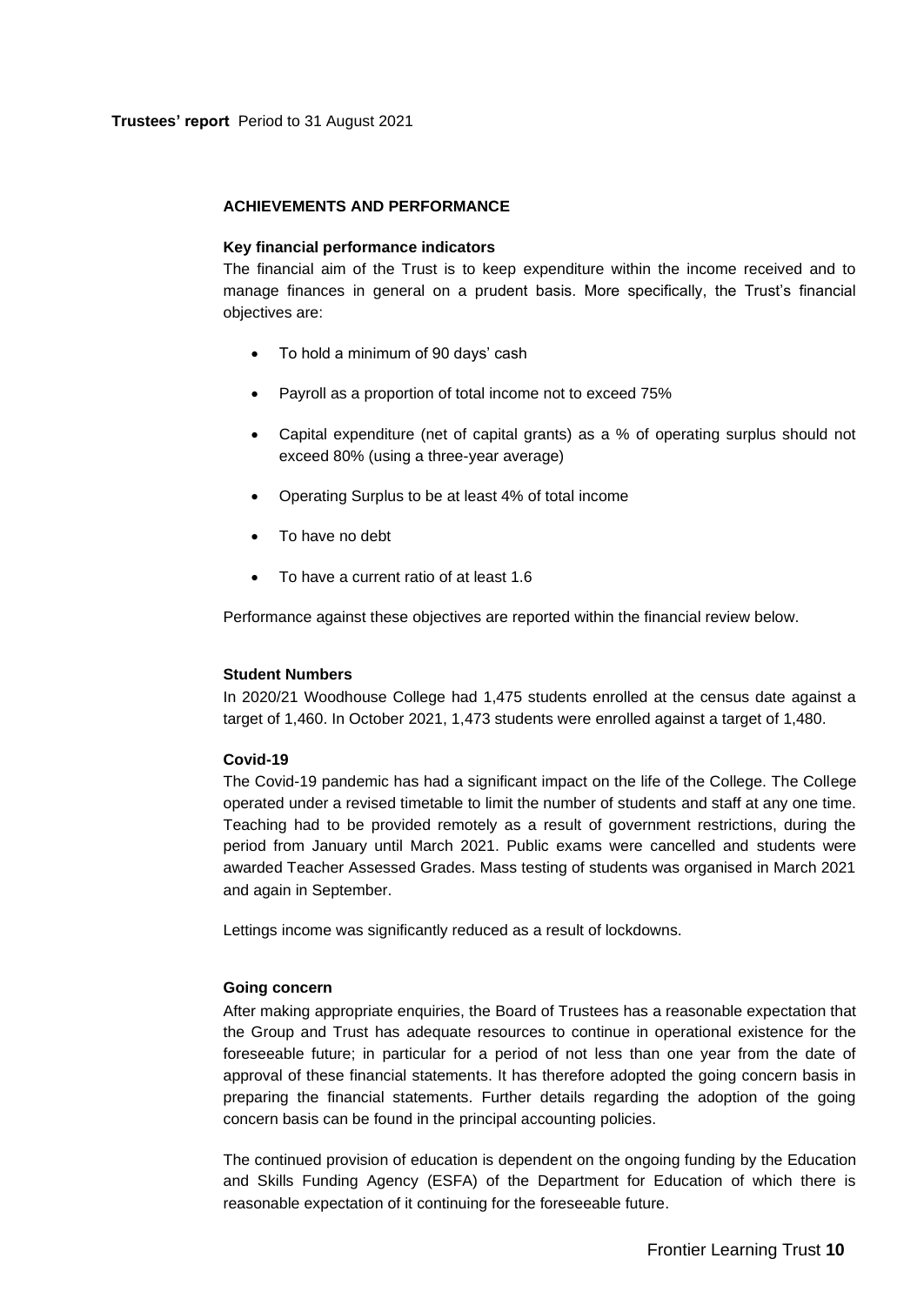## ACHIEVEMENTS AND PERFORMANCE

### Key financial performance indicators

The financial aim of the Trust is to keep expenditure within the income received and to manage finances in general on a prudent basis. More specifically, the Trust's financial objectives are:

- To hold a minimum of 90 days' cash
- Payroll as a proportion of total income not to exceed 75%
- Capital expenditure (net of capital grants) as a % of operating surplus should not exceed 80% (using a three-year average)
- Operating Surplus to be at least 4% of total income
- To have no debt
- To have a current ratio of at least 1.6

Performance against these objectives are reported within the financial review below.

### Student Numbers

In 2020/21 Woodhouse College had 1,475 students enrolled at the census date against a target of 1,460. In October 2021, 1,473 students were enrolled against a target of 1,480.

### Covid-19

The Covid-19 pandemic has had a significant impact on the life of the College. The College operated under a revised timetable to limit the number of students and staff at any one time. Teaching had to be provided remotely as a result of government restrictions, during the period from January until March 2021. Public exams were cancelled and students were awarded Teacher Assessed Grades. Mass testing of students was organised in March 2021 and again in September.

Lettings income was significantly reduced as a result of lockdowns.

### Going concern

After making appropriate enquiries, the Board of Trustees has a reasonable expectation that the Group and Trust has adequate resources to continue in operational existence for the foreseeable future; in particular for a period of not less than one year from the date of approval of these financial statements. It has therefore adopted the going concern basis in preparing the financial statements. Further details regarding the adoption of the going concern basis can be found in the principal accounting policies.

The continued provision of education is dependent on the ongoing funding by the Education and Skills Funding Agency (ESFA) of the Department for Education of which there is reasonable expectation of it continuing for the foreseeable future.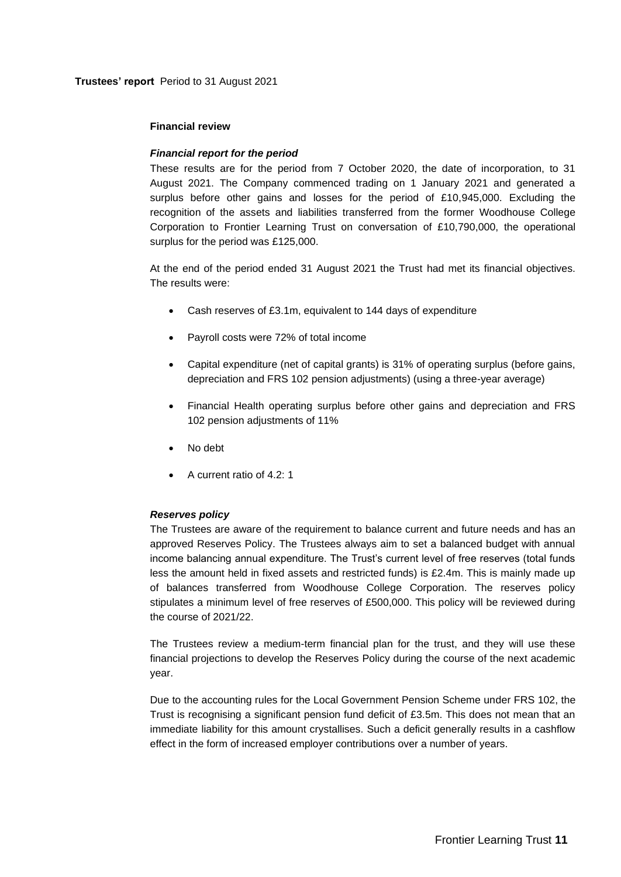## Financial review

### *Financial report for the period*

These results are for the period from 7 October 2020, the date of incorporation, to 31 August 2021. The Company commenced trading on 1 January 2021 and generated a surplus before other gains and losses for the period of £10,945,000. Excluding the recognition of the assets and liabilities transferred from the former Woodhouse College Corporation to Frontier Learning Trust on conversation of £10,790,000, the operational surplus for the period was £125,000.

At the end of the period ended 31 August 2021 the Trust had met its financial objectives. The results were:

- Cash reserves of £3.1m, equivalent to 144 days of expenditure
- Payroll costs were 72% of total income
- Capital expenditure (net of capital grants) is 31% of operating surplus (before gains, depreciation and FRS 102 pension adjustments) (using a three-year average)
- Financial Health operating surplus before other gains and depreciation and FRS 102 pension adjustments of 11%
- No debt
- A current ratio of 4.2: 1

### *Reserves policy*

The Trustees are aware of the requirement to balance current and future needs and has an approved Reserves Policy. The Trustees always aim to set a balanced budget with annual income balancing annual expenditure. The Trust's current level of free reserves (total funds less the amount held in fixed assets and restricted funds) is £2.4m. This is mainly made up of balances transferred from Woodhouse College Corporation. The reserves policy stipulates a minimum level of free reserves of £500,000. This policy will be reviewed during the course of 2021/22.

The Trustees review a medium-term financial plan for the trust, and they will use these financial projections to develop the Reserves Policy during the course of the next academic year.

Due to the accounting rules for the Local Government Pension Scheme under FRS 102, the Trust is recognising a significant pension fund deficit of £3.5m. This does not mean that an immediate liability for this amount crystallises. Such a deficit generally results in a cashflow effect in the form of increased employer contributions over a number of years.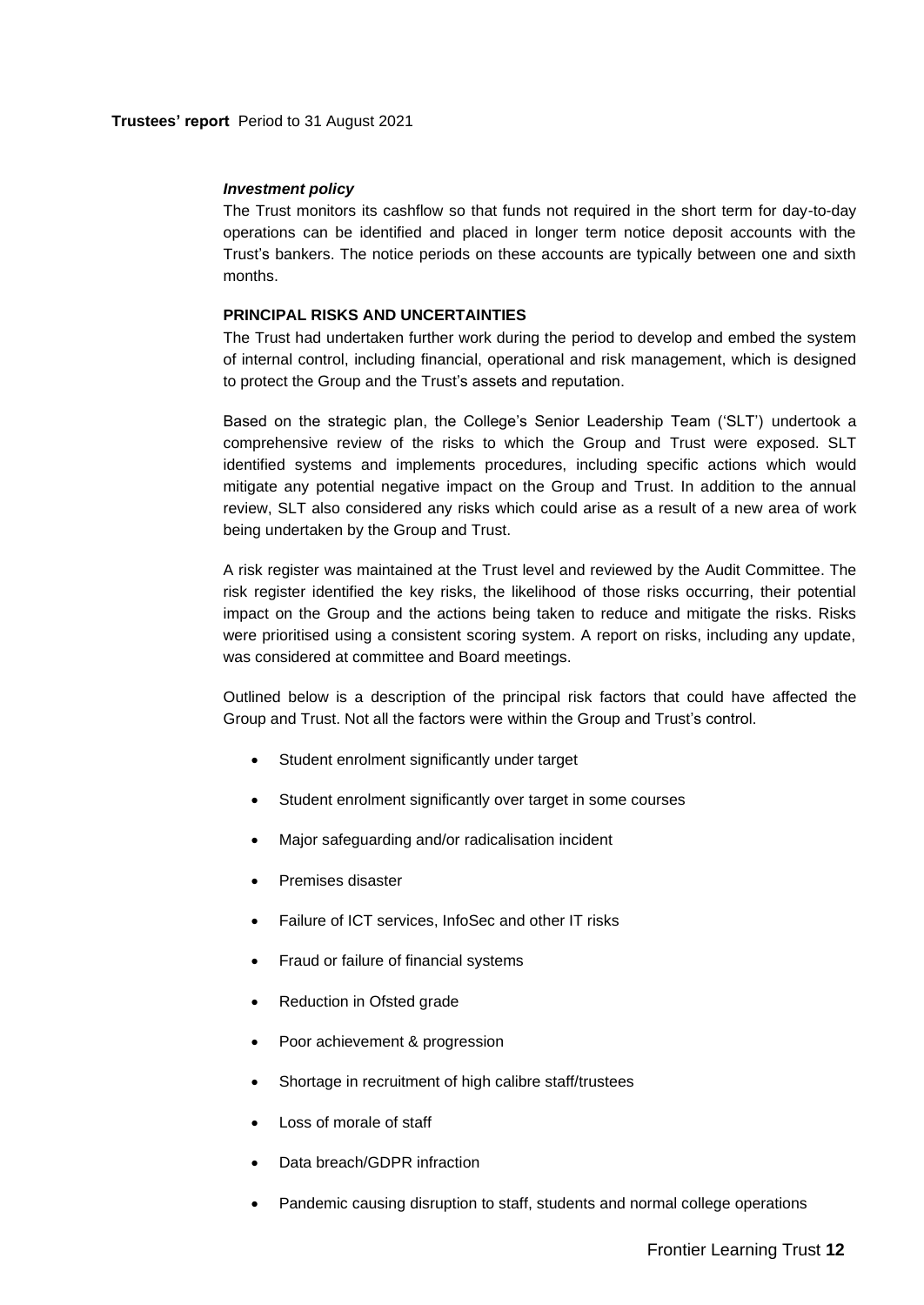### *Investment policy*

The Trust monitors its cashflow so that funds not required in the short term for day-to-day operations can be identified and placed in longer term notice deposit accounts with the Trust's bankers. The notice periods on these accounts are typically between one and sixth months.

### PRINCIPAL RISKS AND UNCERTAINTIES

The Trust had undertaken further work during the period to develop and embed the system of internal control, including financial, operational and risk management, which is designed to protect the Group and the Trust's assets and reputation.

Based on the strategic plan, the College's Senior Leadership Team ('SLT') undertook a comprehensive review of the risks to which the Group and Trust were exposed. SLT identified systems and implements procedures, including specific actions which would mitigate any potential negative impact on the Group and Trust. In addition to the annual review, SLT also considered any risks which could arise as a result of a new area of work being undertaken by the Group and Trust.

A risk register was maintained at the Trust level and reviewed by the Audit Committee. The risk register identified the key risks, the likelihood of those risks occurring, their potential impact on the Group and the actions being taken to reduce and mitigate the risks. Risks were prioritised using a consistent scoring system. A report on risks, including any update, was considered at committee and Board meetings.

Outlined below is a description of the principal risk factors that could have affected the Group and Trust. Not all the factors were within the Group and Trust's control.

- Student enrolment significantly under target
- Student enrolment significantly over target in some courses
- Major safeguarding and/or radicalisation incident
- Premises disaster
- Failure of ICT services, InfoSec and other IT risks
- Fraud or failure of financial systems
- Reduction in Ofsted grade
- Poor achievement & progression
- Shortage in recruitment of high calibre staff/trustees
- Loss of morale of staff
- Data breach/GDPR infraction
- Pandemic causing disruption to staff, students and normal college operations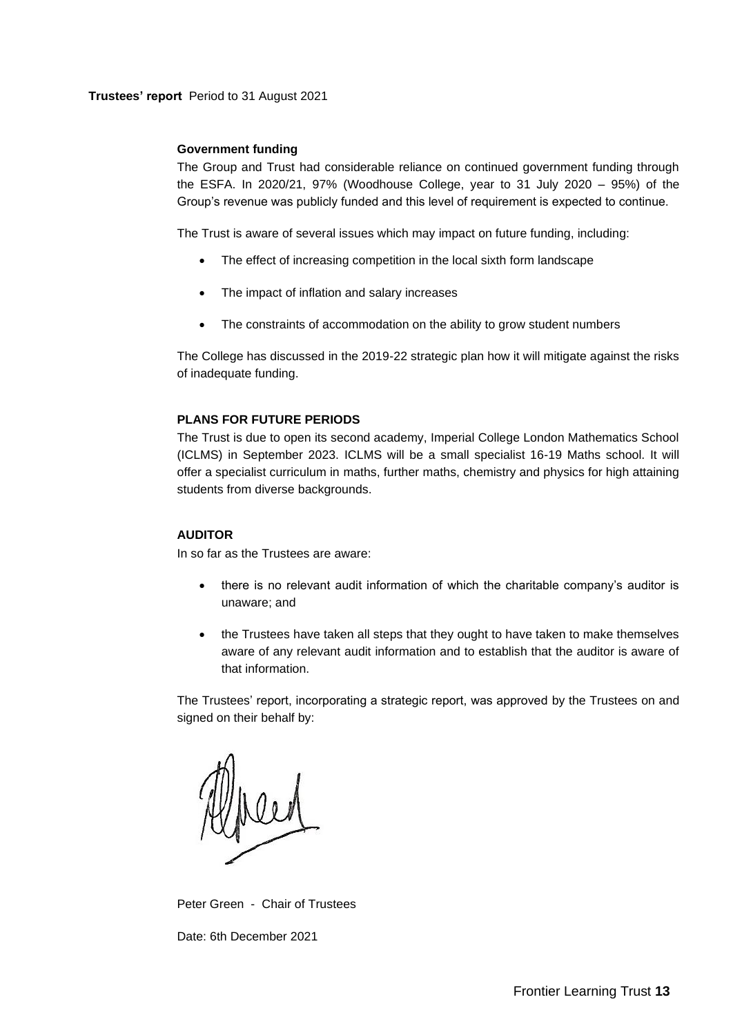### Government funding

The Group and Trust had considerable reliance on continued government funding through the ESFA. In 2020/21, 97% (Woodhouse College, year to 31 July 2020 – 95%) of the Group's revenue was publicly funded and this level of requirement is expected to continue.

The Trust is aware of several issues which may impact on future funding, including:

- The effect of increasing competition in the local sixth form landscape
- The impact of inflation and salary increases
- The constraints of accommodation on the ability to grow student numbers

The College has discussed in the 2019-22 strategic plan how it will mitigate against the risks of inadequate funding.

## PLANS FOR FUTURE PERIODS

The Trust is due to open its second academy, Imperial College London Mathematics School (ICLMS) in September 2023. ICLMS will be a small specialist 16-19 Maths school. It will offer a specialist curriculum in maths, further maths, chemistry and physics for high attaining students from diverse backgrounds.

## AUDITOR

In so far as the Trustees are aware:

- there is no relevant audit information of which the charitable company's auditor is unaware; and
- the Trustees have taken all steps that they ought to have taken to make themselves aware of any relevant audit information and to establish that the auditor is aware of that information.

The Trustees' report, incorporating a strategic report, was approved by the Trustees on and signed on their behalf by:

Peter Green - Chair of Trustees

Date: 6th December 2021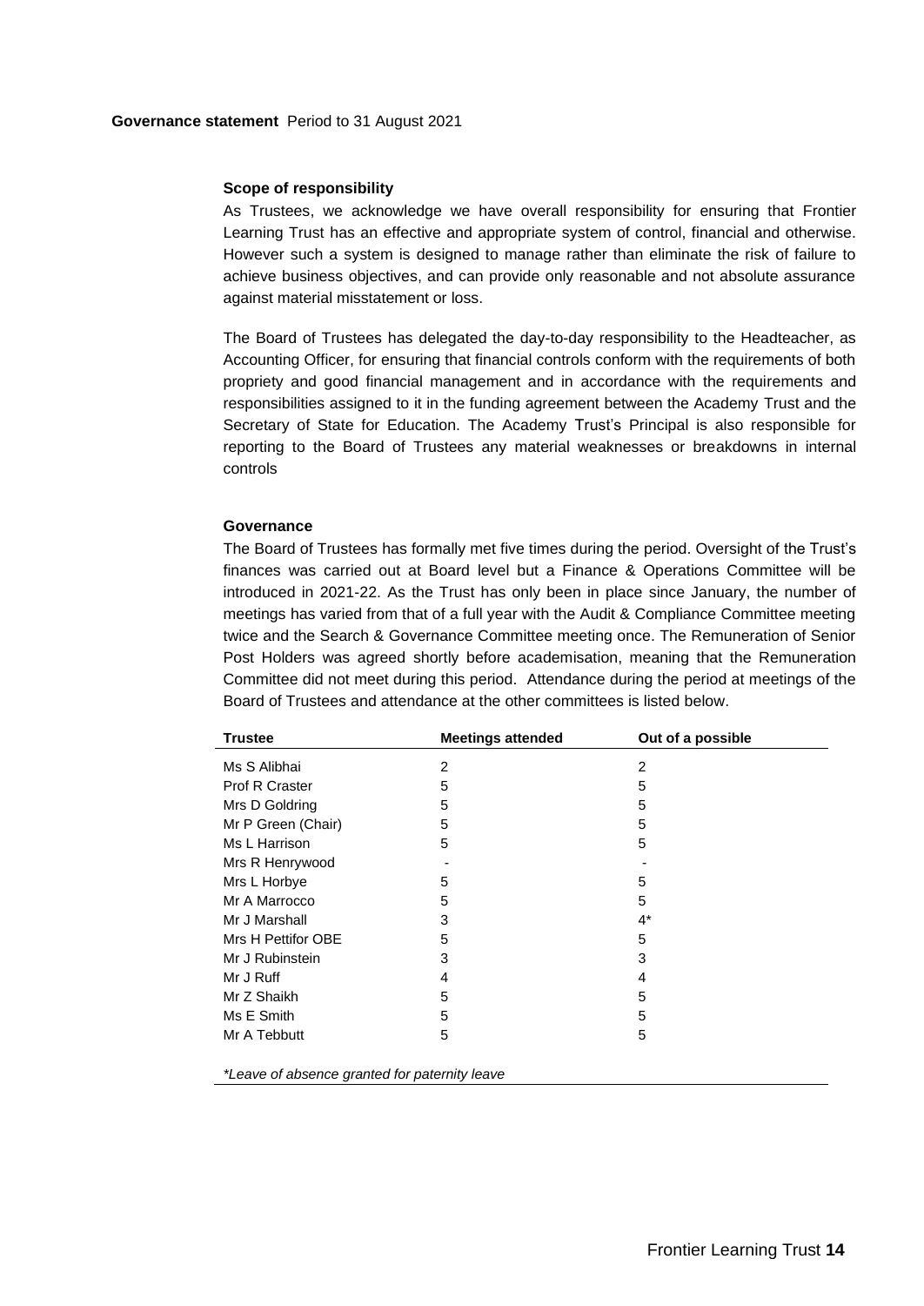**Governance statement** Period to 31 August 2021

### Scope of responsibility

As Trustees, we acknowledge we have overall responsibility for ensuring that Frontier Learning Trust has an effective and appropriate system of control, financial and otherwise. However such a system is designed to manage rather than eliminate the risk of failure to achieve business objectives, and can provide only reasonable and not absolute assurance against material misstatement or loss.

The Board of Trustees has delegated the day-to-day responsibility to the Headteacher, as Accounting Officer, for ensuring that financial controls conform with the requirements of both propriety and good financial management and in accordance with the requirements and responsibilities assigned to it in the funding agreement between the Academy Trust and the Secretary of State for Education. The Academy Trust's Principal is also responsible for reporting to the Board of Trustees any material weaknesses or breakdowns in internal controls

### Governance

The Board of Trustees has formally met five times during the period. Oversight of the Trust's finances was carried out at Board level but a Finance & Operations Committee will be introduced in 2021-22. As the Trust has only been in place since January, the number of meetings has varied from that of a full year with the Audit & Compliance Committee meeting twice and the Search & Governance Committee meeting once. The Remuneration of Senior Post Holders was agreed shortly before academisation, meaning that the Remuneration Committee did not meet during this period. Attendance during the period at meetings of the Board of Trustees and attendance at the other committees is listed below.

| Trustee | Meetings attended | Out of a possible |
|---|---|---|
| Ms S Alibhai | 2 | 2 |
| Prof R Craster | 5 | 5 |
| Mrs D Goldring | 5 | 5 |
| Mr P Green (Chair) | 5 | 5 |
| Ms L Harrison | 5 | 5 |
| Mrs R Henrywood | - | - |
| Mrs L Horbye | 5 | 5 |
| Mr A Marrocco | 5 | 5 |
| Mr J Marshall | 3 | 4* |
| Mrs H Pettifor OBE | 5 | 5 |
| Mr J Rubinstein | 3 | 3 |
| Mr J Ruff | 4 | 4 |
| Mr Z Shaikh | 5 | 5 |
| Ms E Smith | 5 | 5 |
| Mr A Tebbutt | 5 | 5 |

*\*Leave of absence granted for paternity leave*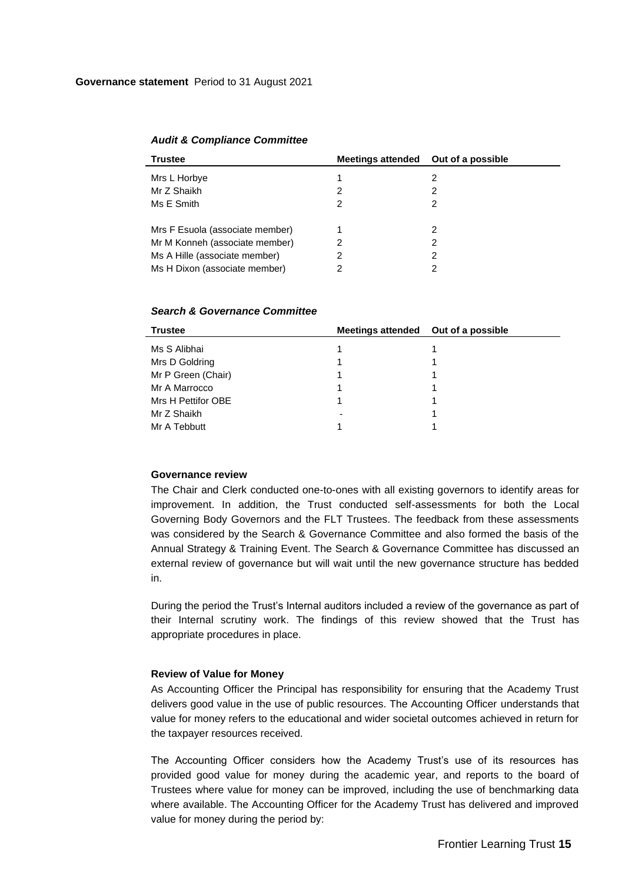**Governance statement** Period to 31 August 2021

***Audit & Compliance Committee***

| Trustee | Meetings attended | Out of a possible |
| --- | --- | --- |
| Mrs L Horbye | 1 | 2 |
| Mr Z Shaikh | 2 | 2 |
| Ms E Smith | 2 | 2 |
| | | |
| Mrs F Esuola (associate member) | 1 | 2 |
| Mr M Konneh (associate member) | 2 | 2 |
| Ms A Hille (associate member) | 2 | 2 |
| Ms H Dixon (associate member) | 2 | 2 |

***Search & Governance Committee***

| Trustee | Meetings attended | Out of a possible |
| --- | --- | --- |
| Ms S Alibhai | 1 | 1 |
| Mrs D Goldring | 1 | 1 |
| Mr P Green (Chair) | 1 | 1 |
| Mr A Marrocco | 1 | 1 |
| Mrs H Pettifor OBE | 1 | 1 |
| Mr Z Shaikh | - | 1 |
| Mr A Tebbutt | 1 | 1 |

**Governance review**

The Chair and Clerk conducted one-to-ones with all existing governors to identify areas for improvement. In addition, the Trust conducted self-assessments for both the Local Governing Body Governors and the FLT Trustees. The feedback from these assessments was considered by the Search & Governance Committee and also formed the basis of the Annual Strategy & Training Event. The Search & Governance Committee has discussed an external review of governance but will wait until the new governance structure has bedded in.

During the period the Trust's Internal auditors included a review of the governance as part of their Internal scrutiny work. The findings of this review showed that the Trust has appropriate procedures in place.

**Review of Value for Money**

As Accounting Officer the Principal has responsibility for ensuring that the Academy Trust delivers good value in the use of public resources. The Accounting Officer understands that value for money refers to the educational and wider societal outcomes achieved in return for the taxpayer resources received.

The Accounting Officer considers how the Academy Trust's use of its resources has provided good value for money during the academic year, and reports to the board of Trustees where value for money can be improved, including the use of benchmarking data where available. The Accounting Officer for the Academy Trust has delivered and improved value for money during the period by: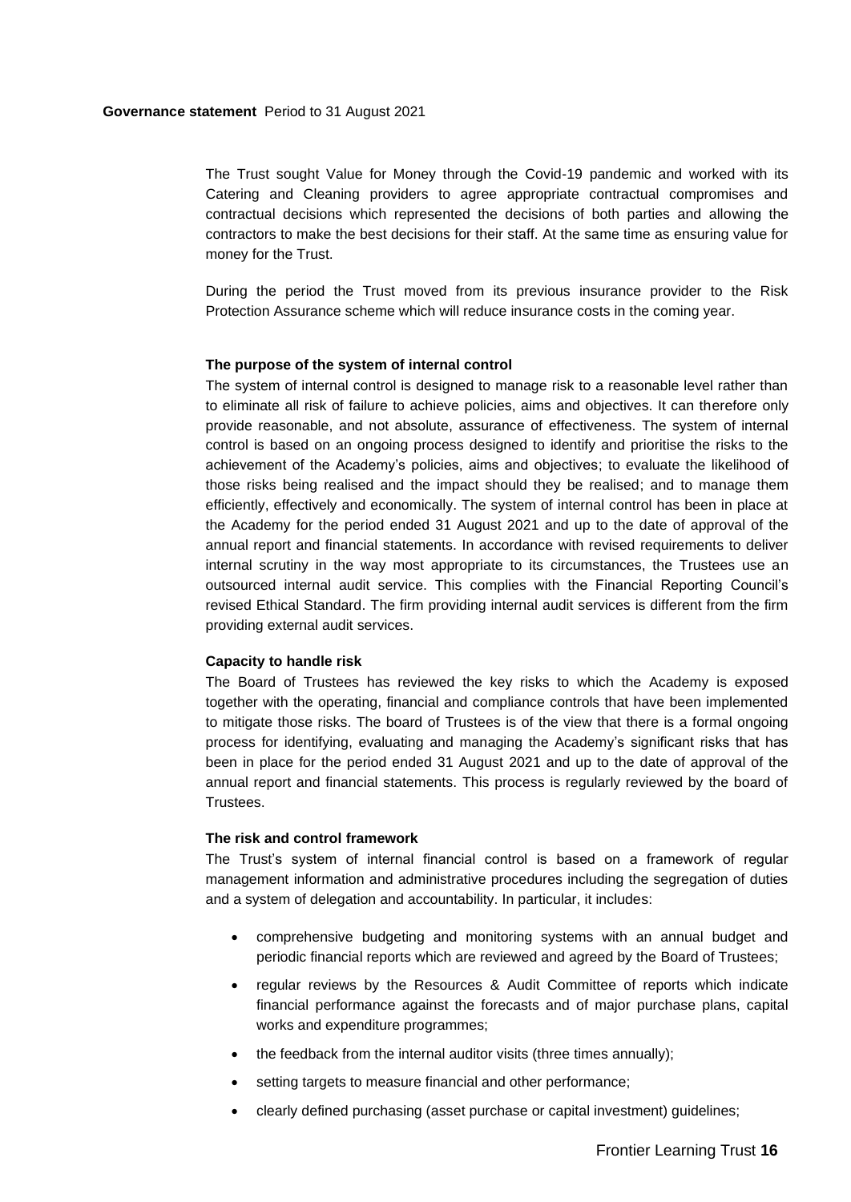The Trust sought Value for Money through the Covid-19 pandemic and worked with its Catering and Cleaning providers to agree appropriate contractual compromises and contractual decisions which represented the decisions of both parties and allowing the contractors to make the best decisions for their staff. At the same time as ensuring value for money for the Trust.

During the period the Trust moved from its previous insurance provider to the Risk Protection Assurance scheme which will reduce insurance costs in the coming year.

**The purpose of the system of internal control**

The system of internal control is designed to manage risk to a reasonable level rather than to eliminate all risk of failure to achieve policies, aims and objectives. It can therefore only provide reasonable, and not absolute, assurance of effectiveness. The system of internal control is based on an ongoing process designed to identify and prioritise the risks to the achievement of the Academy's policies, aims and objectives; to evaluate the likelihood of those risks being realised and the impact should they be realised; and to manage them efficiently, effectively and economically. The system of internal control has been in place at the Academy for the period ended 31 August 2021 and up to the date of approval of the annual report and financial statements. In accordance with revised requirements to deliver internal scrutiny in the way most appropriate to its circumstances, the Trustees use an outsourced internal audit service. This complies with the Financial Reporting Council's revised Ethical Standard. The firm providing internal audit services is different from the firm providing external audit services.

**Capacity to handle risk**

The Board of Trustees has reviewed the key risks to which the Academy is exposed together with the operating, financial and compliance controls that have been implemented to mitigate those risks. The board of Trustees is of the view that there is a formal ongoing process for identifying, evaluating and managing the Academy's significant risks that has been in place for the period ended 31 August 2021 and up to the date of approval of the annual report and financial statements. This process is regularly reviewed by the board of Trustees.

**The risk and control framework**

The Trust's system of internal financial control is based on a framework of regular management information and administrative procedures including the segregation of duties and a system of delegation and accountability. In particular, it includes:

- comprehensive budgeting and monitoring systems with an annual budget and periodic financial reports which are reviewed and agreed by the Board of Trustees;
- regular reviews by the Resources & Audit Committee of reports which indicate financial performance against the forecasts and of major purchase plans, capital works and expenditure programmes;
- the feedback from the internal auditor visits (three times annually);
- setting targets to measure financial and other performance;
- clearly defined purchasing (asset purchase or capital investment) guidelines;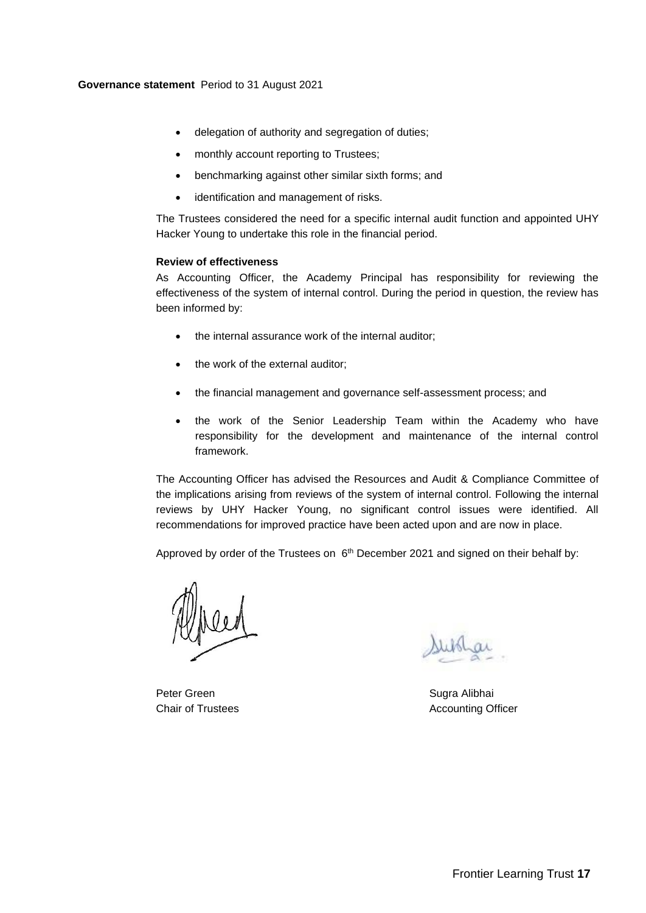- delegation of authority and segregation of duties;
- monthly account reporting to Trustees;
- benchmarking against other similar sixth forms; and
- identification and management of risks.

The Trustees considered the need for a specific internal audit function and appointed UHY Hacker Young to undertake this role in the financial period.

**Review of effectiveness**

As Accounting Officer, the Academy Principal has responsibility for reviewing the effectiveness of the system of internal control. During the period in question, the review has been informed by:

- the internal assurance work of the internal auditor;
- the work of the external auditor;
- the financial management and governance self-assessment process; and
- the work of the Senior Leadership Team within the Academy who have responsibility for the development and maintenance of the internal control framework.

The Accounting Officer has advised the Resources and Audit & Compliance Committee of the implications arising from reviews of the system of internal control. Following the internal reviews by UHY Hacker Young, no significant control issues were identified. All recommendations for improved practice have been acted upon and are now in place.

Approved by order of the Trustees on 6th December 2021 and signed on their behalf by:

Peter Green
Chair of Trustees

Sugra Alibhai
Accounting Officer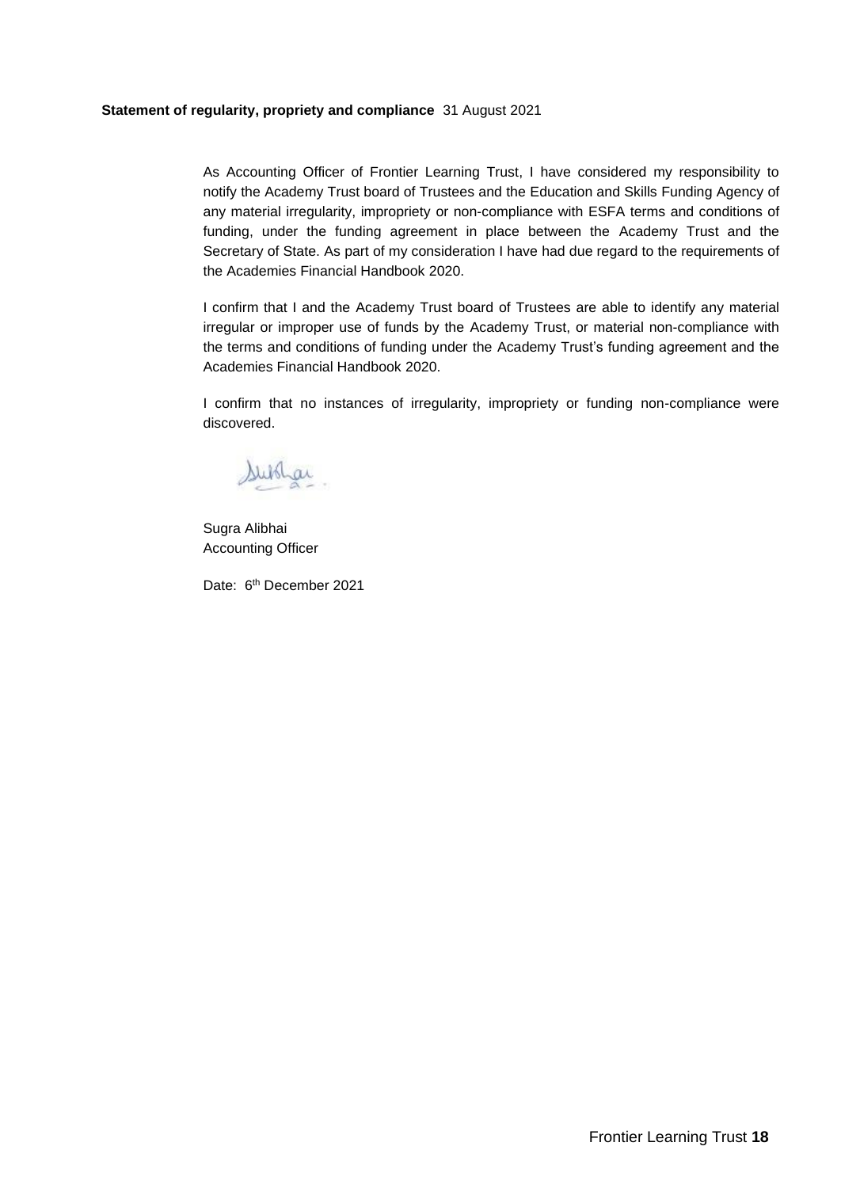**Statement of regularity, propriety and compliance** 31 August 2021

As Accounting Officer of Frontier Learning Trust, I have considered my responsibility to notify the Academy Trust board of Trustees and the Education and Skills Funding Agency of any material irregularity, impropriety or non-compliance with ESFA terms and conditions of funding, under the funding agreement in place between the Academy Trust and the Secretary of State. As part of my consideration I have had due regard to the requirements of the Academies Financial Handbook 2020.

I confirm that I and the Academy Trust board of Trustees are able to identify any material irregular or improper use of funds by the Academy Trust, or material non-compliance with the terms and conditions of funding under the Academy Trust's funding agreement and the Academies Financial Handbook 2020.

I confirm that no instances of irregularity, impropriety or funding non-compliance were discovered.

Sugra Alibhai
Accounting Officer

Date: 6th December 2021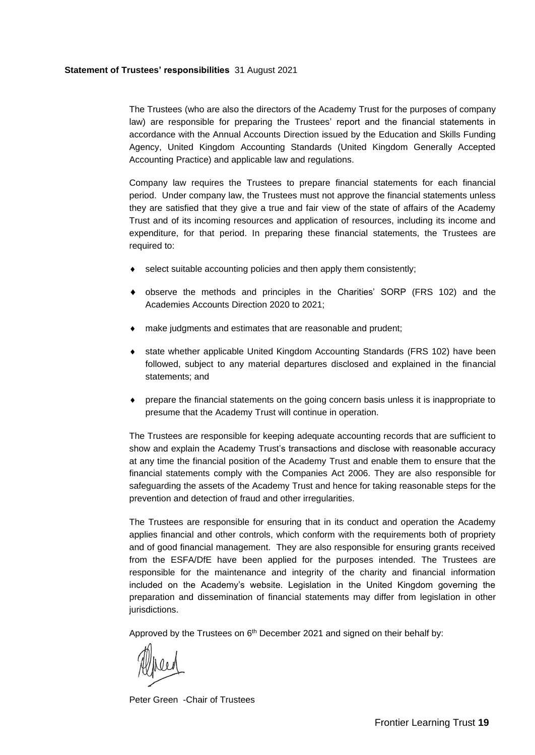**Statement of Trustees' responsibilities** 31 August 2021

The Trustees (who are also the directors of the Academy Trust for the purposes of company law) are responsible for preparing the Trustees' report and the financial statements in accordance with the Annual Accounts Direction issued by the Education and Skills Funding Agency, United Kingdom Accounting Standards (United Kingdom Generally Accepted Accounting Practice) and applicable law and regulations.

Company law requires the Trustees to prepare financial statements for each financial period. Under company law, the Trustees must not approve the financial statements unless they are satisfied that they give a true and fair view of the state of affairs of the Academy Trust and of its incoming resources and application of resources, including its income and expenditure, for that period. In preparing these financial statements, the Trustees are required to:

- select suitable accounting policies and then apply them consistently;
- observe the methods and principles in the Charities' SORP (FRS 102) and the Academies Accounts Direction 2020 to 2021;
- make judgments and estimates that are reasonable and prudent;
- state whether applicable United Kingdom Accounting Standards (FRS 102) have been followed, subject to any material departures disclosed and explained in the financial statements; and
- prepare the financial statements on the going concern basis unless it is inappropriate to presume that the Academy Trust will continue in operation.

The Trustees are responsible for keeping adequate accounting records that are sufficient to show and explain the Academy Trust's transactions and disclose with reasonable accuracy at any time the financial position of the Academy Trust and enable them to ensure that the financial statements comply with the Companies Act 2006. They are also responsible for safeguarding the assets of the Academy Trust and hence for taking reasonable steps for the prevention and detection of fraud and other irregularities.

The Trustees are responsible for ensuring that in its conduct and operation the Academy applies financial and other controls, which conform with the requirements both of propriety and of good financial management. They are also responsible for ensuring grants received from the ESFA/DfE have been applied for the purposes intended. The Trustees are responsible for the maintenance and integrity of the charity and financial information included on the Academy's website. Legislation in the United Kingdom governing the preparation and dissemination of financial statements may differ from legislation in other jurisdictions.

Approved by the Trustees on 6th December 2021 and signed on their behalf by:

Peter Green -Chair of Trustees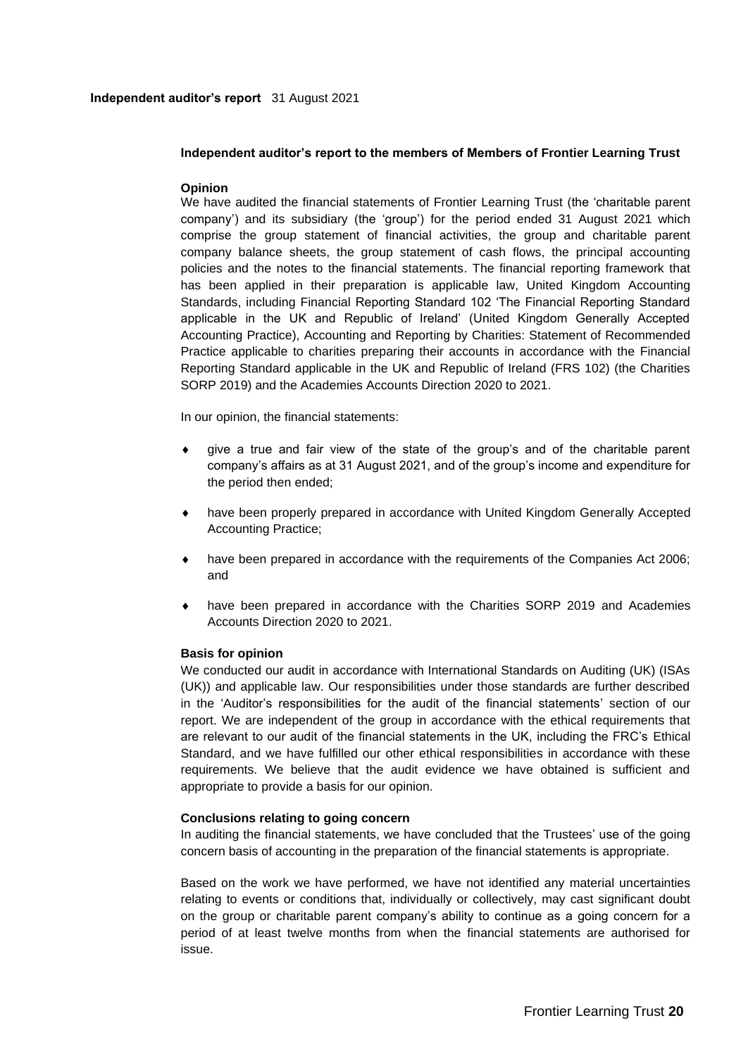## Independent auditor's report to the members of Members of Frontier Learning Trust

### Opinion

We have audited the financial statements of Frontier Learning Trust (the 'charitable parent company') and its subsidiary (the 'group') for the period ended 31 August 2021 which comprise the group statement of financial activities, the group and charitable parent company balance sheets, the group statement of cash flows, the principal accounting policies and the notes to the financial statements. The financial reporting framework that has been applied in their preparation is applicable law, United Kingdom Accounting Standards, including Financial Reporting Standard 102 'The Financial Reporting Standard applicable in the UK and Republic of Ireland' (United Kingdom Generally Accepted Accounting Practice), Accounting and Reporting by Charities: Statement of Recommended Practice applicable to charities preparing their accounts in accordance with the Financial Reporting Standard applicable in the UK and Republic of Ireland (FRS 102) (the Charities SORP 2019) and the Academies Accounts Direction 2020 to 2021.

In our opinion, the financial statements:

- give a true and fair view of the state of the group's and of the charitable parent company's affairs as at 31 August 2021, and of the group's income and expenditure for the period then ended;
- have been properly prepared in accordance with United Kingdom Generally Accepted Accounting Practice;
- have been prepared in accordance with the requirements of the Companies Act 2006; and
- have been prepared in accordance with the Charities SORP 2019 and Academies Accounts Direction 2020 to 2021.

### Basis for opinion

We conducted our audit in accordance with International Standards on Auditing (UK) (ISAs (UK)) and applicable law. Our responsibilities under those standards are further described in the 'Auditor's responsibilities for the audit of the financial statements' section of our report. We are independent of the group in accordance with the ethical requirements that are relevant to our audit of the financial statements in the UK, including the FRC's Ethical Standard, and we have fulfilled our other ethical responsibilities in accordance with these requirements. We believe that the audit evidence we have obtained is sufficient and appropriate to provide a basis for our opinion.

### Conclusions relating to going concern

In auditing the financial statements, we have concluded that the Trustees' use of the going concern basis of accounting in the preparation of the financial statements is appropriate.

Based on the work we have performed, we have not identified any material uncertainties relating to events or conditions that, individually or collectively, may cast significant doubt on the group or charitable parent company's ability to continue as a going concern for a period of at least twelve months from when the financial statements are authorised for issue.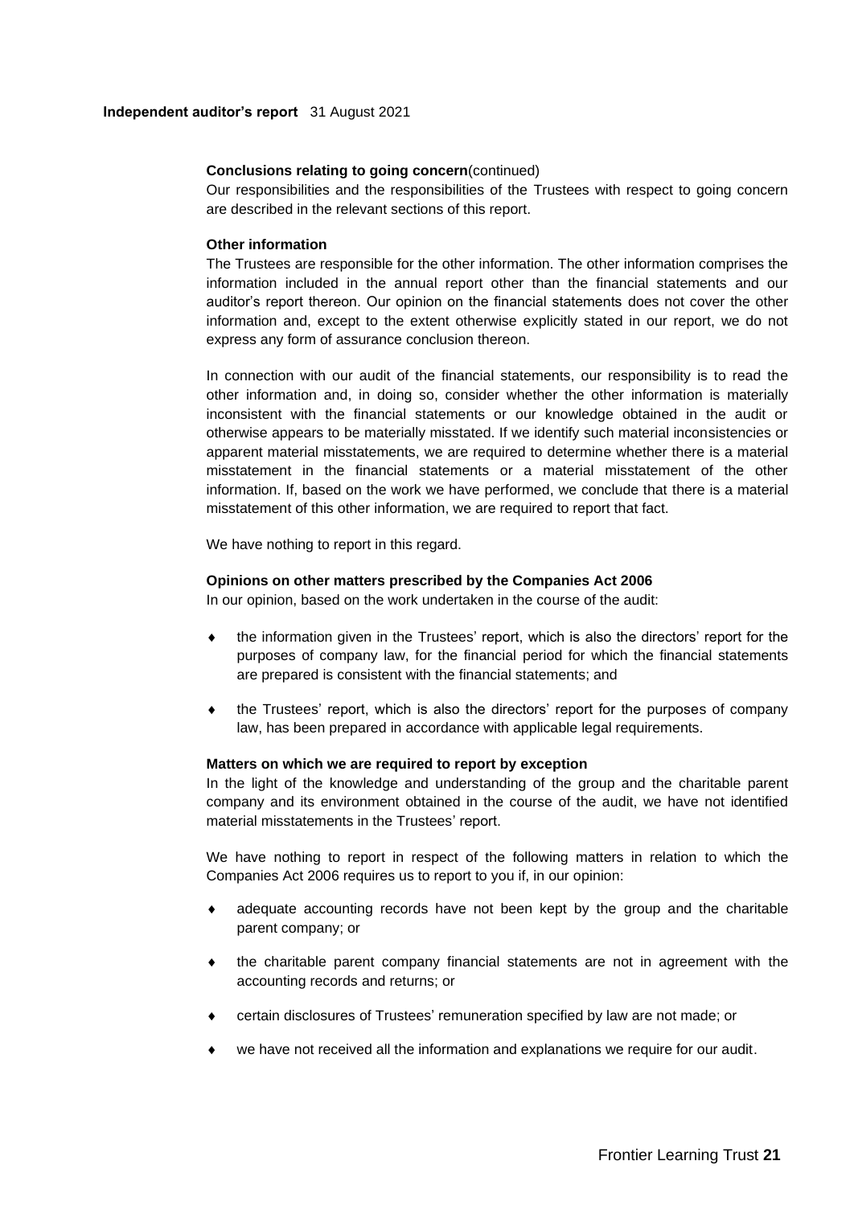**Conclusions relating to going concern**(continued)

Our responsibilities and the responsibilities of the Trustees with respect to going concern are described in the relevant sections of this report.

**Other information**

The Trustees are responsible for the other information. The other information comprises the information included in the annual report other than the financial statements and our auditor's report thereon. Our opinion on the financial statements does not cover the other information and, except to the extent otherwise explicitly stated in our report, we do not express any form of assurance conclusion thereon.

In connection with our audit of the financial statements, our responsibility is to read the other information and, in doing so, consider whether the other information is materially inconsistent with the financial statements or our knowledge obtained in the audit or otherwise appears to be materially misstated. If we identify such material inconsistencies or apparent material misstatements, we are required to determine whether there is a material misstatement in the financial statements or a material misstatement of the other information. If, based on the work we have performed, we conclude that there is a material misstatement of this other information, we are required to report that fact.

We have nothing to report in this regard.

**Opinions on other matters prescribed by the Companies Act 2006**

In our opinion, based on the work undertaken in the course of the audit:

- the information given in the Trustees' report, which is also the directors' report for the purposes of company law, for the financial period for which the financial statements are prepared is consistent with the financial statements; and
- the Trustees' report, which is also the directors' report for the purposes of company law, has been prepared in accordance with applicable legal requirements.

**Matters on which we are required to report by exception**

In the light of the knowledge and understanding of the group and the charitable parent company and its environment obtained in the course of the audit, we have not identified material misstatements in the Trustees' report.

We have nothing to report in respect of the following matters in relation to which the Companies Act 2006 requires us to report to you if, in our opinion:

- adequate accounting records have not been kept by the group and the charitable parent company; or
- the charitable parent company financial statements are not in agreement with the accounting records and returns; or
- certain disclosures of Trustees' remuneration specified by law are not made; or
- we have not received all the information and explanations we require for our audit.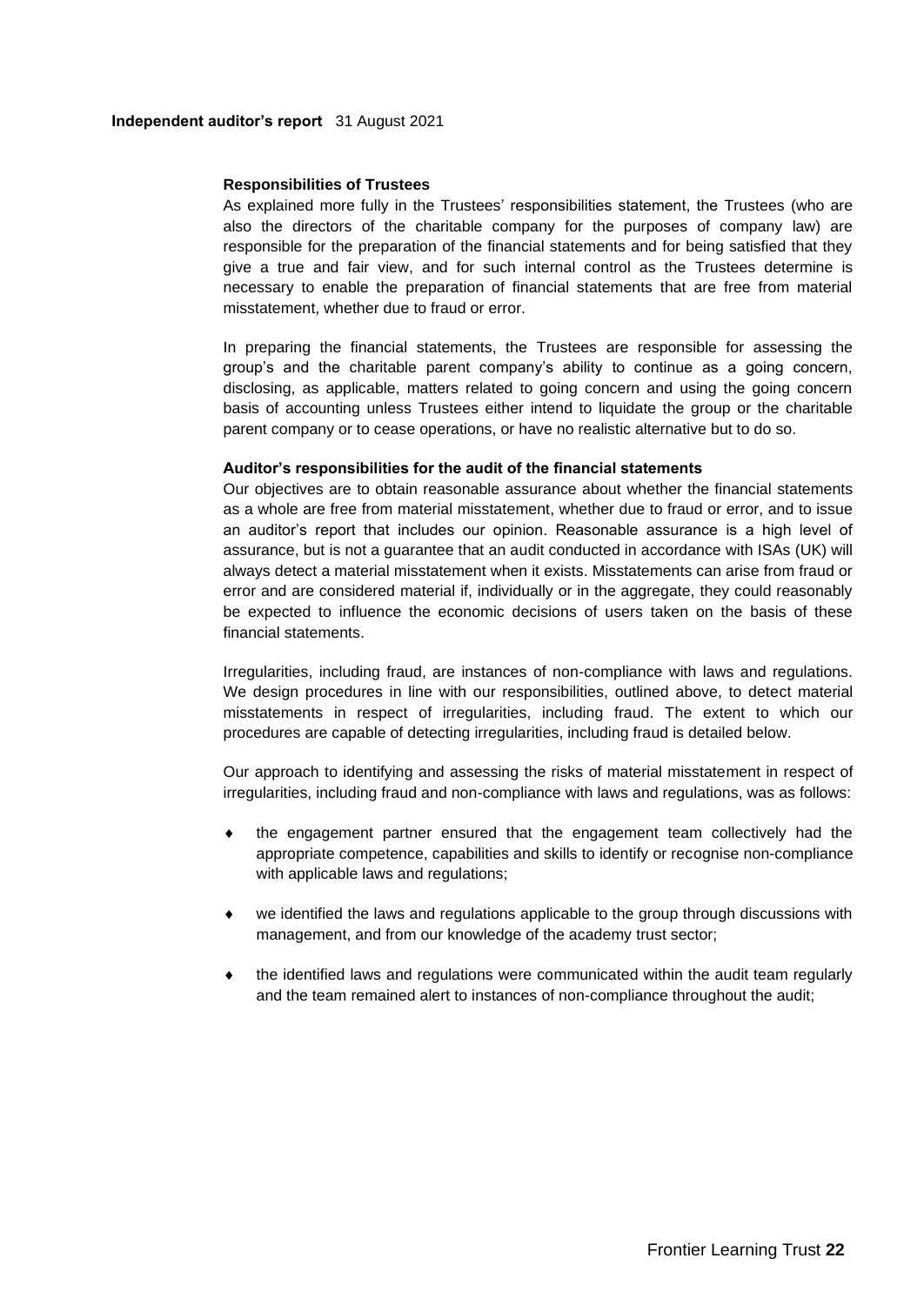**Responsibilities of Trustees**

As explained more fully in the Trustees' responsibilities statement, the Trustees (who are also the directors of the charitable company for the purposes of company law) are responsible for the preparation of the financial statements and for being satisfied that they give a true and fair view, and for such internal control as the Trustees determine is necessary to enable the preparation of financial statements that are free from material misstatement, whether due to fraud or error.

In preparing the financial statements, the Trustees are responsible for assessing the group's and the charitable parent company's ability to continue as a going concern, disclosing, as applicable, matters related to going concern and using the going concern basis of accounting unless Trustees either intend to liquidate the group or the charitable parent company or to cease operations, or have no realistic alternative but to do so.

**Auditor's responsibilities for the audit of the financial statements**

Our objectives are to obtain reasonable assurance about whether the financial statements as a whole are free from material misstatement, whether due to fraud or error, and to issue an auditor's report that includes our opinion. Reasonable assurance is a high level of assurance, but is not a guarantee that an audit conducted in accordance with ISAs (UK) will always detect a material misstatement when it exists. Misstatements can arise from fraud or error and are considered material if, individually or in the aggregate, they could reasonably be expected to influence the economic decisions of users taken on the basis of these financial statements.

Irregularities, including fraud, are instances of non-compliance with laws and regulations. We design procedures in line with our responsibilities, outlined above, to detect material misstatements in respect of irregularities, including fraud. The extent to which our procedures are capable of detecting irregularities, including fraud is detailed below.

Our approach to identifying and assessing the risks of material misstatement in respect of irregularities, including fraud and non-compliance with laws and regulations, was as follows:

- the engagement partner ensured that the engagement team collectively had the appropriate competence, capabilities and skills to identify or recognise non-compliance with applicable laws and regulations;
- we identified the laws and regulations applicable to the group through discussions with management, and from our knowledge of the academy trust sector;
- the identified laws and regulations were communicated within the audit team regularly and the team remained alert to instances of non-compliance throughout the audit;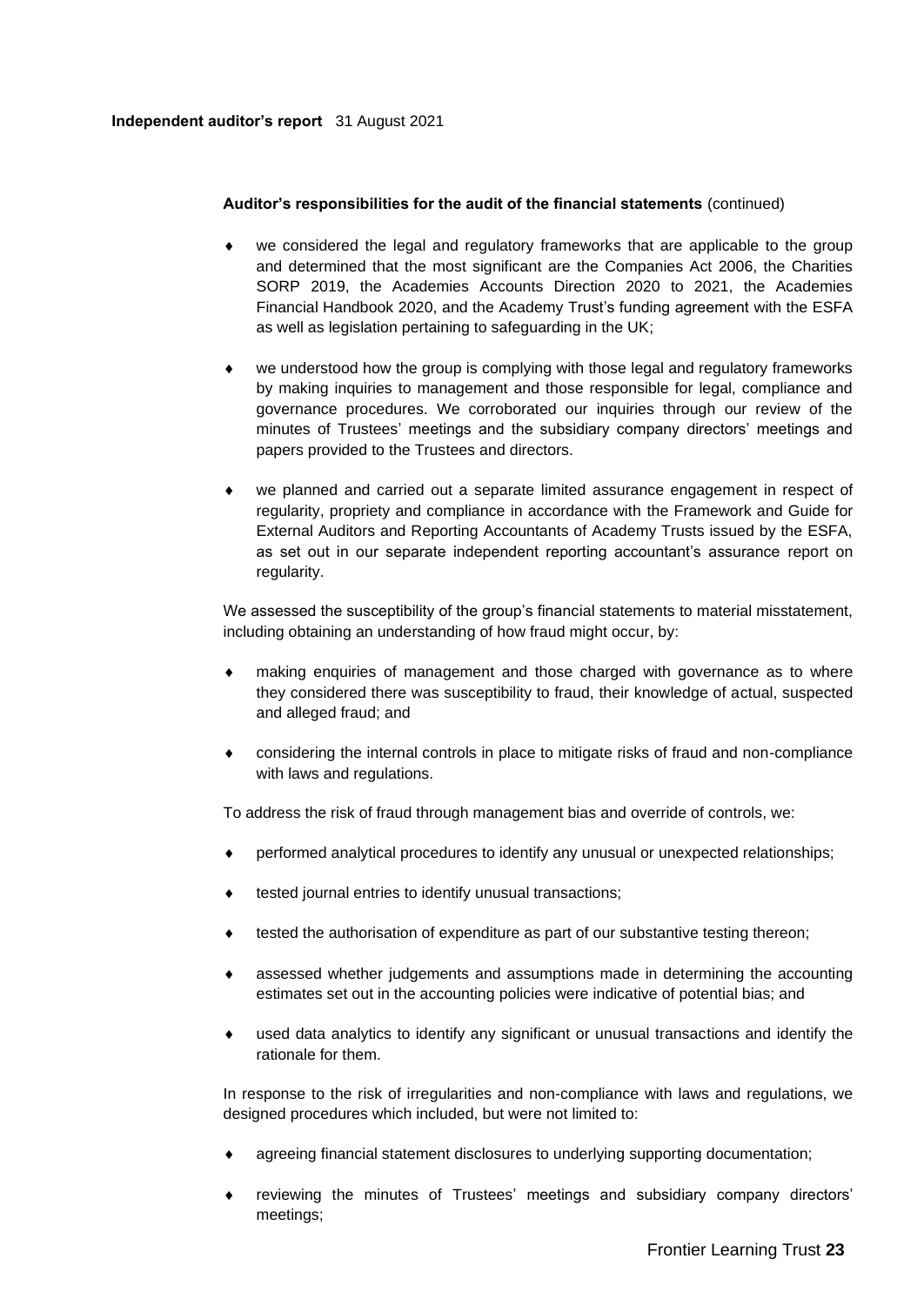**Auditor's responsibilities for the audit of the financial statements** (continued)

- we considered the legal and regulatory frameworks that are applicable to the group and determined that the most significant are the Companies Act 2006, the Charities SORP 2019, the Academies Accounts Direction 2020 to 2021, the Academies Financial Handbook 2020, and the Academy Trust's funding agreement with the ESFA as well as legislation pertaining to safeguarding in the UK;

- we understood how the group is complying with those legal and regulatory frameworks by making inquiries to management and those responsible for legal, compliance and governance procedures. We corroborated our inquiries through our review of the minutes of Trustees' meetings and the subsidiary company directors' meetings and papers provided to the Trustees and directors.

- we planned and carried out a separate limited assurance engagement in respect of regularity, propriety and compliance in accordance with the Framework and Guide for External Auditors and Reporting Accountants of Academy Trusts issued by the ESFA, as set out in our separate independent reporting accountant's assurance report on regularity.

We assessed the susceptibility of the group's financial statements to material misstatement, including obtaining an understanding of how fraud might occur, by:

- making enquiries of management and those charged with governance as to where they considered there was susceptibility to fraud, their knowledge of actual, suspected and alleged fraud; and

- considering the internal controls in place to mitigate risks of fraud and non-compliance with laws and regulations.

To address the risk of fraud through management bias and override of controls, we:

- performed analytical procedures to identify any unusual or unexpected relationships;

- tested journal entries to identify unusual transactions;

- tested the authorisation of expenditure as part of our substantive testing thereon;

- assessed whether judgements and assumptions made in determining the accounting estimates set out in the accounting policies were indicative of potential bias; and

- used data analytics to identify any significant or unusual transactions and identify the rationale for them.

In response to the risk of irregularities and non-compliance with laws and regulations, we designed procedures which included, but were not limited to:

- agreeing financial statement disclosures to underlying supporting documentation;

- reviewing the minutes of Trustees' meetings and subsidiary company directors' meetings;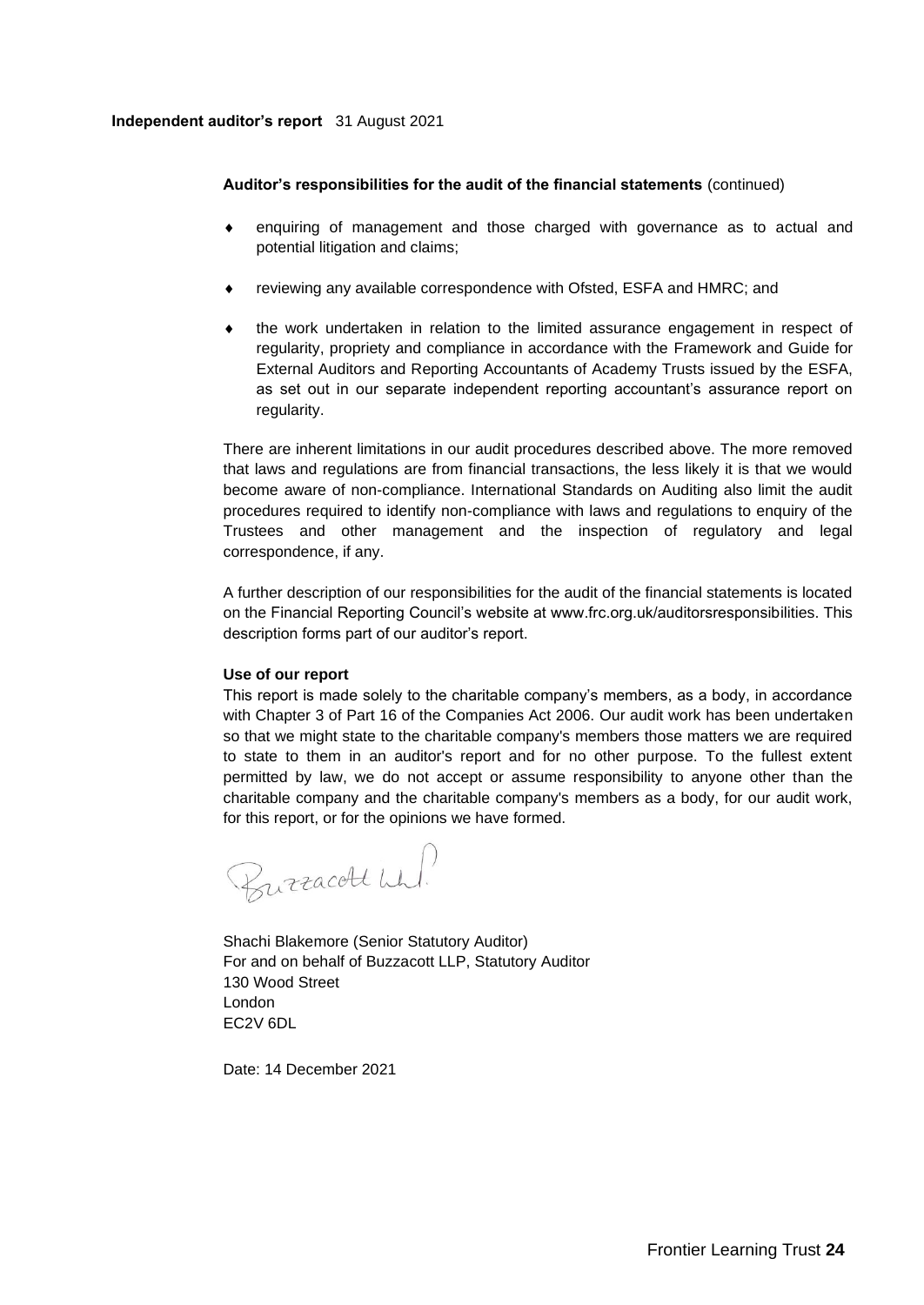**Independent auditor's report** 31 August 2021

**Auditor's responsibilities for the audit of the financial statements** (continued)

- enquiring of management and those charged with governance as to actual and potential litigation and claims;
- reviewing any available correspondence with Ofsted, ESFA and HMRC; and
- the work undertaken in relation to the limited assurance engagement in respect of regularity, propriety and compliance in accordance with the Framework and Guide for External Auditors and Reporting Accountants of Academy Trusts issued by the ESFA, as set out in our separate independent reporting accountant's assurance report on regularity.

There are inherent limitations in our audit procedures described above. The more removed that laws and regulations are from financial transactions, the less likely it is that we would become aware of non-compliance. International Standards on Auditing also limit the audit procedures required to identify non-compliance with laws and regulations to enquiry of the Trustees and other management and the inspection of regulatory and legal correspondence, if any.

A further description of our responsibilities for the audit of the financial statements is located on the Financial Reporting Council's website at www.frc.org.uk/auditorsresponsibilities. This description forms part of our auditor's report.

**Use of our report**

This report is made solely to the charitable company's members, as a body, in accordance with Chapter 3 of Part 16 of the Companies Act 2006. Our audit work has been undertaken so that we might state to the charitable company's members those matters we are required to state to them in an auditor's report and for no other purpose. To the fullest extent permitted by law, we do not accept or assume responsibility to anyone other than the charitable company and the charitable company's members as a body, for our audit work, for this report, or for the opinions we have formed.

Buzzacott LLP

Shachi Blakemore (Senior Statutory Auditor)
For and on behalf of Buzzacott LLP, Statutory Auditor
130 Wood Street
London
EC2V 6DL

Date: 14 December 2021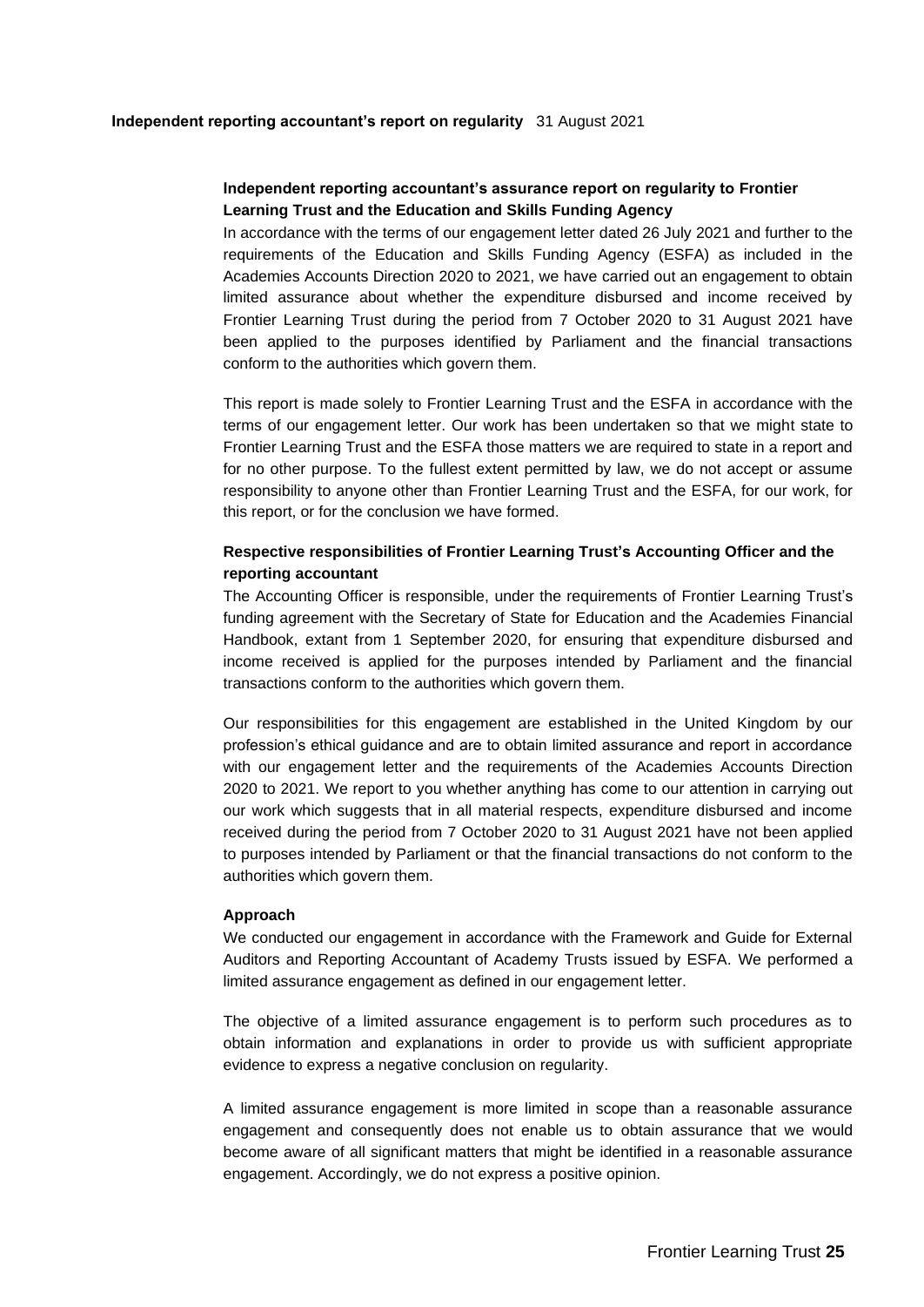**Independent reporting accountant's report on regularity** 31 August 2021

### Independent reporting accountant's assurance report on regularity to Frontier Learning Trust and the Education and Skills Funding Agency

In accordance with the terms of our engagement letter dated 26 July 2021 and further to the requirements of the Education and Skills Funding Agency (ESFA) as included in the Academies Accounts Direction 2020 to 2021, we have carried out an engagement to obtain limited assurance about whether the expenditure disbursed and income received by Frontier Learning Trust during the period from 7 October 2020 to 31 August 2021 have been applied to the purposes identified by Parliament and the financial transactions conform to the authorities which govern them.

This report is made solely to Frontier Learning Trust and the ESFA in accordance with the terms of our engagement letter. Our work has been undertaken so that we might state to Frontier Learning Trust and the ESFA those matters we are required to state in a report and for no other purpose. To the fullest extent permitted by law, we do not accept or assume responsibility to anyone other than Frontier Learning Trust and the ESFA, for our work, for this report, or for the conclusion we have formed.

### Respective responsibilities of Frontier Learning Trust's Accounting Officer and the reporting accountant

The Accounting Officer is responsible, under the requirements of Frontier Learning Trust's funding agreement with the Secretary of State for Education and the Academies Financial Handbook, extant from 1 September 2020, for ensuring that expenditure disbursed and income received is applied for the purposes intended by Parliament and the financial transactions conform to the authorities which govern them.

Our responsibilities for this engagement are established in the United Kingdom by our profession's ethical guidance and are to obtain limited assurance and report in accordance with our engagement letter and the requirements of the Academies Accounts Direction 2020 to 2021. We report to you whether anything has come to our attention in carrying out our work which suggests that in all material respects, expenditure disbursed and income received during the period from 7 October 2020 to 31 August 2021 have not been applied to purposes intended by Parliament or that the financial transactions do not conform to the authorities which govern them.

### Approach

We conducted our engagement in accordance with the Framework and Guide for External Auditors and Reporting Accountant of Academy Trusts issued by ESFA. We performed a limited assurance engagement as defined in our engagement letter.

The objective of a limited assurance engagement is to perform such procedures as to obtain information and explanations in order to provide us with sufficient appropriate evidence to express a negative conclusion on regularity.

A limited assurance engagement is more limited in scope than a reasonable assurance engagement and consequently does not enable us to obtain assurance that we would become aware of all significant matters that might be identified in a reasonable assurance engagement. Accordingly, we do not express a positive opinion.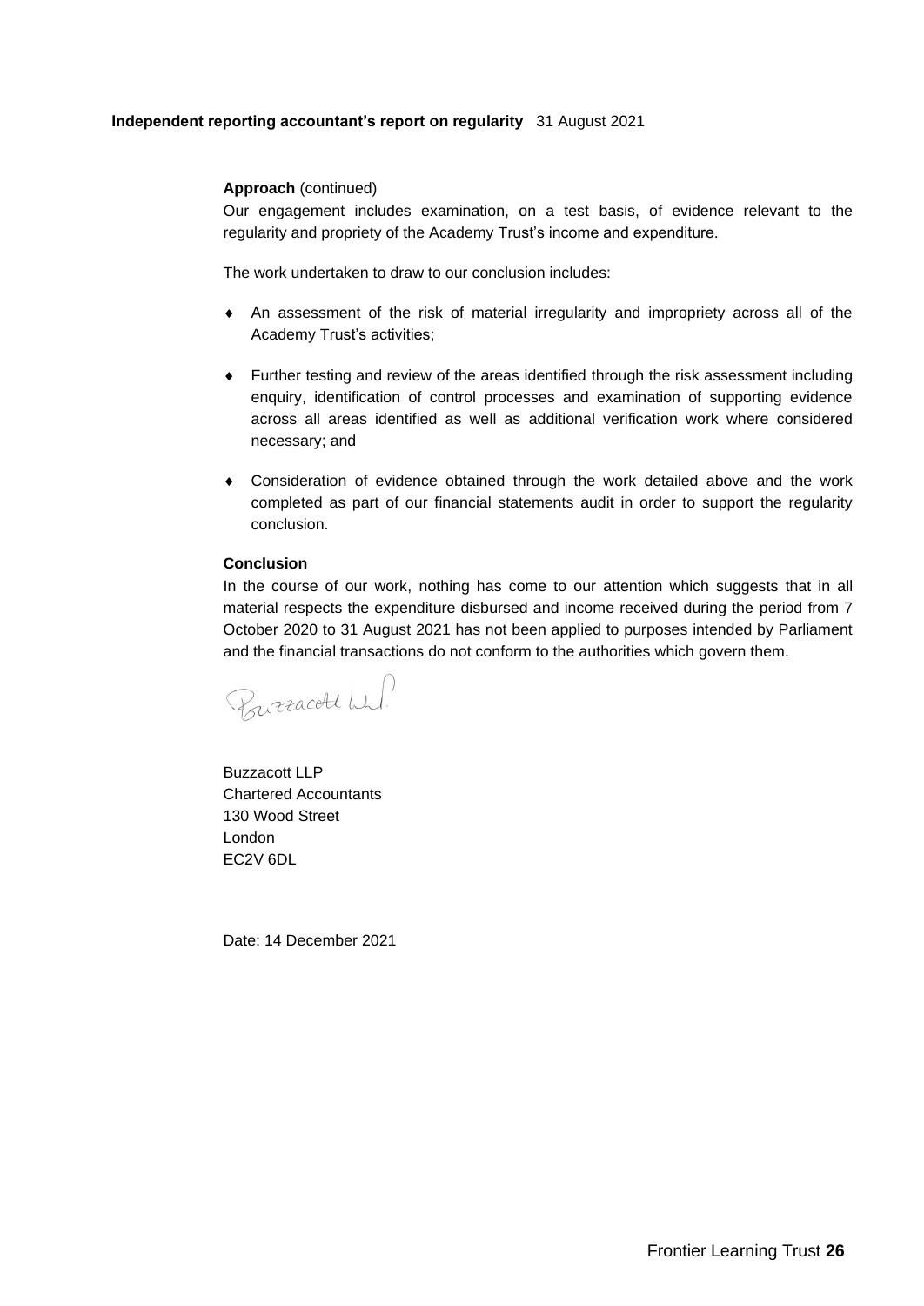**Approach** (continued)

Our engagement includes examination, on a test basis, of evidence relevant to the regularity and propriety of the Academy Trust's income and expenditure.

The work undertaken to draw to our conclusion includes:

- An assessment of the risk of material irregularity and impropriety across all of the Academy Trust's activities;
- Further testing and review of the areas identified through the risk assessment including enquiry, identification of control processes and examination of supporting evidence across all areas identified as well as additional verification work where considered necessary; and
- Consideration of evidence obtained through the work detailed above and the work completed as part of our financial statements audit in order to support the regularity conclusion.

**Conclusion**

In the course of our work, nothing has come to our attention which suggests that in all material respects the expenditure disbursed and income received during the period from 7 October 2020 to 31 August 2021 has not been applied to purposes intended by Parliament and the financial transactions do not conform to the authorities which govern them.

Buzzacott LLP
Chartered Accountants
130 Wood Street
London
EC2V 6DL

Date: 14 December 2021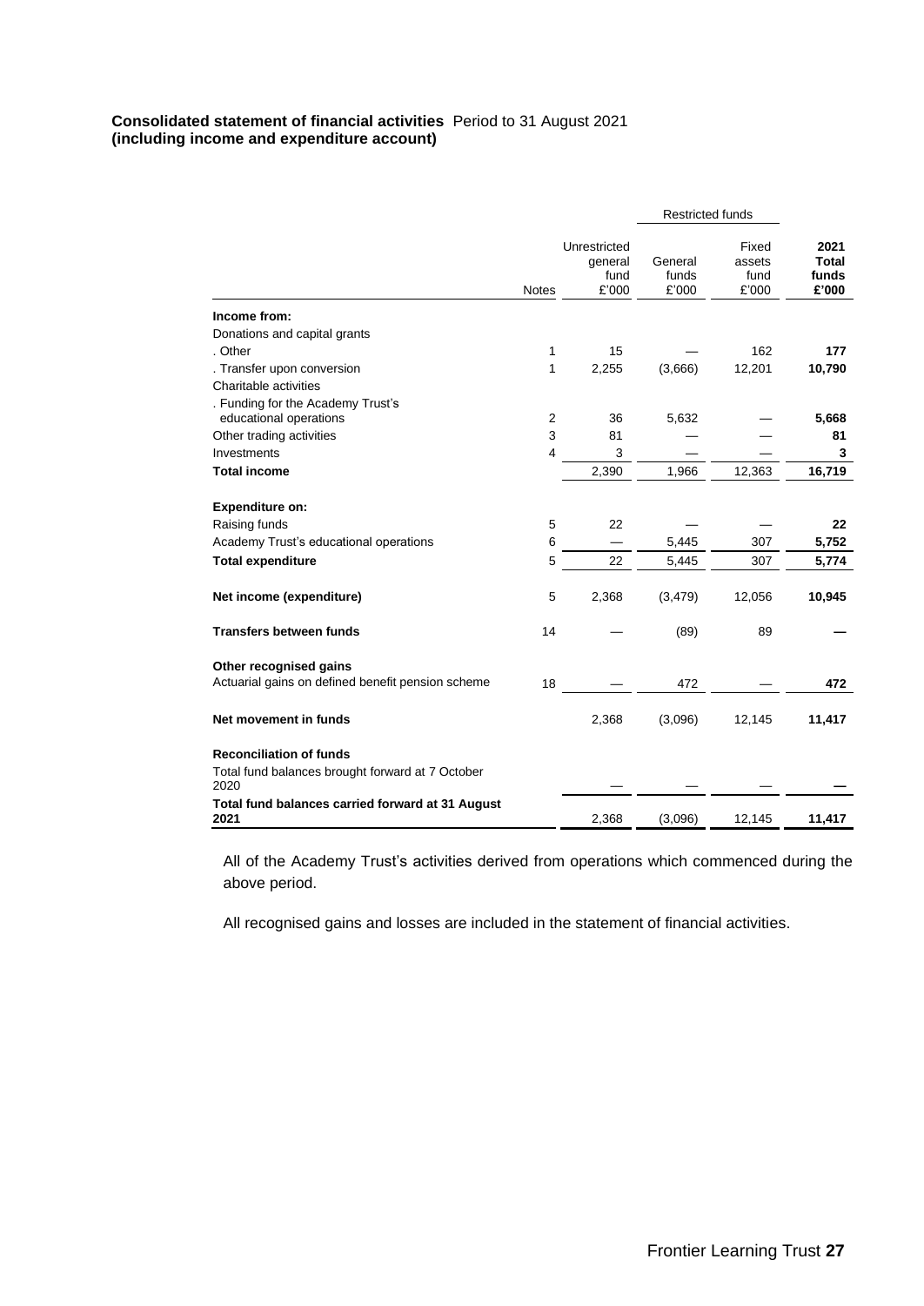**Consolidated statement of financial activities** Period to 31 August 2021
**(including income and expenditure account)**

| | Notes | Unrestricted general fund £'000 | Restricted funds General funds £'000 | Restricted funds Fixed assets fund £'000 | **2021 Total funds £'000** |
|---|---|---|---|---|---|
| **Income from:** | | | | | |
| Donations and capital grants | | | | | |
| . Other | 1 | 15 | — | 162 | **177** |
| . Transfer upon conversion | 1 | 2,255 | (3,666) | 12,201 | **10,790** |
| Charitable activities | | | | | |
| . Funding for the Academy Trust's educational operations | 2 | 36 | 5,632 | — | **5,668** |
| Other trading activities | 3 | 81 | — | — | **81** |
| Investments | 4 | 3 | — | — | **3** |
| **Total income** | | 2,390 | 1,966 | 12,363 | **16,719** |
| | | | | | |
| **Expenditure on:** | | | | | |
| Raising funds | 5 | 22 | — | — | **22** |
| Academy Trust's educational operations | 6 | — | 5,445 | 307 | **5,752** |
| **Total expenditure** | 5 | 22 | 5,445 | 307 | **5,774** |
| | | | | | |
| **Net income (expenditure)** | 5 | 2,368 | (3,479) | 12,056 | **10,945** |
| | | | | | |
| **Transfers between funds** | 14 | — | (89) | 89 | **—** |
| | | | | | |
| **Other recognised gains** | | | | | |
| Actuarial gains on defined benefit pension scheme | 18 | — | 472 | — | **472** |
| | | | | | |
| **Net movement in funds** | | 2,368 | (3,096) | 12,145 | **11,417** |
| | | | | | |
| **Reconciliation of funds** | | | | | |
| Total fund balances brought forward at 7 October 2020 | | — | — | — | **—** |
| **Total fund balances carried forward at 31 August 2021** | | 2,368 | (3,096) | 12,145 | **11,417** |

All of the Academy Trust's activities derived from operations which commenced during the above period.

All recognised gains and losses are included in the statement of financial activities.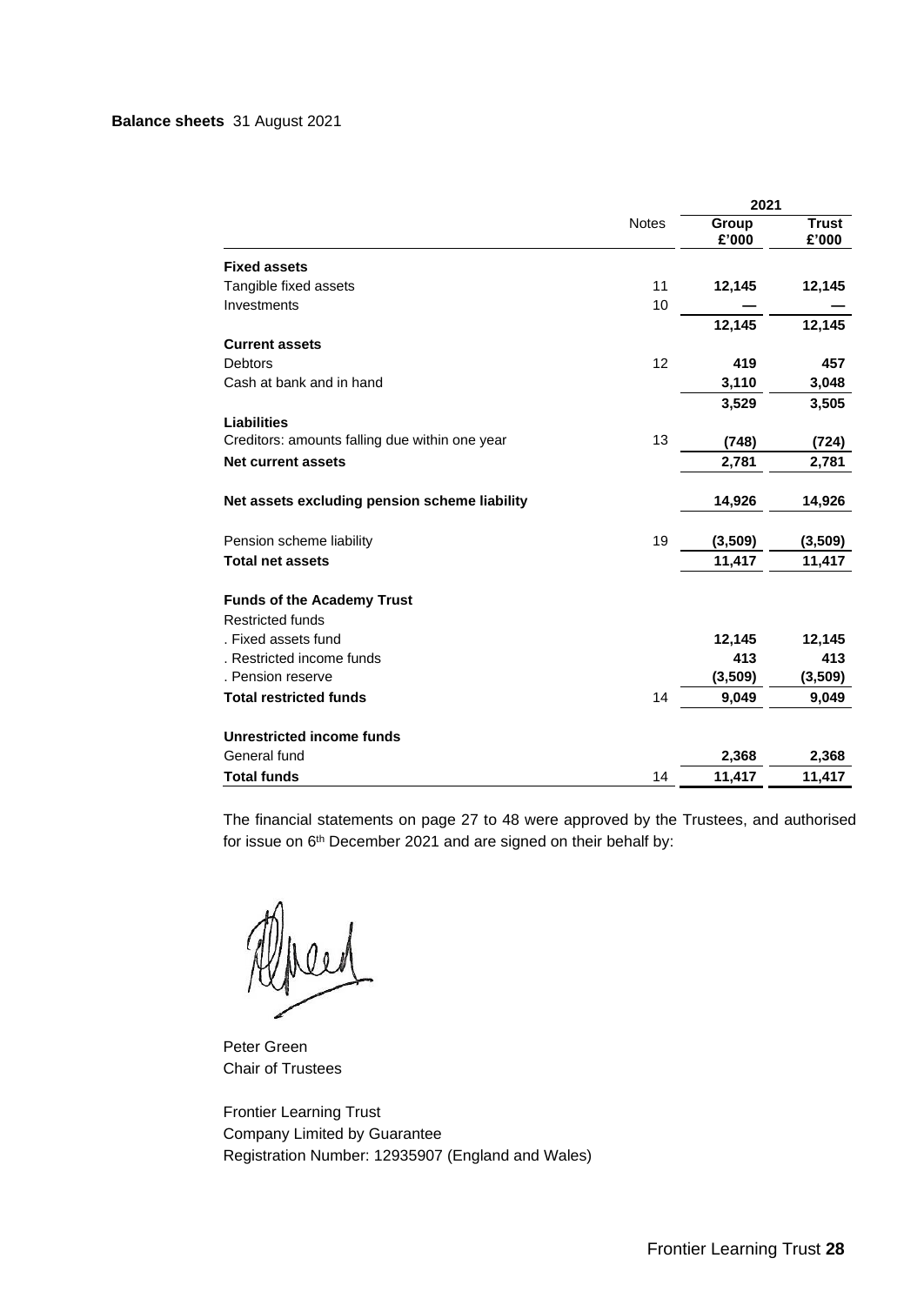**Balance sheets** 31 August 2021

| | Notes | 2021 Group £'000 | 2021 Trust £'000 |
|---|---|---|---|
| **Fixed assets** | | | |
| Tangible fixed assets | 11 | **12,145** | **12,145** |
| Investments | 10 | **—** | **—** |
| | | **12,145** | **12,145** |
| **Current assets** | | | |
| Debtors | 12 | **419** | **457** |
| Cash at bank and in hand | | **3,110** | **3,048** |
| | | **3,529** | **3,505** |
| **Liabilities** | | | |
| Creditors: amounts falling due within one year | 13 | **(748)** | **(724)** |
| **Net current assets** | | **2,781** | **2,781** |
| **Net assets excluding pension scheme liability** | | **14,926** | **14,926** |
| Pension scheme liability | 19 | **(3,509)** | **(3,509)** |
| **Total net assets** | | **11,417** | **11,417** |
| **Funds of the Academy Trust** | | | |
| Restricted funds | | | |
| . Fixed assets fund | | **12,145** | **12,145** |
| . Restricted income funds | | **413** | **413** |
| . Pension reserve | | **(3,509)** | **(3,509)** |
| **Total restricted funds** | 14 | **9,049** | **9,049** |
| **Unrestricted income funds** | | | |
| General fund | | **2,368** | **2,368** |
| **Total funds** | 14 | **11,417** | **11,417** |

The financial statements on page 27 to 48 were approved by the Trustees, and authorised for issue on 6th December 2021 and are signed on their behalf by:

Peter Green
Chair of Trustees

Frontier Learning Trust
Company Limited by Guarantee
Registration Number: 12935907 (England and Wales)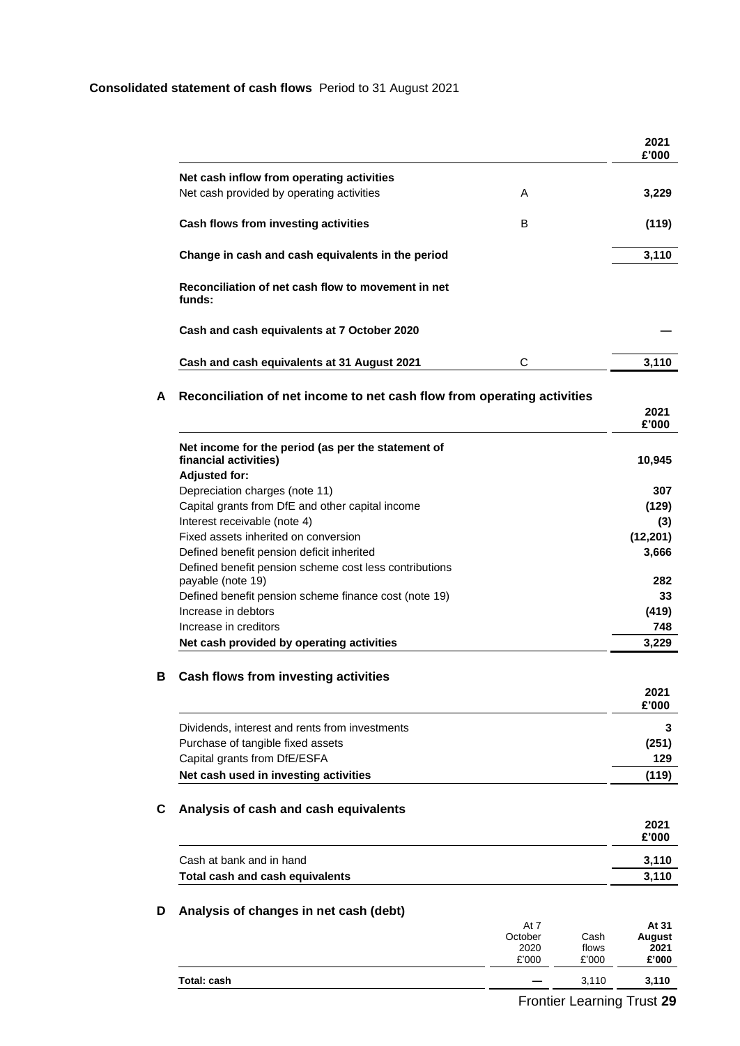**Consolidated statement of cash flows** Period to 31 August 2021

| | | 2021 £'000 |
|---|---|---|
| **Net cash inflow from operating activities** | | |
| Net cash provided by operating activities | A | **3,229** |
| **Cash flows from investing activities** | B | **(119)** |
| **Change in cash and cash equivalents in the period** | | **3,110** |
| **Reconciliation of net cash flow to movement in net funds:** | | |
| **Cash and cash equivalents at 7 October 2020** | | **—** |
| **Cash and cash equivalents at 31 August 2021** | C | **3,110** |

## A Reconciliation of net income to net cash flow from operating activities

| | 2021 £'000 |
|---|---|
| **Net income for the period (as per the statement of financial activities)** | **10,945** |
| **Adjusted for:** | |
| Depreciation charges (note 11) | **307** |
| Capital grants from DfE and other capital income | **(129)** |
| Interest receivable (note 4) | **(3)** |
| Fixed assets inherited on conversion | **(12,201)** |
| Defined benefit pension deficit inherited | **3,666** |
| Defined benefit pension scheme cost less contributions payable (note 19) | **282** |
| Defined benefit pension scheme finance cost (note 19) | **33** |
| Increase in debtors | **(419)** |
| Increase in creditors | **748** |
| **Net cash provided by operating activities** | **3,229** |

## B Cash flows from investing activities

| | 2021 £'000 |
|---|---|
| Dividends, interest and rents from investments | **3** |
| Purchase of tangible fixed assets | **(251)** |
| Capital grants from DfE/ESFA | **129** |
| **Net cash used in investing activities** | **(119)** |

## C Analysis of cash and cash equivalents

| | 2021 £'000 |
|---|---|
| Cash at bank and in hand | **3,110** |
| **Total cash and cash equivalents** | **3,110** |

## D Analysis of changes in net cash (debt)

| | At 7 October 2020 £'000 | Cash flows £'000 | **At 31 August 2021 £'000** |
|---|---|---|---|
| **Total: cash** | — | 3,110 | **3,110** |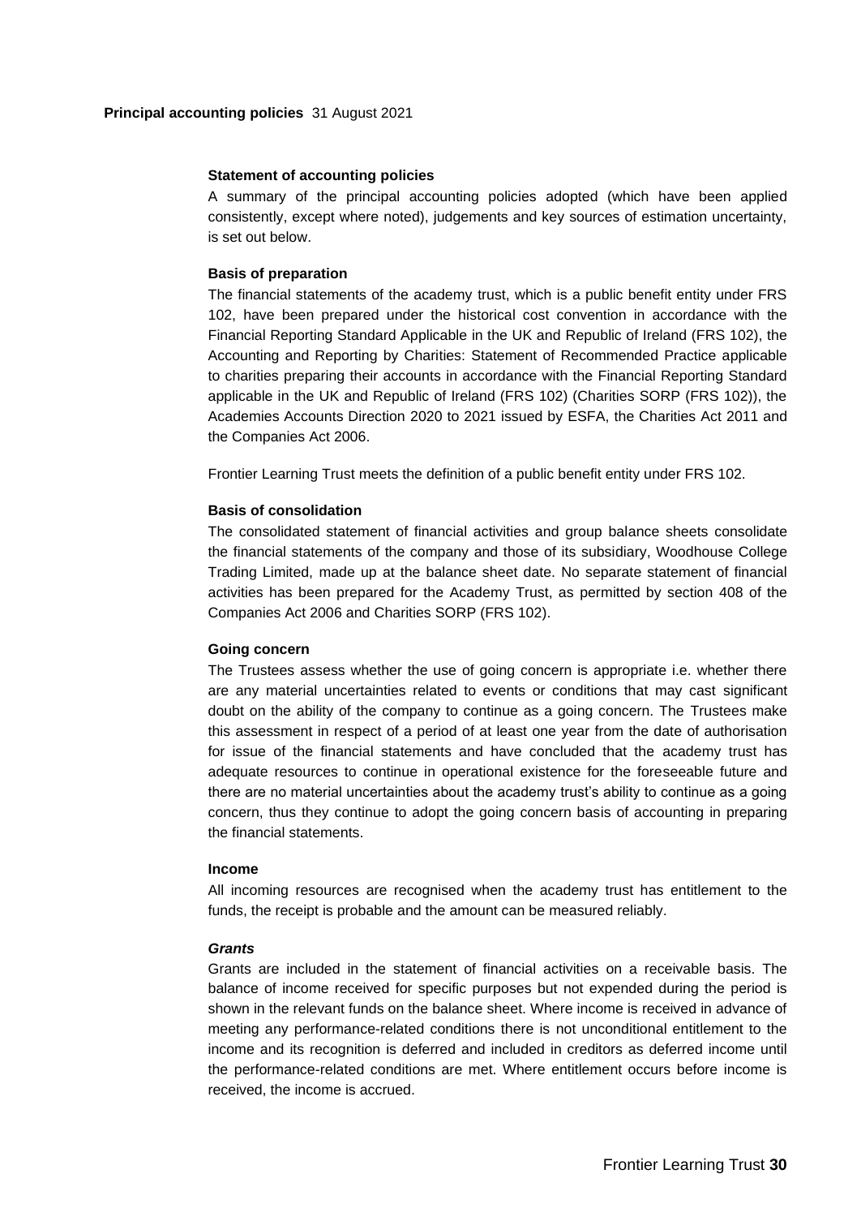**Principal accounting policies** 31 August 2021

**Statement of accounting policies**

A summary of the principal accounting policies adopted (which have been applied consistently, except where noted), judgements and key sources of estimation uncertainty, is set out below.

**Basis of preparation**

The financial statements of the academy trust, which is a public benefit entity under FRS 102, have been prepared under the historical cost convention in accordance with the Financial Reporting Standard Applicable in the UK and Republic of Ireland (FRS 102), the Accounting and Reporting by Charities: Statement of Recommended Practice applicable to charities preparing their accounts in accordance with the Financial Reporting Standard applicable in the UK and Republic of Ireland (FRS 102) (Charities SORP (FRS 102)), the Academies Accounts Direction 2020 to 2021 issued by ESFA, the Charities Act 2011 and the Companies Act 2006.

Frontier Learning Trust meets the definition of a public benefit entity under FRS 102.

**Basis of consolidation**

The consolidated statement of financial activities and group balance sheets consolidate the financial statements of the company and those of its subsidiary, Woodhouse College Trading Limited, made up at the balance sheet date. No separate statement of financial activities has been prepared for the Academy Trust, as permitted by section 408 of the Companies Act 2006 and Charities SORP (FRS 102).

**Going concern**

The Trustees assess whether the use of going concern is appropriate i.e. whether there are any material uncertainties related to events or conditions that may cast significant doubt on the ability of the company to continue as a going concern. The Trustees make this assessment in respect of a period of at least one year from the date of authorisation for issue of the financial statements and have concluded that the academy trust has adequate resources to continue in operational existence for the foreseeable future and there are no material uncertainties about the academy trust's ability to continue as a going concern, thus they continue to adopt the going concern basis of accounting in preparing the financial statements.

**Income**

All incoming resources are recognised when the academy trust has entitlement to the funds, the receipt is probable and the amount can be measured reliably.

***Grants***

Grants are included in the statement of financial activities on a receivable basis. The balance of income received for specific purposes but not expended during the period is shown in the relevant funds on the balance sheet. Where income is received in advance of meeting any performance-related conditions there is not unconditional entitlement to the income and its recognition is deferred and included in creditors as deferred income until the performance-related conditions are met. Where entitlement occurs before income is received, the income is accrued.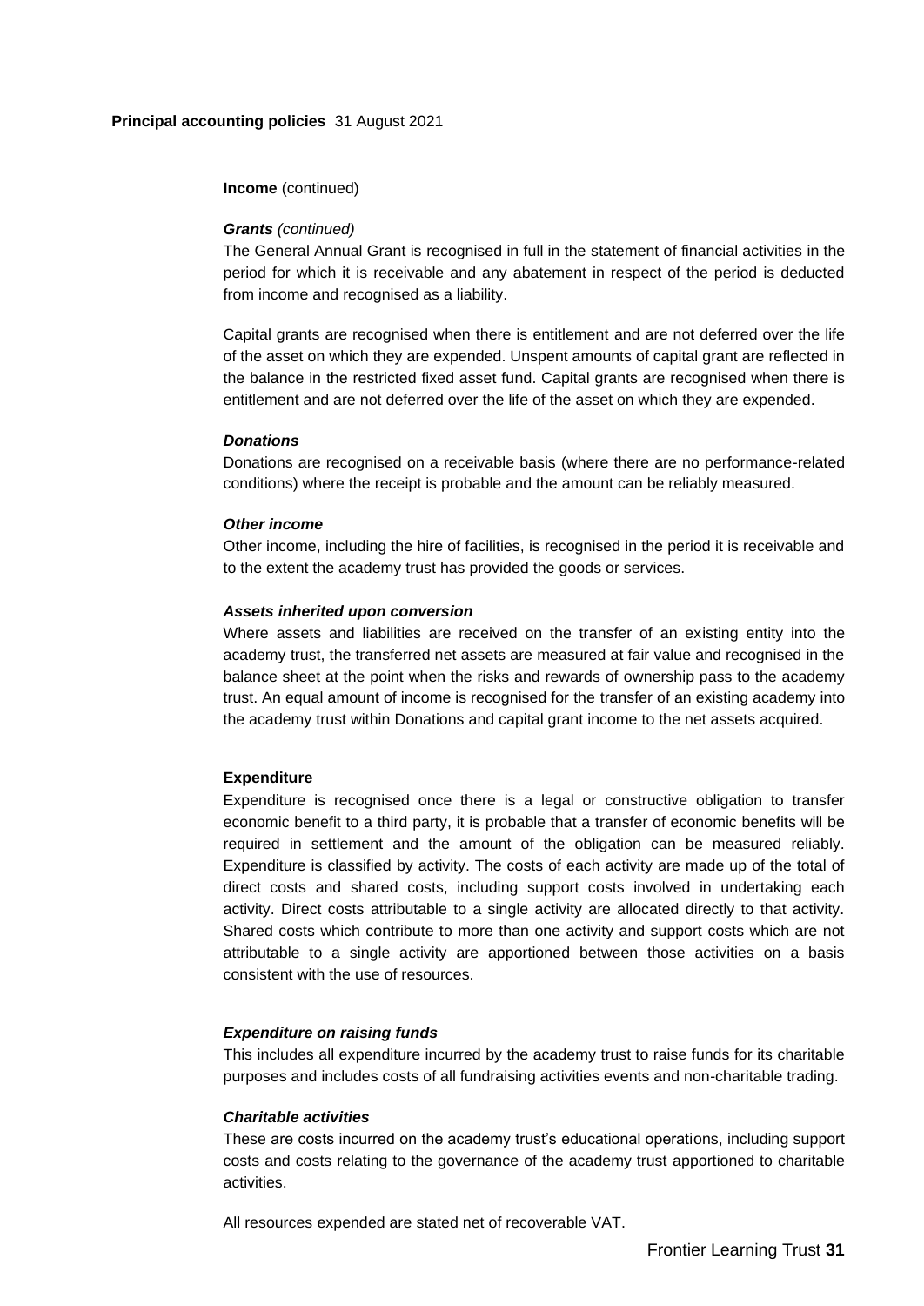**Principal accounting policies** 31 August 2021

**Income** (continued)

***Grants*** *(continued)*

The General Annual Grant is recognised in full in the statement of financial activities in the period for which it is receivable and any abatement in respect of the period is deducted from income and recognised as a liability.

Capital grants are recognised when there is entitlement and are not deferred over the life of the asset on which they are expended. Unspent amounts of capital grant are reflected in the balance in the restricted fixed asset fund. Capital grants are recognised when there is entitlement and are not deferred over the life of the asset on which they are expended.

***Donations***

Donations are recognised on a receivable basis (where there are no performance-related conditions) where the receipt is probable and the amount can be reliably measured.

***Other income***

Other income, including the hire of facilities, is recognised in the period it is receivable and to the extent the academy trust has provided the goods or services.

***Assets inherited upon conversion***

Where assets and liabilities are received on the transfer of an existing entity into the academy trust, the transferred net assets are measured at fair value and recognised in the balance sheet at the point when the risks and rewards of ownership pass to the academy trust. An equal amount of income is recognised for the transfer of an existing academy into the academy trust within Donations and capital grant income to the net assets acquired.

**Expenditure**

Expenditure is recognised once there is a legal or constructive obligation to transfer economic benefit to a third party, it is probable that a transfer of economic benefits will be required in settlement and the amount of the obligation can be measured reliably. Expenditure is classified by activity. The costs of each activity are made up of the total of direct costs and shared costs, including support costs involved in undertaking each activity. Direct costs attributable to a single activity are allocated directly to that activity. Shared costs which contribute to more than one activity and support costs which are not attributable to a single activity are apportioned between those activities on a basis consistent with the use of resources.

***Expenditure on raising funds***

This includes all expenditure incurred by the academy trust to raise funds for its charitable purposes and includes costs of all fundraising activities events and non-charitable trading.

***Charitable activities***

These are costs incurred on the academy trust's educational operations, including support costs and costs relating to the governance of the academy trust apportioned to charitable activities.

All resources expended are stated net of recoverable VAT.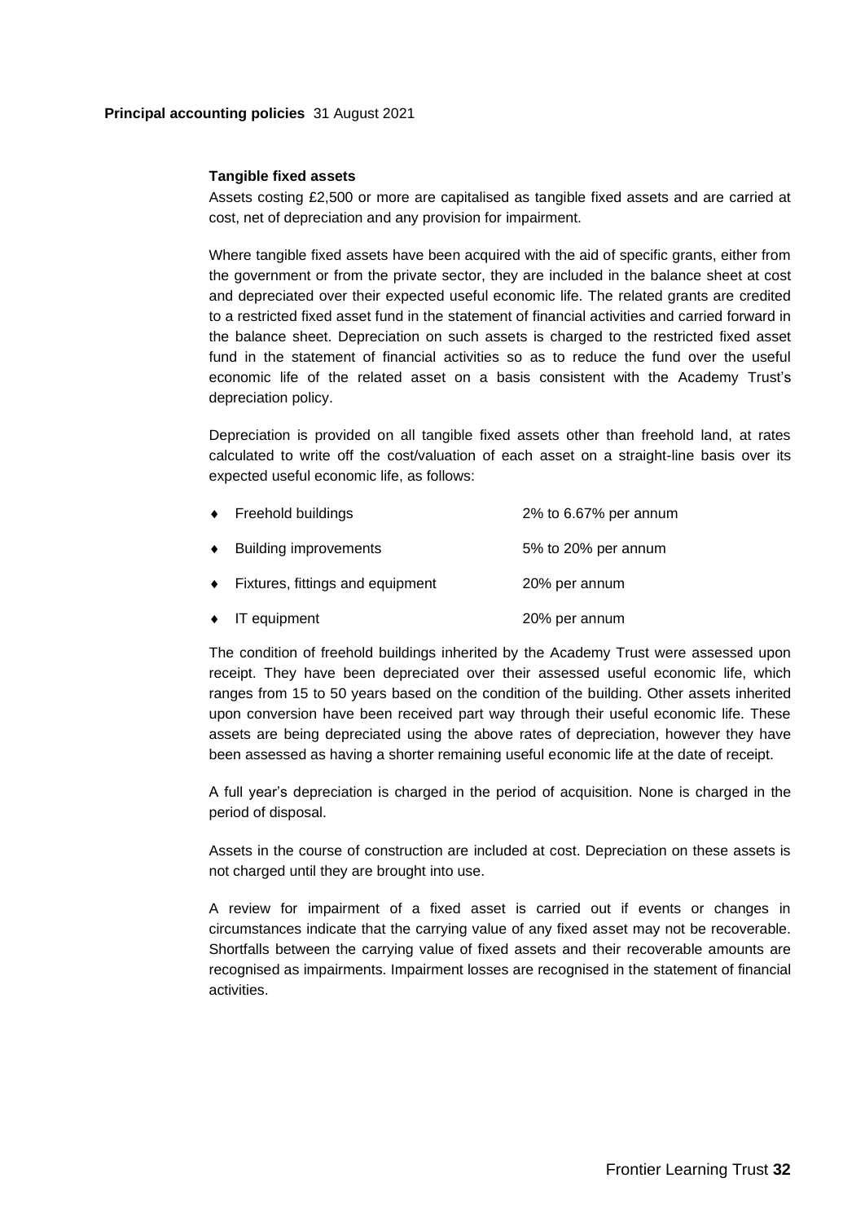**Principal accounting policies** 31 August 2021

### Tangible fixed assets

Assets costing £2,500 or more are capitalised as tangible fixed assets and are carried at cost, net of depreciation and any provision for impairment.

Where tangible fixed assets have been acquired with the aid of specific grants, either from the government or from the private sector, they are included in the balance sheet at cost and depreciated over their expected useful economic life. The related grants are credited to a restricted fixed asset fund in the statement of financial activities and carried forward in the balance sheet. Depreciation on such assets is charged to the restricted fixed asset fund in the statement of financial activities so as to reduce the fund over the useful economic life of the related asset on a basis consistent with the Academy Trust's depreciation policy.

Depreciation is provided on all tangible fixed assets other than freehold land, at rates calculated to write off the cost/valuation of each asset on a straight-line basis over its expected useful economic life, as follows:

| | |
|---|---|
| ♦ Freehold buildings | 2% to 6.67% per annum |
| ♦ Building improvements | 5% to 20% per annum |
| ♦ Fixtures, fittings and equipment | 20% per annum |
| ♦ IT equipment | 20% per annum |

The condition of freehold buildings inherited by the Academy Trust were assessed upon receipt. They have been depreciated over their assessed useful economic life, which ranges from 15 to 50 years based on the condition of the building. Other assets inherited upon conversion have been received part way through their useful economic life. These assets are being depreciated using the above rates of depreciation, however they have been assessed as having a shorter remaining useful economic life at the date of receipt.

A full year's depreciation is charged in the period of acquisition. None is charged in the period of disposal.

Assets in the course of construction are included at cost. Depreciation on these assets is not charged until they are brought into use.

A review for impairment of a fixed asset is carried out if events or changes in circumstances indicate that the carrying value of any fixed asset may not be recoverable. Shortfalls between the carrying value of fixed assets and their recoverable amounts are recognised as impairments. Impairment losses are recognised in the statement of financial activities.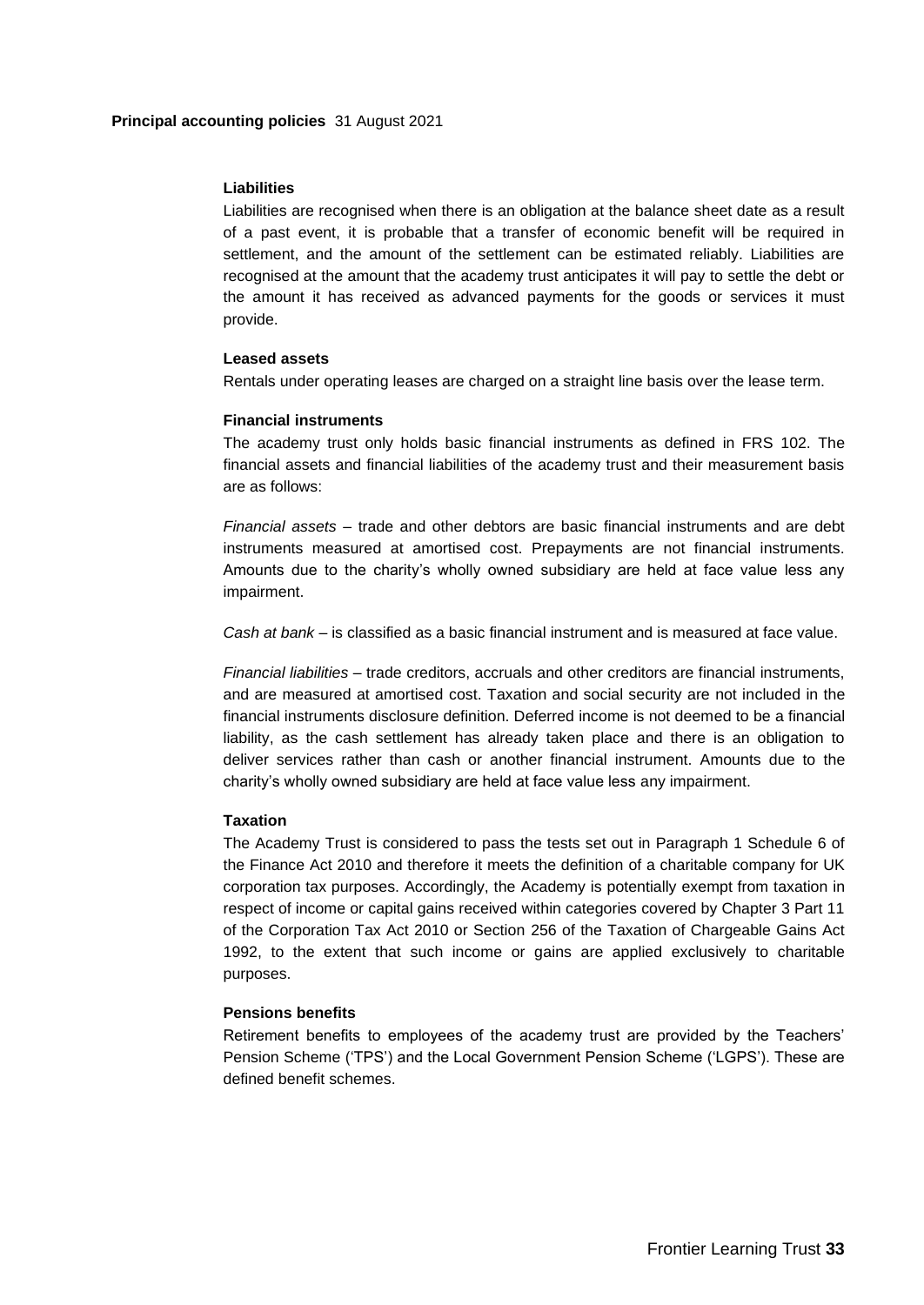**Principal accounting policies** 31 August 2021

### Liabilities

Liabilities are recognised when there is an obligation at the balance sheet date as a result of a past event, it is probable that a transfer of economic benefit will be required in settlement, and the amount of the settlement can be estimated reliably. Liabilities are recognised at the amount that the academy trust anticipates it will pay to settle the debt or the amount it has received as advanced payments for the goods or services it must provide.

### Leased assets

Rentals under operating leases are charged on a straight line basis over the lease term.

### Financial instruments

The academy trust only holds basic financial instruments as defined in FRS 102. The financial assets and financial liabilities of the academy trust and their measurement basis are as follows:

*Financial assets* – trade and other debtors are basic financial instruments and are debt instruments measured at amortised cost. Prepayments are not financial instruments. Amounts due to the charity's wholly owned subsidiary are held at face value less any impairment.

*Cash at bank* – is classified as a basic financial instrument and is measured at face value.

*Financial liabilities* – trade creditors, accruals and other creditors are financial instruments, and are measured at amortised cost. Taxation and social security are not included in the financial instruments disclosure definition. Deferred income is not deemed to be a financial liability, as the cash settlement has already taken place and there is an obligation to deliver services rather than cash or another financial instrument. Amounts due to the charity's wholly owned subsidiary are held at face value less any impairment.

### Taxation

The Academy Trust is considered to pass the tests set out in Paragraph 1 Schedule 6 of the Finance Act 2010 and therefore it meets the definition of a charitable company for UK corporation tax purposes. Accordingly, the Academy is potentially exempt from taxation in respect of income or capital gains received within categories covered by Chapter 3 Part 11 of the Corporation Tax Act 2010 or Section 256 of the Taxation of Chargeable Gains Act 1992, to the extent that such income or gains are applied exclusively to charitable purposes.

### Pensions benefits

Retirement benefits to employees of the academy trust are provided by the Teachers' Pension Scheme ('TPS') and the Local Government Pension Scheme ('LGPS'). These are defined benefit schemes.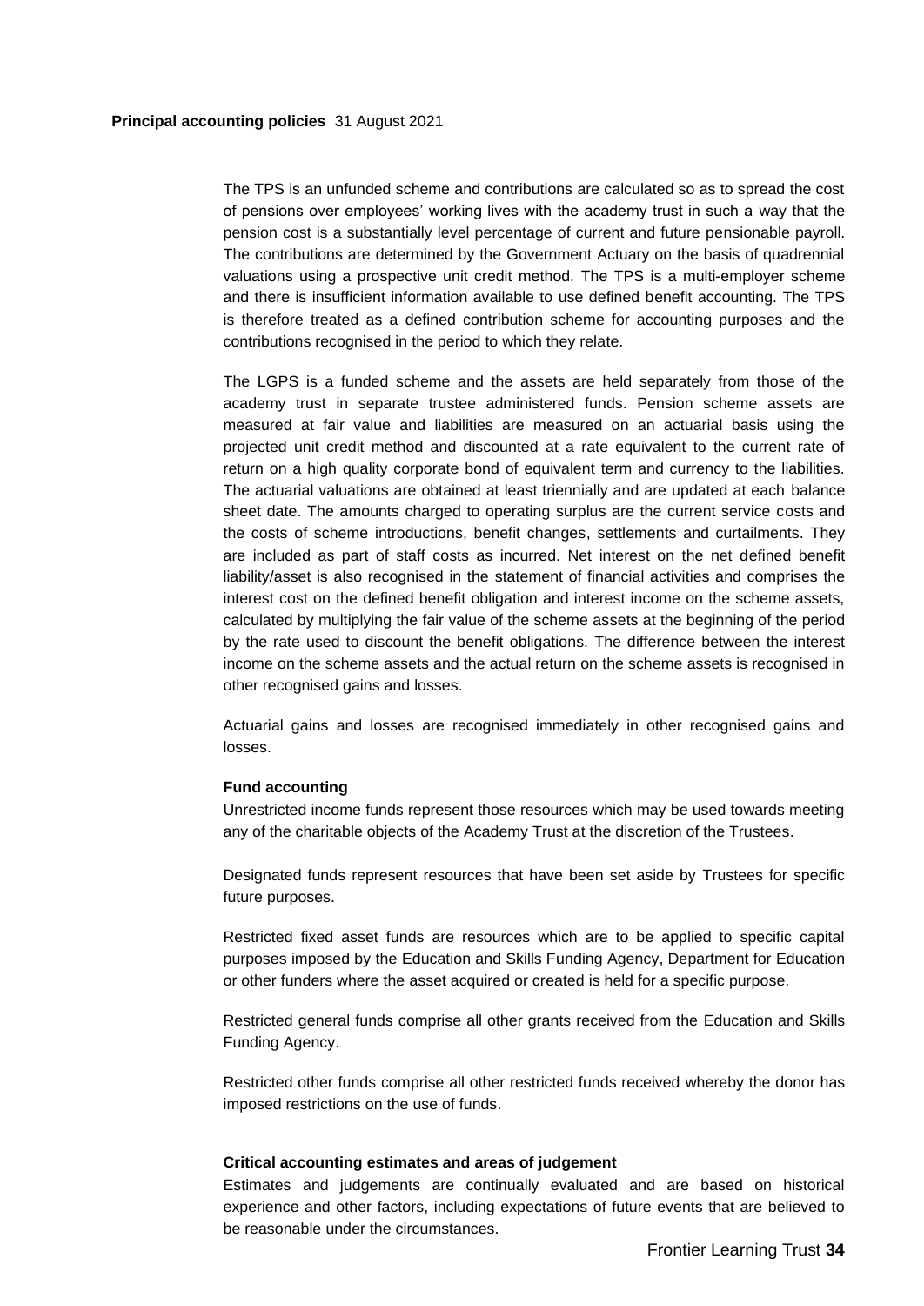The TPS is an unfunded scheme and contributions are calculated so as to spread the cost of pensions over employees' working lives with the academy trust in such a way that the pension cost is a substantially level percentage of current and future pensionable payroll. The contributions are determined by the Government Actuary on the basis of quadrennial valuations using a prospective unit credit method. The TPS is a multi-employer scheme and there is insufficient information available to use defined benefit accounting. The TPS is therefore treated as a defined contribution scheme for accounting purposes and the contributions recognised in the period to which they relate.

The LGPS is a funded scheme and the assets are held separately from those of the academy trust in separate trustee administered funds. Pension scheme assets are measured at fair value and liabilities are measured on an actuarial basis using the projected unit credit method and discounted at a rate equivalent to the current rate of return on a high quality corporate bond of equivalent term and currency to the liabilities. The actuarial valuations are obtained at least triennially and are updated at each balance sheet date. The amounts charged to operating surplus are the current service costs and the costs of scheme introductions, benefit changes, settlements and curtailments. They are included as part of staff costs as incurred. Net interest on the net defined benefit liability/asset is also recognised in the statement of financial activities and comprises the interest cost on the defined benefit obligation and interest income on the scheme assets, calculated by multiplying the fair value of the scheme assets at the beginning of the period by the rate used to discount the benefit obligations. The difference between the interest income on the scheme assets and the actual return on the scheme assets is recognised in other recognised gains and losses.

Actuarial gains and losses are recognised immediately in other recognised gains and losses.

**Fund accounting**

Unrestricted income funds represent those resources which may be used towards meeting any of the charitable objects of the Academy Trust at the discretion of the Trustees.

Designated funds represent resources that have been set aside by Trustees for specific future purposes.

Restricted fixed asset funds are resources which are to be applied to specific capital purposes imposed by the Education and Skills Funding Agency, Department for Education or other funders where the asset acquired or created is held for a specific purpose.

Restricted general funds comprise all other grants received from the Education and Skills Funding Agency.

Restricted other funds comprise all other restricted funds received whereby the donor has imposed restrictions on the use of funds.

**Critical accounting estimates and areas of judgement**

Estimates and judgements are continually evaluated and are based on historical experience and other factors, including expectations of future events that are believed to be reasonable under the circumstances.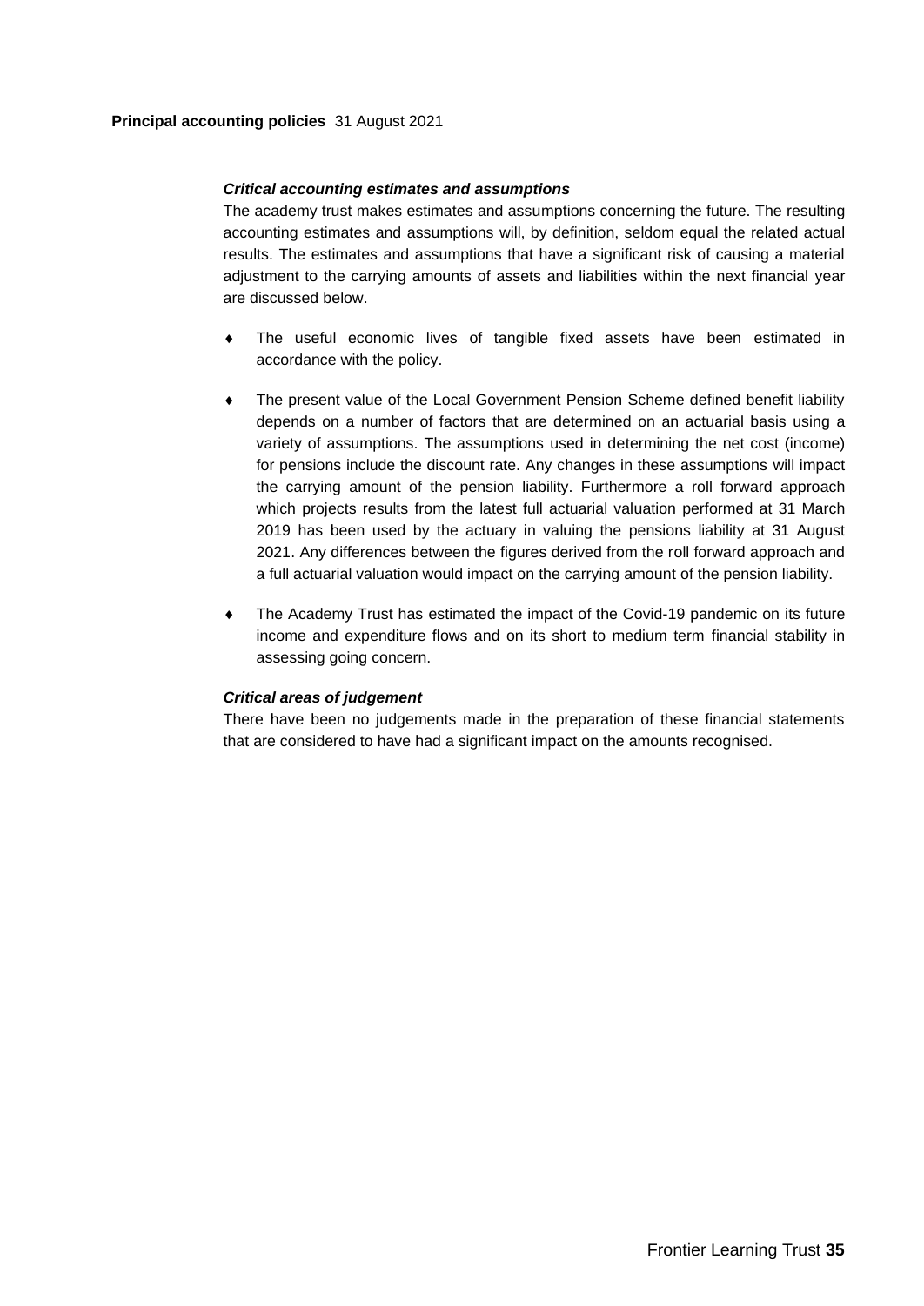**Principal accounting policies** 31 August 2021

***Critical accounting estimates and assumptions***

The academy trust makes estimates and assumptions concerning the future. The resulting accounting estimates and assumptions will, by definition, seldom equal the related actual results. The estimates and assumptions that have a significant risk of causing a material adjustment to the carrying amounts of assets and liabilities within the next financial year are discussed below.

- The useful economic lives of tangible fixed assets have been estimated in accordance with the policy.
- The present value of the Local Government Pension Scheme defined benefit liability depends on a number of factors that are determined on an actuarial basis using a variety of assumptions. The assumptions used in determining the net cost (income) for pensions include the discount rate. Any changes in these assumptions will impact the carrying amount of the pension liability. Furthermore a roll forward approach which projects results from the latest full actuarial valuation performed at 31 March 2019 has been used by the actuary in valuing the pensions liability at 31 August 2021. Any differences between the figures derived from the roll forward approach and a full actuarial valuation would impact on the carrying amount of the pension liability.
- The Academy Trust has estimated the impact of the Covid-19 pandemic on its future income and expenditure flows and on its short to medium term financial stability in assessing going concern.

***Critical areas of judgement***

There have been no judgements made in the preparation of these financial statements that are considered to have had a significant impact on the amounts recognised.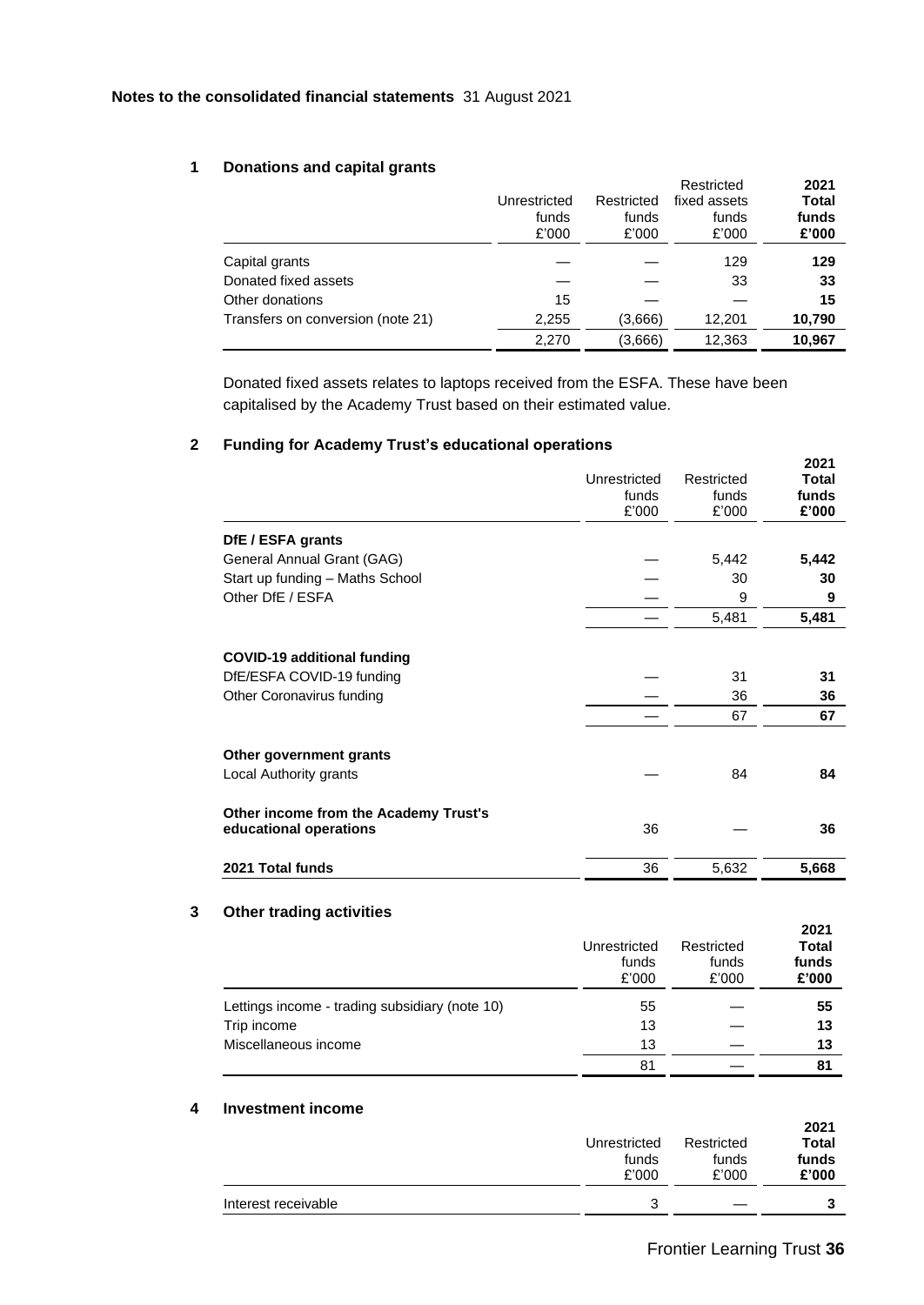## Notes to the consolidated financial statements 31 August 2021

### 1 Donations and capital grants

| | Unrestricted funds £'000 | Restricted funds £'000 | Restricted fixed assets funds £'000 | 2021 Total funds £'000 |
|---|---|---|---|---|
| Capital grants | — | — | 129 | **129** |
| Donated fixed assets | — | — | 33 | **33** |
| Other donations | 15 | — | — | **15** |
| Transfers on conversion (note 21) | 2,255 | (3,666) | 12,201 | **10,790** |
| | 2,270 | (3,666) | 12,363 | **10,967** |

Donated fixed assets relates to laptops received from the ESFA. These have been capitalised by the Academy Trust based on their estimated value.

### 2 Funding for Academy Trust's educational operations

| | Unrestricted funds £'000 | Restricted funds £'000 | 2021 Total funds £'000 |
|---|---|---|---|
| **DfE / ESFA grants** | | | |
| General Annual Grant (GAG) | — | 5,442 | **5,442** |
| Start up funding – Maths School | — | 30 | **30** |
| Other DfE / ESFA | — | 9 | **9** |
| | — | 5,481 | **5,481** |
| **COVID-19 additional funding** | | | |
| DfE/ESFA COVID-19 funding | — | 31 | **31** |
| Other Coronavirus funding | — | 36 | **36** |
| | — | 67 | **67** |
| **Other government grants** | | | |
| Local Authority grants | — | 84 | **84** |
| **Other income from the Academy Trust's educational operations** | 36 | — | **36** |
| **2021 Total funds** | 36 | 5,632 | **5,668** |

### 3 Other trading activities

| | Unrestricted funds £'000 | Restricted funds £'000 | 2021 Total funds £'000 |
|---|---|---|---|
| Lettings income - trading subsidiary (note 10) | 55 | — | **55** |
| Trip income | 13 | — | **13** |
| Miscellaneous income | 13 | — | **13** |
| | 81 | — | **81** |

### 4 Investment income

| | Unrestricted funds £'000 | Restricted funds £'000 | 2021 Total funds £'000 |
|---|---|---|---|
| Interest receivable | 3 | — | **3** |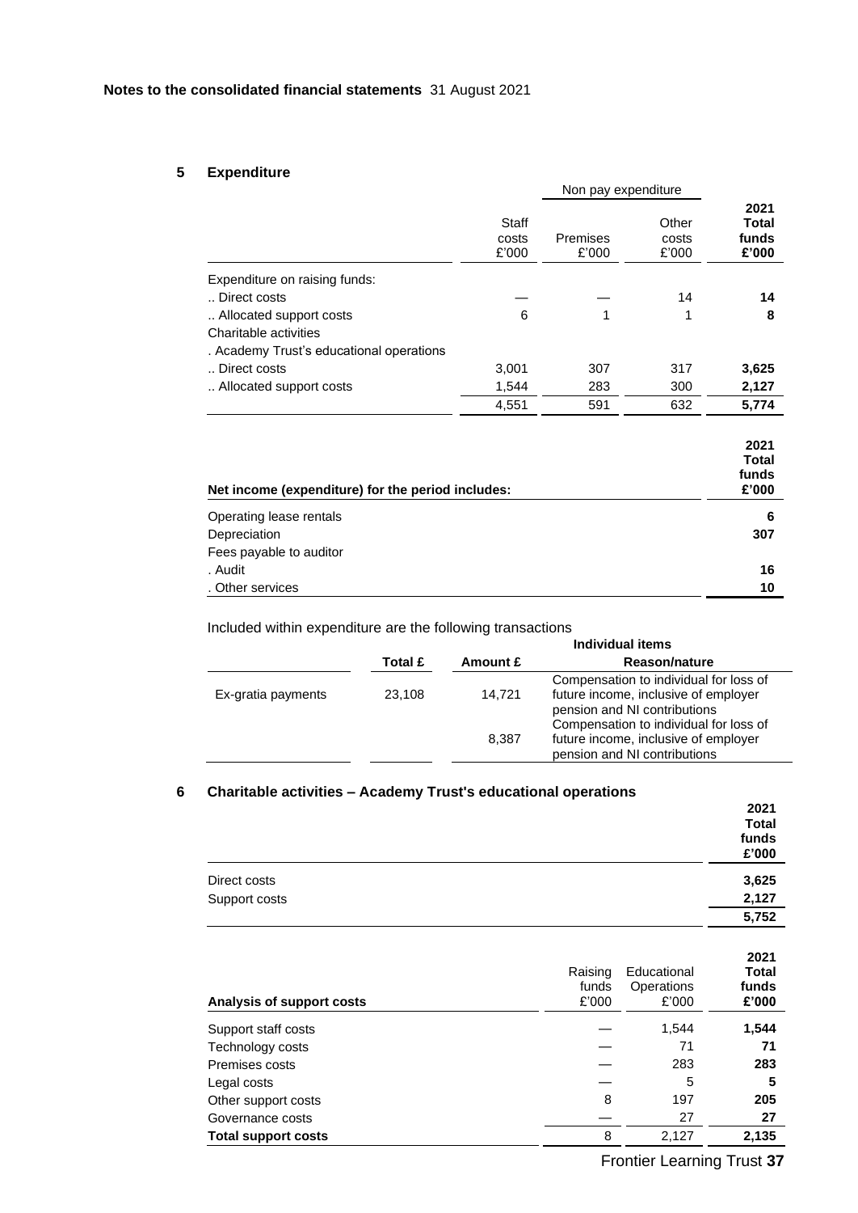**Notes to the consolidated financial statements** 31 August 2021

## 5 Expenditure

| | Staff costs £'000 | Non pay expenditure Premises £'000 | Other costs £'000 | 2021 Total funds £'000 |
|---|---|---|---|---|
| Expenditure on raising funds: | | | | |
| .. Direct costs | — | — | 14 | **14** |
| .. Allocated support costs | 6 | 1 | 1 | **8** |
| Charitable activities | | | | |
| . Academy Trust's educational operations | | | | |
| .. Direct costs | 3,001 | 307 | 317 | **3,625** |
| .. Allocated support costs | 1,544 | 283 | 300 | **2,127** |
| | 4,551 | 591 | 632 | **5,774** |

| **Net income (expenditure) for the period includes:** | **2021 Total funds £'000** |
|---|---|
| Operating lease rentals | **6** |
| Depreciation | **307** |
| Fees payable to auditor | |
| . Audit | **16** |
| . Other services | **10** |

Included within expenditure are the following transactions

| | **Total £** | **Individual items Amount £** | **Reason/nature** |
|---|---|---|---|
| Ex-gratia payments | 23,108 | 14,721 | Compensation to individual for loss of future income, inclusive of employer pension and NI contributions |
| | | 8,387 | Compensation to individual for loss of future income, inclusive of employer pension and NI contributions |

## 6 Charitable activities – Academy Trust's educational operations

| | **2021 Total funds £'000** |
|---|---|
| Direct costs | **3,625** |
| Support costs | **2,127** |
| | **5,752** |

| **Analysis of support costs** | Raising funds £'000 | Educational Operations £'000 | **2021 Total funds £'000** |
|---|---|---|---|
| Support staff costs | — | 1,544 | **1,544** |
| Technology costs | — | 71 | **71** |
| Premises costs | — | 283 | **283** |
| Legal costs | — | 5 | **5** |
| Other support costs | 8 | 197 | **205** |
| Governance costs | — | 27 | **27** |
| **Total support costs** | 8 | 2,127 | **2,135** |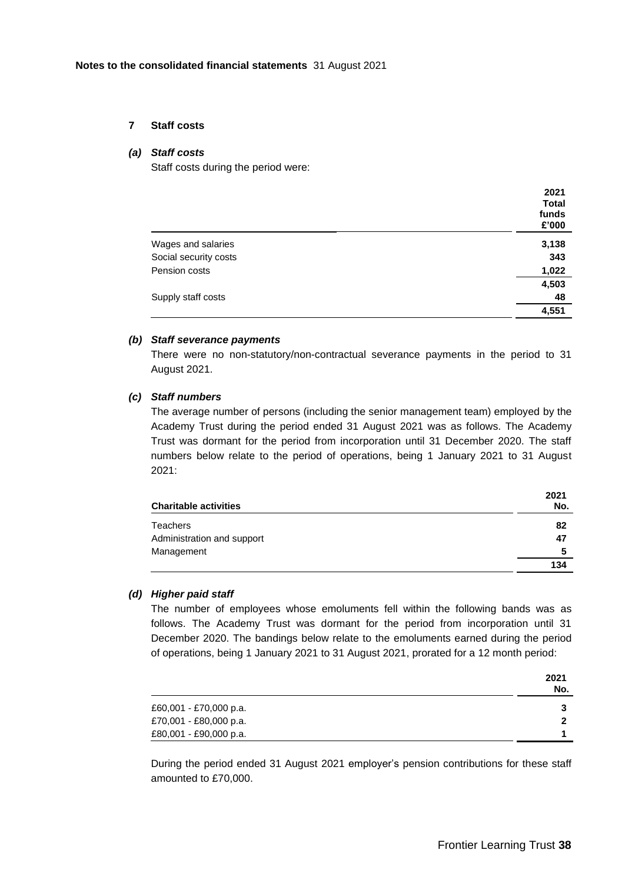**Notes to the consolidated financial statements** 31 August 2021

## 7 Staff costs

### *(a) Staff costs*

Staff costs during the period were:

| | 2021 Total funds £'000 |
|---|---|
| Wages and salaries | 3,138 |
| Social security costs | 343 |
| Pension costs | 1,022 |
| | 4,503 |
| Supply staff costs | 48 |
| | 4,551 |

### *(b) Staff severance payments*

There were no non-statutory/non-contractual severance payments in the period to 31 August 2021.

### *(c) Staff numbers*

The average number of persons (including the senior management team) employed by the Academy Trust during the period ended 31 August 2021 was as follows. The Academy Trust was dormant for the period from incorporation until 31 December 2020. The staff numbers below relate to the period of operations, being 1 January 2021 to 31 August 2021:

| Charitable activities | 2021 No. |
|---|---|
| Teachers | 82 |
| Administration and support | 47 |
| Management | 5 |
| | 134 |

### *(d) Higher paid staff*

The number of employees whose emoluments fell within the following bands was as follows. The Academy Trust was dormant for the period from incorporation until 31 December 2020. The bandings below relate to the emoluments earned during the period of operations, being 1 January 2021 to 31 August 2021, prorated for a 12 month period:

| | 2021 No. |
|---|---|
| £60,001 - £70,000 p.a. | 3 |
| £70,001 - £80,000 p.a. | 2 |
| £80,001 - £90,000 p.a. | 1 |

During the period ended 31 August 2021 employer's pension contributions for these staff amounted to £70,000.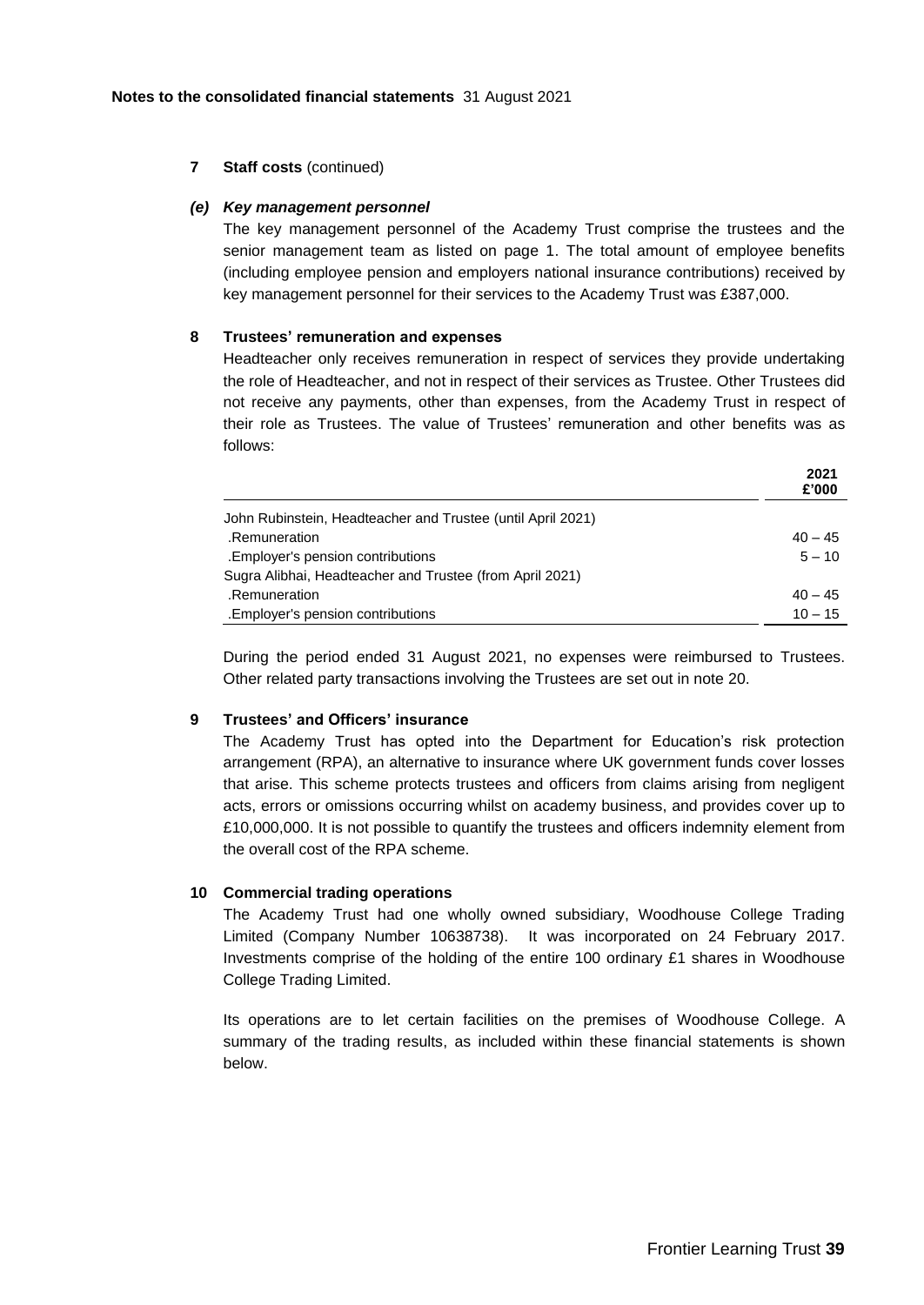**Notes to the consolidated financial statements** 31 August 2021

**7 Staff costs** (continued)

***(e) Key management personnel***

The key management personnel of the Academy Trust comprise the trustees and the senior management team as listed on page 1. The total amount of employee benefits (including employee pension and employers national insurance contributions) received by key management personnel for their services to the Academy Trust was £387,000.

**8 Trustees' remuneration and expenses**

Headteacher only receives remuneration in respect of services they provide undertaking the role of Headteacher, and not in respect of their services as Trustee. Other Trustees did not receive any payments, other than expenses, from the Academy Trust in respect of their role as Trustees. The value of Trustees' remuneration and other benefits was as follows:

| | **2021 £'000** |
|---|---|
| John Rubinstein, Headteacher and Trustee (until April 2021) | |
| .Remuneration | 40 – 45 |
| .Employer's pension contributions | 5 – 10 |
| Sugra Alibhai, Headteacher and Trustee (from April 2021) | |
| .Remuneration | 40 – 45 |
| .Employer's pension contributions | 10 – 15 |

During the period ended 31 August 2021, no expenses were reimbursed to Trustees. Other related party transactions involving the Trustees are set out in note 20.

**9 Trustees' and Officers' insurance**

The Academy Trust has opted into the Department for Education's risk protection arrangement (RPA), an alternative to insurance where UK government funds cover losses that arise. This scheme protects trustees and officers from claims arising from negligent acts, errors or omissions occurring whilst on academy business, and provides cover up to £10,000,000. It is not possible to quantify the trustees and officers indemnity element from the overall cost of the RPA scheme.

**10 Commercial trading operations**

The Academy Trust had one wholly owned subsidiary, Woodhouse College Trading Limited (Company Number 10638738). It was incorporated on 24 February 2017. Investments comprise of the holding of the entire 100 ordinary £1 shares in Woodhouse College Trading Limited.

Its operations are to let certain facilities on the premises of Woodhouse College. A summary of the trading results, as included within these financial statements is shown below.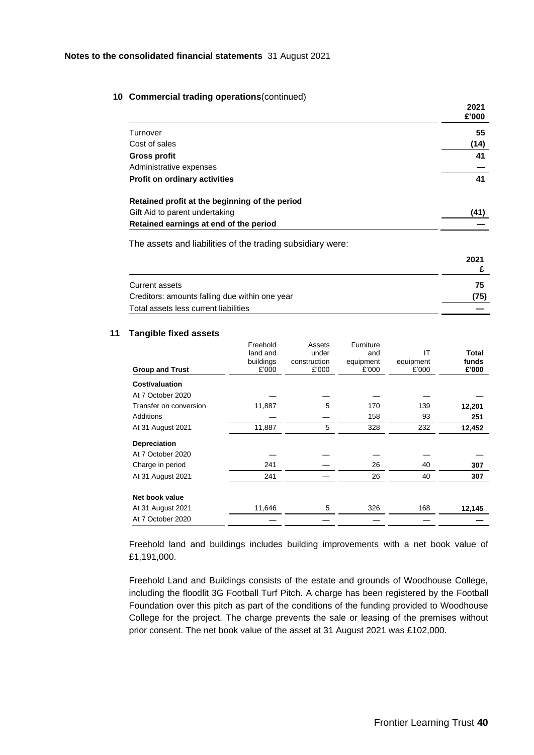**Notes to the consolidated financial statements** 31 August 2021

## 10 Commercial trading operations(continued)

| | 2021 £'000 |
|---|---|
| Turnover | 55 |
| Cost of sales | (14) |
| **Gross profit** | 41 |
| Administrative expenses | — |
| **Profit on ordinary activities** | 41 |
| | |
| **Retained profit at the beginning of the period** | |
| Gift Aid to parent undertaking | (41) |
| **Retained earnings at end of the period** | — |

The assets and liabilities of the trading subsidiary were:

| | 2021 £ |
|---|---|
| Current assets | 75 |
| Creditors: amounts falling due within one year | (75) |
| Total assets less current liabilities | — |

## 11 Tangible fixed assets

| Group and Trust | Freehold land and buildings £'000 | Assets under construction £'000 | Furniture and equipment £'000 | IT equipment £'000 | Total funds £'000 |
|---|---|---|---|---|---|
| **Cost/valuation** | | | | | |
| At 7 October 2020 | — | — | — | — | — |
| Transfer on conversion | 11,887 | 5 | 170 | 139 | **12,201** |
| Additions | — | — | 158 | 93 | **251** |
| At 31 August 2021 | 11,887 | 5 | 328 | 232 | **12,452** |
| **Depreciation** | | | | | |
| At 7 October 2020 | — | — | — | — | — |
| Charge in period | 241 | — | 26 | 40 | **307** |
| At 31 August 2021 | 241 | — | 26 | 40 | **307** |
| **Net book value** | | | | | |
| At 31 August 2021 | 11,646 | 5 | 326 | 168 | **12,145** |
| At 7 October 2020 | — | — | — | — | — |

Freehold land and buildings includes building improvements with a net book value of £1,191,000.

Freehold Land and Buildings consists of the estate and grounds of Woodhouse College, including the floodlit 3G Football Turf Pitch. A charge has been registered by the Football Foundation over this pitch as part of the conditions of the funding provided to Woodhouse College for the project. The charge prevents the sale or leasing of the premises without prior consent. The net book value of the asset at 31 August 2021 was £102,000.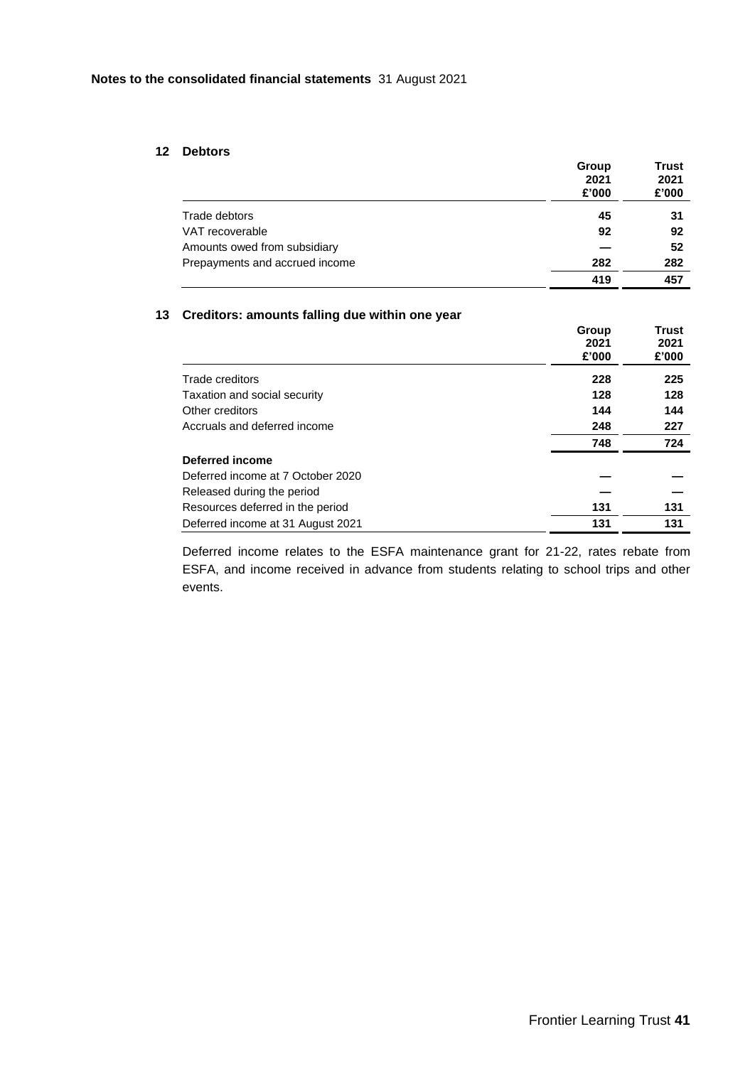## 12 Debtors

| | Group 2021 £'000 | Trust 2021 £'000 |
|---|---|---|
| Trade debtors | 45 | 31 |
| VAT recoverable | 92 | 92 |
| Amounts owed from subsidiary | — | 52 |
| Prepayments and accrued income | 282 | 282 |
| | 419 | 457 |

## 13 Creditors: amounts falling due within one year

| | Group 2021 £'000 | Trust 2021 £'000 |
|---|---|---|
| Trade creditors | 228 | 225 |
| Taxation and social security | 128 | 128 |
| Other creditors | 144 | 144 |
| Accruals and deferred income | 248 | 227 |
| | 748 | 724 |
| **Deferred income** | | |
| Deferred income at 7 October 2020 | — | — |
| Released during the period | — | — |
| Resources deferred in the period | 131 | 131 |
| Deferred income at 31 August 2021 | 131 | 131 |

Deferred income relates to the ESFA maintenance grant for 21-22, rates rebate from ESFA, and income received in advance from students relating to school trips and other events.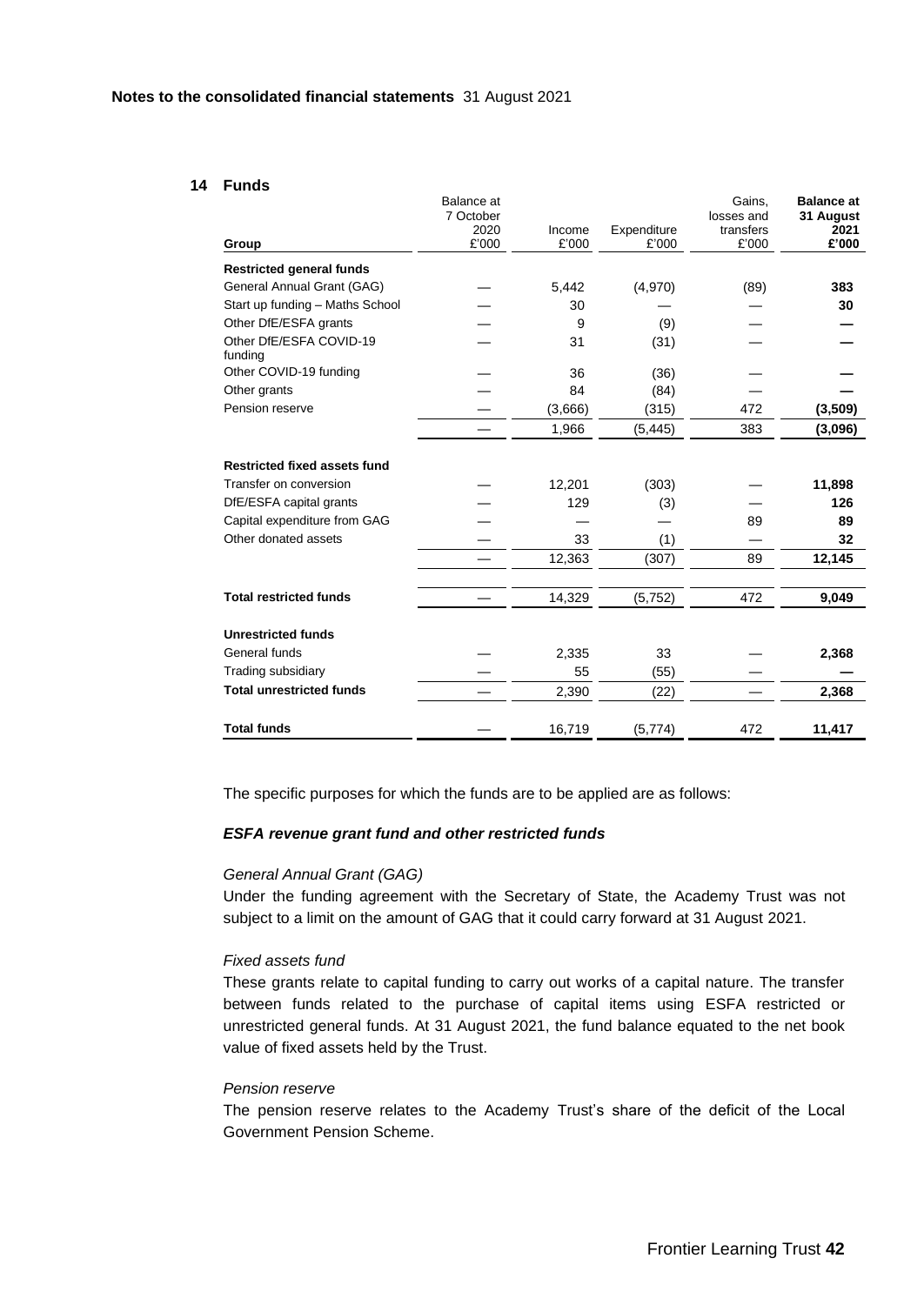Notes to the consolidated financial statements 31 August 2021

## 14 Funds

| Group | Balance at 7 October 2020 £'000 | Income £'000 | Expenditure £'000 | Gains, losses and transfers £'000 | **Balance at 31 August 2021 £'000** |
|---|---|---|---|---|---|
| **Restricted general funds** | | | | | |
| General Annual Grant (GAG) | — | 5,442 | (4,970) | (89) | **383** |
| Start up funding – Maths School | — | 30 | — | — | **30** |
| Other DfE/ESFA grants | — | 9 | (9) | — | **—** |
| Other DfE/ESFA COVID-19 funding | — | 31 | (31) | — | **—** |
| Other COVID-19 funding | — | 36 | (36) | — | **—** |
| Other grants | — | 84 | (84) | — | **—** |
| Pension reserve | — | (3,666) | (315) | 472 | **(3,509)** |
| | — | 1,966 | (5,445) | 383 | **(3,096)** |
| **Restricted fixed assets fund** | | | | | |
| Transfer on conversion | — | 12,201 | (303) | — | **11,898** |
| DfE/ESFA capital grants | — | 129 | (3) | — | **126** |
| Capital expenditure from GAG | — | — | — | 89 | **89** |
| Other donated assets | — | 33 | (1) | — | **32** |
| | — | 12,363 | (307) | 89 | **12,145** |
| **Total restricted funds** | — | 14,329 | (5,752) | 472 | **9,049** |
| **Unrestricted funds** | | | | | |
| General funds | — | 2,335 | 33 | — | **2,368** |
| Trading subsidiary | — | 55 | (55) | — | **—** |
| **Total unrestricted funds** | — | 2,390 | (22) | — | **2,368** |
| **Total funds** | — | 16,719 | (5,774) | 472 | **11,417** |

The specific purposes for which the funds are to be applied are as follows:

***ESFA revenue grant fund and other restricted funds***

*General Annual Grant (GAG)*

Under the funding agreement with the Secretary of State, the Academy Trust was not subject to a limit on the amount of GAG that it could carry forward at 31 August 2021.

*Fixed assets fund*

These grants relate to capital funding to carry out works of a capital nature. The transfer between funds related to the purchase of capital items using ESFA restricted or unrestricted general funds. At 31 August 2021, the fund balance equated to the net book value of fixed assets held by the Trust.

*Pension reserve*

The pension reserve relates to the Academy Trust's share of the deficit of the Local Government Pension Scheme.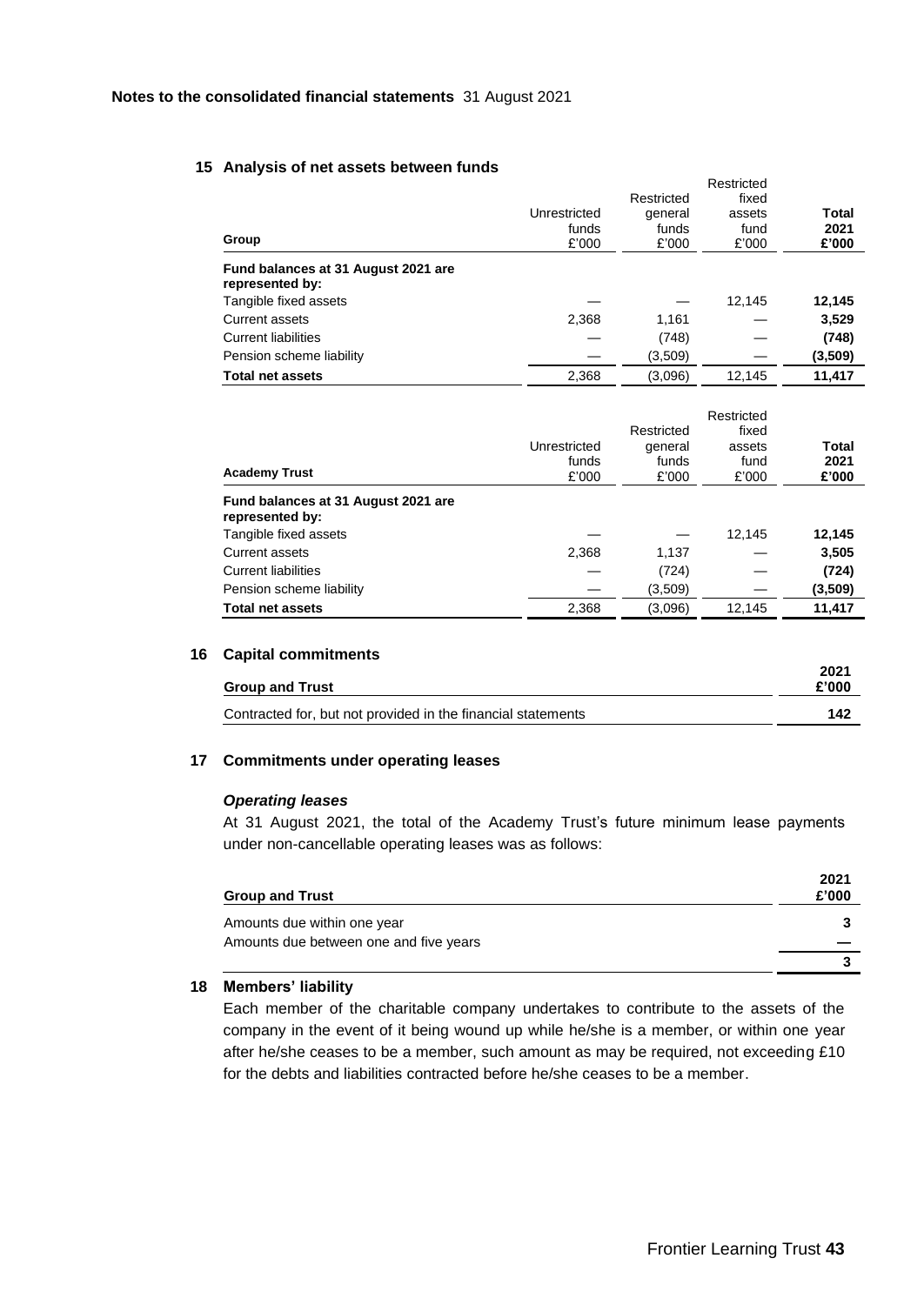## 15 Analysis of net assets between funds

| Group | Unrestricted funds £'000 | Restricted general funds £'000 | Restricted fixed assets fund £'000 | **Total 2021 £'000** |
|---|---|---|---|---|
| **Fund balances at 31 August 2021 are represented by:** | | | | |
| Tangible fixed assets | — | — | 12,145 | **12,145** |
| Current assets | 2,368 | 1,161 | — | **3,529** |
| Current liabilities | — | (748) | — | **(748)** |
| Pension scheme liability | — | (3,509) | — | **(3,509)** |
| **Total net assets** | 2,368 | (3,096) | 12,145 | **11,417** |

| Academy Trust | Unrestricted funds £'000 | Restricted general funds £'000 | Restricted fixed assets fund £'000 | **Total 2021 £'000** |
|---|---|---|---|---|
| **Fund balances at 31 August 2021 are represented by:** | | | | |
| Tangible fixed assets | — | — | 12,145 | **12,145** |
| Current assets | 2,368 | 1,137 | — | **3,505** |
| Current liabilities | — | (724) | — | **(724)** |
| Pension scheme liability | — | (3,509) | — | **(3,509)** |
| **Total net assets** | 2,368 | (3,096) | 12,145 | **11,417** |

## 16 Capital commitments

| Group and Trust | **2021 £'000** |
|---|---|
| Contracted for, but not provided in the financial statements | **142** |

## 17 Commitments under operating leases

### *Operating leases*

At 31 August 2021, the total of the Academy Trust's future minimum lease payments under non-cancellable operating leases was as follows:

| Group and Trust | **2021 £'000** |
|---|---|
| Amounts due within one year | **3** |
| Amounts due between one and five years | **—** |
| | **3** |

## 18 Members' liability

Each member of the charitable company undertakes to contribute to the assets of the company in the event of it being wound up while he/she is a member, or within one year after he/she ceases to be a member, such amount as may be required, not exceeding £10 for the debts and liabilities contracted before he/she ceases to be a member.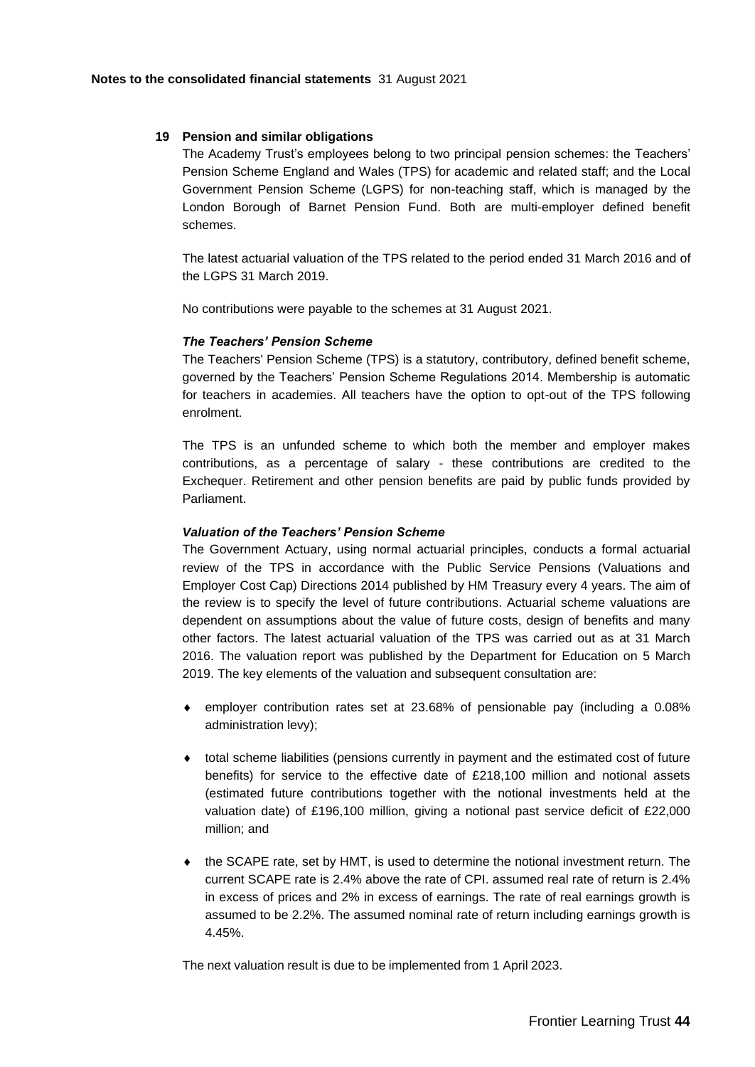**Notes to the consolidated financial statements** 31 August 2021

## 19 Pension and similar obligations

The Academy Trust's employees belong to two principal pension schemes: the Teachers' Pension Scheme England and Wales (TPS) for academic and related staff; and the Local Government Pension Scheme (LGPS) for non-teaching staff, which is managed by the London Borough of Barnet Pension Fund. Both are multi-employer defined benefit schemes.

The latest actuarial valuation of the TPS related to the period ended 31 March 2016 and of the LGPS 31 March 2019.

No contributions were payable to the schemes at 31 August 2021.

***The Teachers' Pension Scheme***

The Teachers' Pension Scheme (TPS) is a statutory, contributory, defined benefit scheme, governed by the Teachers' Pension Scheme Regulations 2014. Membership is automatic for teachers in academies. All teachers have the option to opt-out of the TPS following enrolment.

The TPS is an unfunded scheme to which both the member and employer makes contributions, as a percentage of salary - these contributions are credited to the Exchequer. Retirement and other pension benefits are paid by public funds provided by Parliament.

***Valuation of the Teachers' Pension Scheme***

The Government Actuary, using normal actuarial principles, conducts a formal actuarial review of the TPS in accordance with the Public Service Pensions (Valuations and Employer Cost Cap) Directions 2014 published by HM Treasury every 4 years. The aim of the review is to specify the level of future contributions. Actuarial scheme valuations are dependent on assumptions about the value of future costs, design of benefits and many other factors. The latest actuarial valuation of the TPS was carried out as at 31 March 2016. The valuation report was published by the Department for Education on 5 March 2019. The key elements of the valuation and subsequent consultation are:

- employer contribution rates set at 23.68% of pensionable pay (including a 0.08% administration levy);
- total scheme liabilities (pensions currently in payment and the estimated cost of future benefits) for service to the effective date of £218,100 million and notional assets (estimated future contributions together with the notional investments held at the valuation date) of £196,100 million, giving a notional past service deficit of £22,000 million; and
- the SCAPE rate, set by HMT, is used to determine the notional investment return. The current SCAPE rate is 2.4% above the rate of CPI. assumed real rate of return is 2.4% in excess of prices and 2% in excess of earnings. The rate of real earnings growth is assumed to be 2.2%. The assumed nominal rate of return including earnings growth is 4.45%.

The next valuation result is due to be implemented from 1 April 2023.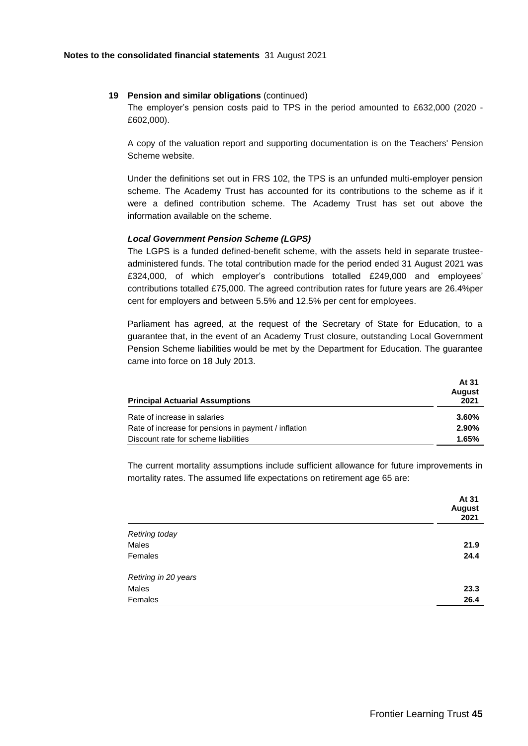**Notes to the consolidated financial statements** 31 August 2021

**19 Pension and similar obligations** (continued)

The employer's pension costs paid to TPS in the period amounted to £632,000 (2020 - £602,000).

A copy of the valuation report and supporting documentation is on the Teachers' Pension Scheme website.

Under the definitions set out in FRS 102, the TPS is an unfunded multi-employer pension scheme. The Academy Trust has accounted for its contributions to the scheme as if it were a defined contribution scheme. The Academy Trust has set out above the information available on the scheme.

***Local Government Pension Scheme (LGPS)***

The LGPS is a funded defined-benefit scheme, with the assets held in separate trustee-administered funds. The total contribution made for the period ended 31 August 2021 was £324,000, of which employer's contributions totalled £249,000 and employees' contributions totalled £75,000. The agreed contribution rates for future years are 26.4%per cent for employers and between 5.5% and 12.5% per cent for employees.

Parliament has agreed, at the request of the Secretary of State for Education, to a guarantee that, in the event of an Academy Trust closure, outstanding Local Government Pension Scheme liabilities would be met by the Department for Education. The guarantee came into force on 18 July 2013.

| **Principal Actuarial Assumptions** | **At 31 August 2021** |
|---|---|
| Rate of increase in salaries | **3.60%** |
| Rate of increase for pensions in payment / inflation | **2.90%** |
| Discount rate for scheme liabilities | **1.65%** |

The current mortality assumptions include sufficient allowance for future improvements in mortality rates. The assumed life expectations on retirement age 65 are:

| | **At 31 August 2021** |
|---|---|
| *Retiring today* | |
| Males | **21.9** |
| Females | **24.4** |
| | |
| *Retiring in 20 years* | |
| Males | **23.3** |
| Females | **26.4** |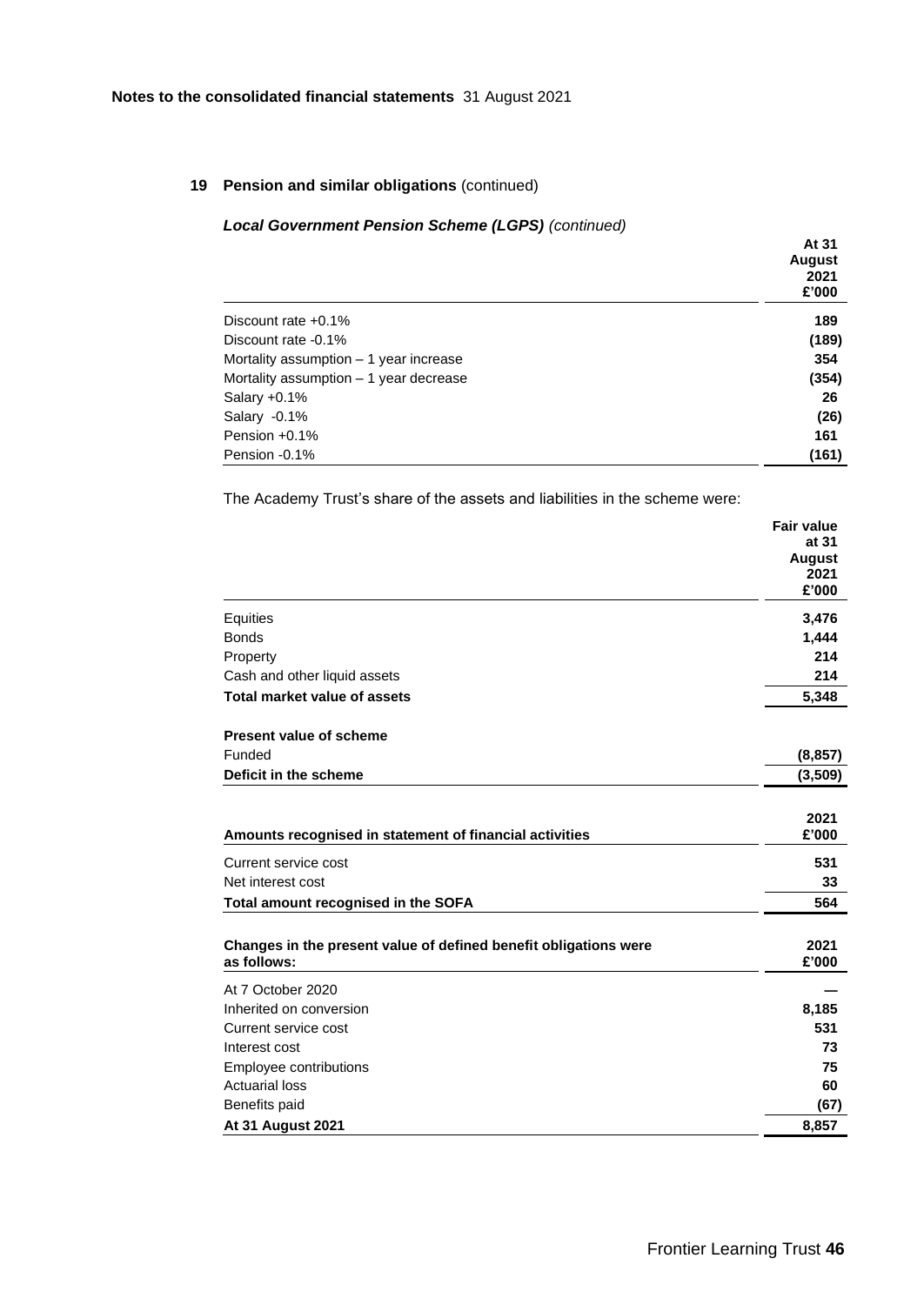**Notes to the consolidated financial statements** 31 August 2021

## 19 Pension and similar obligations (continued)

### *Local Government Pension Scheme (LGPS) (continued)*

| | At 31 August 2021 £'000 |
|---|---|
| Discount rate +0.1% | 189 |
| Discount rate -0.1% | (189) |
| Mortality assumption – 1 year increase | 354 |
| Mortality assumption – 1 year decrease | (354) |
| Salary +0.1% | 26 |
| Salary -0.1% | (26) |
| Pension +0.1% | 161 |
| Pension -0.1% | (161) |

The Academy Trust's share of the assets and liabilities in the scheme were:

| | Fair value at 31 August 2021 £'000 |
|---|---|
| Equities | 3,476 |
| Bonds | 1,444 |
| Property | 214 |
| Cash and other liquid assets | 214 |
| **Total market value of assets** | **5,348** |
| **Present value of scheme** | |
| Funded | (8,857) |
| **Deficit in the scheme** | **(3,509)** |

| **Amounts recognised in statement of financial activities** | 2021 £'000 |
|---|---|
| Current service cost | 531 |
| Net interest cost | 33 |
| **Total amount recognised in the SOFA** | **564** |

| **Changes in the present value of defined benefit obligations were as follows:** | 2021 £'000 |
|---|---|
| At 7 October 2020 | — |
| Inherited on conversion | 8,185 |
| Current service cost | 531 |
| Interest cost | 73 |
| Employee contributions | 75 |
| Actuarial loss | 60 |
| Benefits paid | (67) |
| **At 31 August 2021** | **8,857** |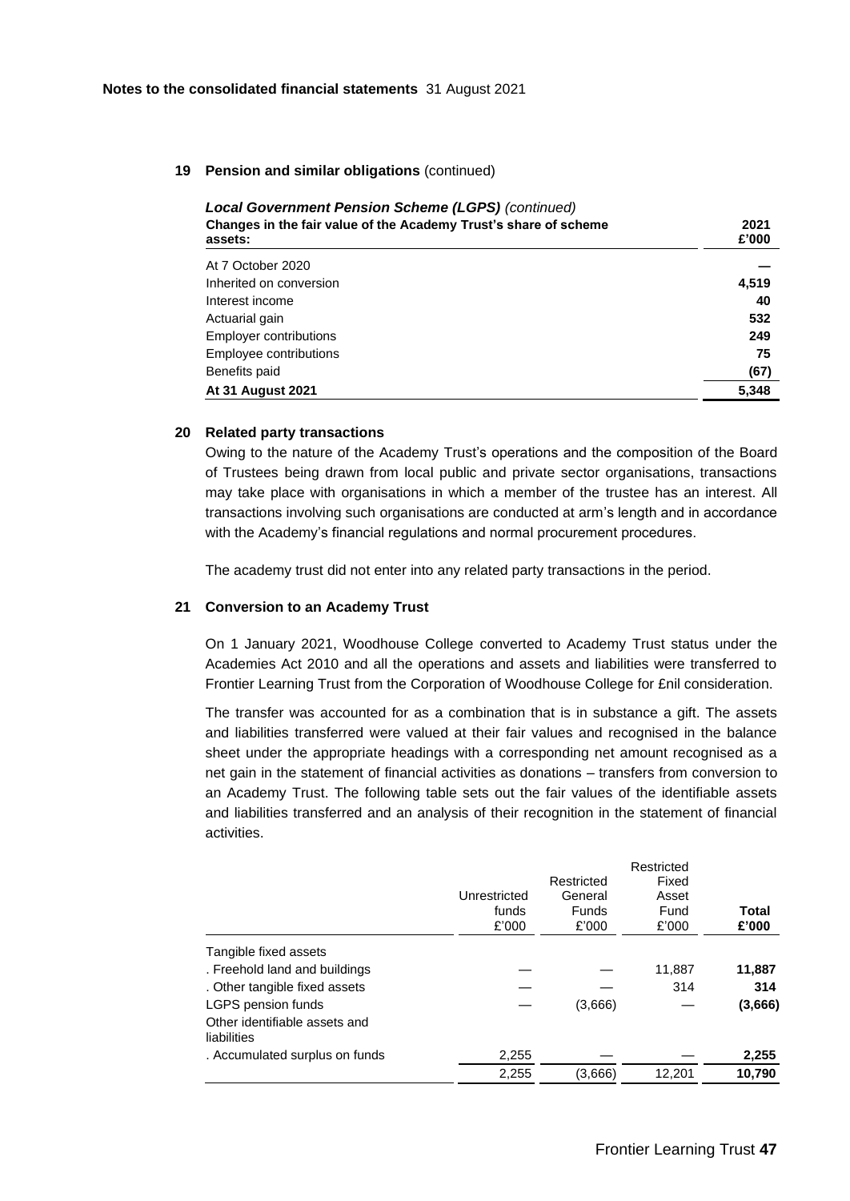**Notes to the consolidated financial statements** 31 August 2021

## 19 Pension and similar obligations (continued)

***Local Government Pension Scheme (LGPS)*** *(continued)*

| Changes in the fair value of the Academy Trust's share of scheme assets: | 2021 £'000 |
|---|---|
| At 7 October 2020 | — |
| Inherited on conversion | **4,519** |
| Interest income | **40** |
| Actuarial gain | **532** |
| Employer contributions | **249** |
| Employee contributions | **75** |
| Benefits paid | **(67)** |
| **At 31 August 2021** | **5,348** |

## 20 Related party transactions

Owing to the nature of the Academy Trust's operations and the composition of the Board of Trustees being drawn from local public and private sector organisations, transactions may take place with organisations in which a member of the trustee has an interest. All transactions involving such organisations are conducted at arm's length and in accordance with the Academy's financial regulations and normal procurement procedures.

The academy trust did not enter into any related party transactions in the period.

## 21 Conversion to an Academy Trust

On 1 January 2021, Woodhouse College converted to Academy Trust status under the Academies Act 2010 and all the operations and assets and liabilities were transferred to Frontier Learning Trust from the Corporation of Woodhouse College for £nil consideration.

The transfer was accounted for as a combination that is in substance a gift. The assets and liabilities transferred were valued at their fair values and recognised in the balance sheet under the appropriate headings with a corresponding net amount recognised as a net gain in the statement of financial activities as donations – transfers from conversion to an Academy Trust. The following table sets out the fair values of the identifiable assets and liabilities transferred and an analysis of their recognition in the statement of financial activities.

| | Unrestricted funds £'000 | Restricted General Funds £'000 | Restricted Fixed Asset Fund £'000 | Total £'000 |
|---|---|---|---|---|
| Tangible fixed assets | | | | |
| . Freehold land and buildings | — | — | 11,887 | **11,887** |
| . Other tangible fixed assets | — | — | 314 | **314** |
| LGPS pension funds | — | (3,666) | — | **(3,666)** |
| Other identifiable assets and liabilities | | | | |
| . Accumulated surplus on funds | 2,255 | — | — | **2,255** |
| | 2,255 | (3,666) | 12,201 | **10,790** |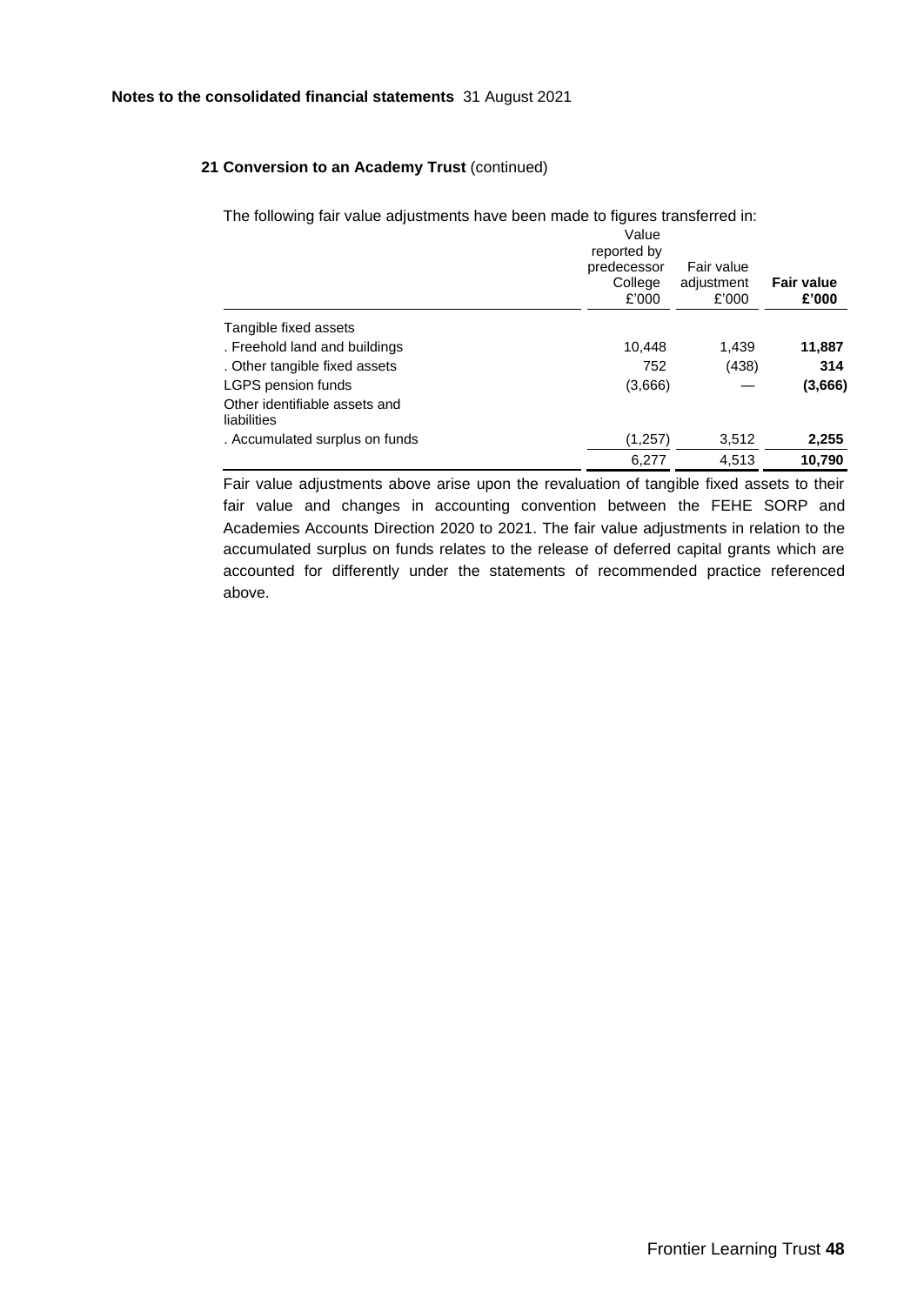**Notes to the consolidated financial statements** 31 August 2021

## 21 Conversion to an Academy Trust (continued)

The following fair value adjustments have been made to figures transferred in:

| | Value reported by predecessor College £'000 | Fair value adjustment £'000 | **Fair value £'000** |
|---|---|---|---|
| Tangible fixed assets | | | |
| . Freehold land and buildings | 10,448 | 1,439 | **11,887** |
| . Other tangible fixed assets | 752 | (438) | **314** |
| LGPS pension funds | (3,666) | — | **(3,666)** |
| Other identifiable assets and liabilities | | | |
| . Accumulated surplus on funds | (1,257) | 3,512 | **2,255** |
| | 6,277 | 4,513 | **10,790** |

Fair value adjustments above arise upon the revaluation of tangible fixed assets to their fair value and changes in accounting convention between the FEHE SORP and Academies Accounts Direction 2020 to 2021. The fair value adjustments in relation to the accumulated surplus on funds relates to the release of deferred capital grants which are accounted for differently under the statements of recommended practice referenced above.